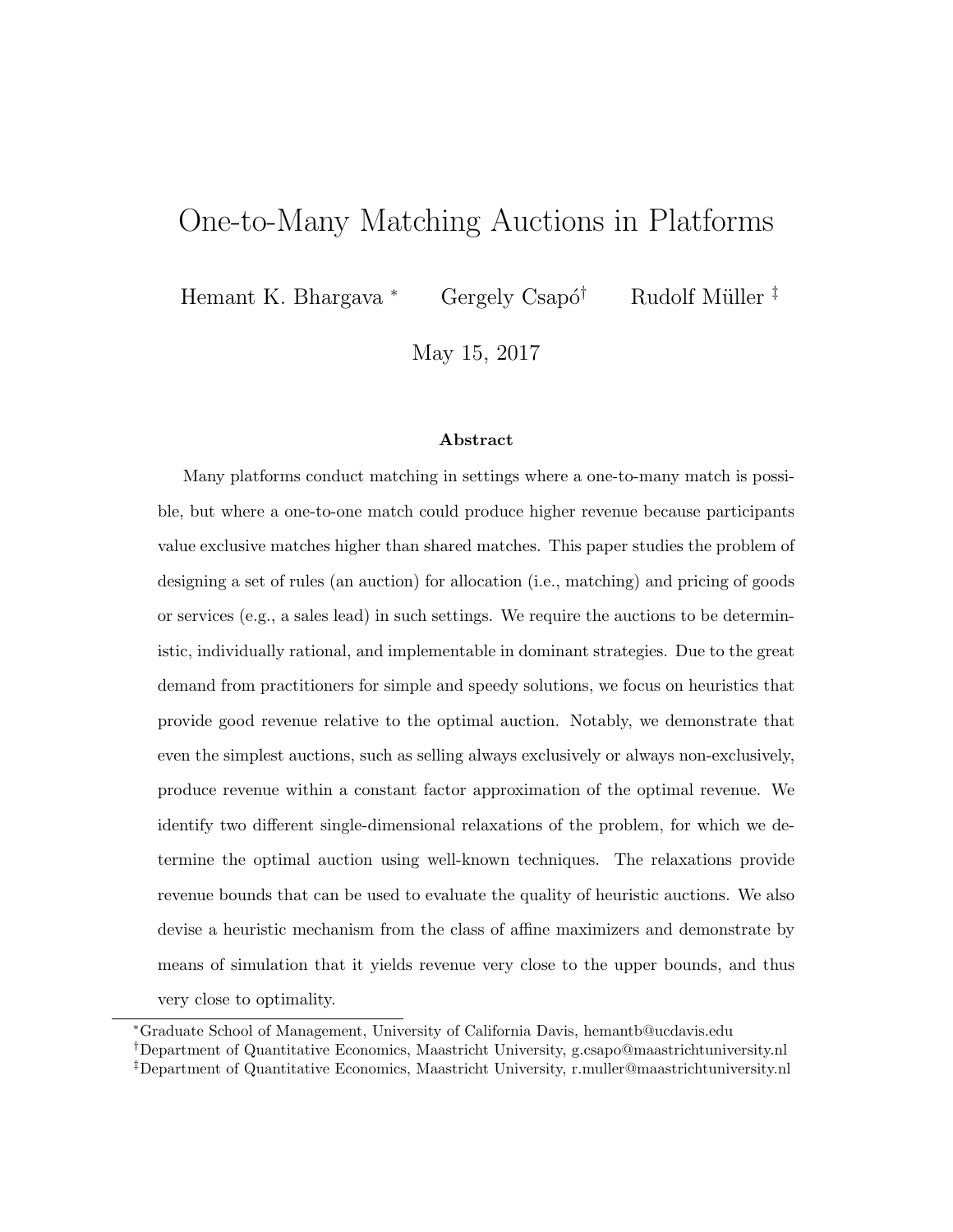# One-to-Many Matching Auctions in Platforms

Hemant K. Bhargava [*]  Gergely Csapó [†]  Rudolf Müller [‡]

May 15, 2017

### Abstract

Many platforms conduct matching in settings where a one-to-many match is possible, but where a one-to-one match could produce higher revenue because participants value exclusive matches higher than shared matches. This paper studies the problem of designing a set of rules (an auction) for allocation (i.e., matching) and pricing of goods or services (e.g., a sales lead) in such settings. We require the auctions to be deterministic, individually rational, and implementable in dominant strategies. Due to the great demand from practitioners for simple and speedy solutions, we focus on heuristics that provide good revenue relative to the optimal auction. Notably, we demonstrate that even the simplest auctions, such as selling always exclusively or always non-exclusively, produce revenue within a constant factor approximation of the optimal revenue. We identify two different single-dimensional relaxations of the problem, for which we determine the optimal auction using well-known techniques. The relaxations provide revenue bounds that can be used to evaluate the quality of heuristic auctions. We also devise a heuristic mechanism from the class of affine maximizers and demonstrate by means of simulation that it yields revenue very close to the upper bounds, and thus very close to optimality.

---

[*] Graduate School of Management, University of California Davis, hemantb@ucdavis.edu

[†] Department of Quantitative Economics, Maastricht University, g.csapo@maastrichtuniversity.nl

[‡] Department of Quantitative Economics, Maastricht University, r.muller@maastrichtuniversity.nl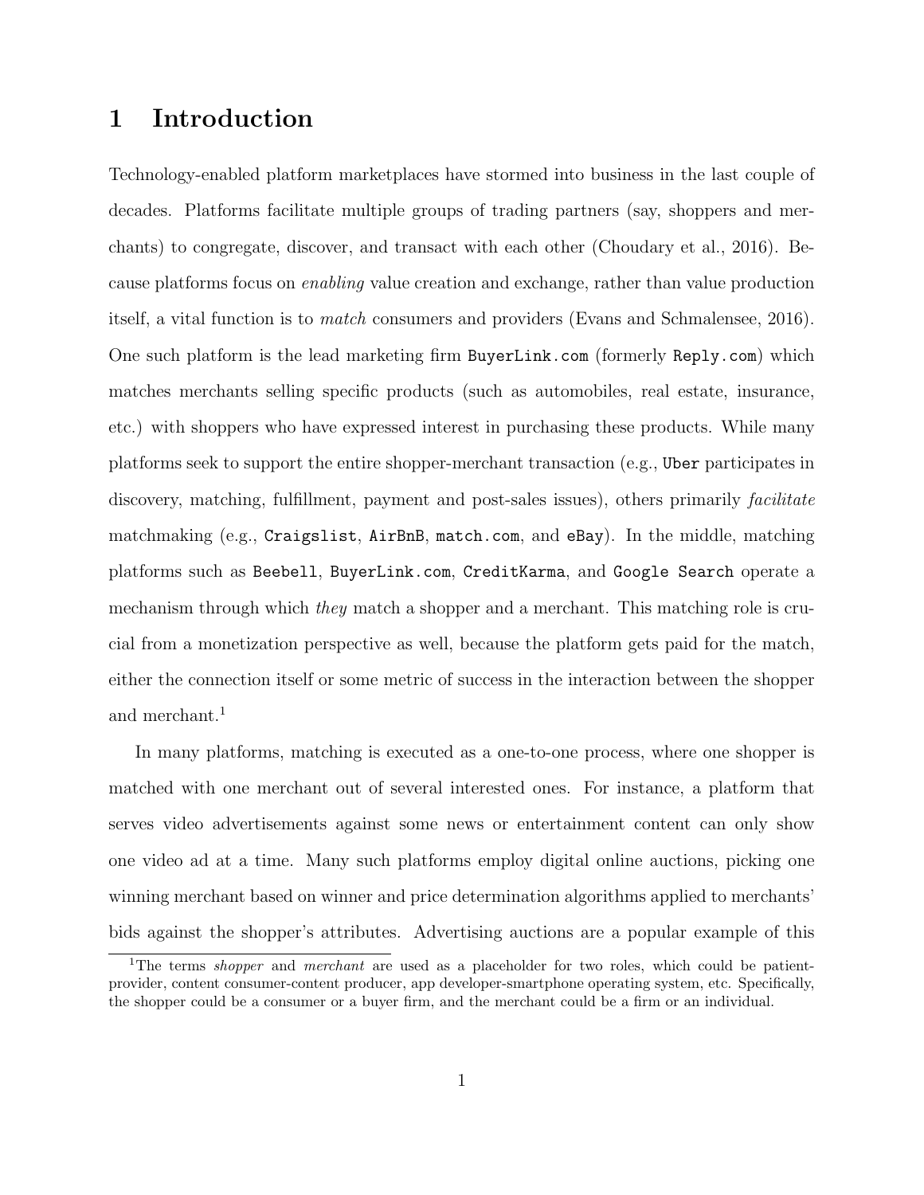# 1 Introduction

Technology-enabled platform marketplaces have stormed into business in the last couple of decades. Platforms facilitate multiple groups of trading partners (say, shoppers and merchants) to congregate, discover, and transact with each other (Choudary et al., 2016). Because platforms focus on *enabling* value creation and exchange, rather than value production itself, a vital function is to *match* consumers and providers (Evans and Schmalensee, 2016). One such platform is the lead marketing firm `BuyerLink.com` (formerly `Reply.com`) which matches merchants selling specific products (such as automobiles, real estate, insurance, etc.) with shoppers who have expressed interest in purchasing these products. While many platforms seek to support the entire shopper-merchant transaction (e.g., `Uber` participates in discovery, matching, fulfillment, payment and post-sales issues), others primarily *facilitate* matchmaking (e.g., `Craigslist`, `AirBnB`, `match.com`, and `eBay`). In the middle, matching platforms such as `Beebell`, `BuyerLink.com`, `CreditKarma`, and `Google Search` operate a mechanism through which *they* match a shopper and a merchant. This matching role is crucial from a monetization perspective as well, because the platform gets paid for the match, either the connection itself or some metric of success in the interaction between the shopper and merchant.[1]

In many platforms, matching is executed as a one-to-one process, where one shopper is matched with one merchant out of several interested ones. For instance, a platform that serves video advertisements against some news or entertainment content can only show one video ad at a time. Many such platforms employ digital online auctions, picking one winning merchant based on winner and price determination algorithms applied to merchants' bids against the shopper's attributes. Advertising auctions are a popular example of this

[1] The terms *shopper* and *merchant* are used as a placeholder for two roles, which could be patient-provider, content consumer-content producer, app developer-smartphone operating system, etc. Specifically, the shopper could be a consumer or a buyer firm, and the merchant could be a firm or an individual.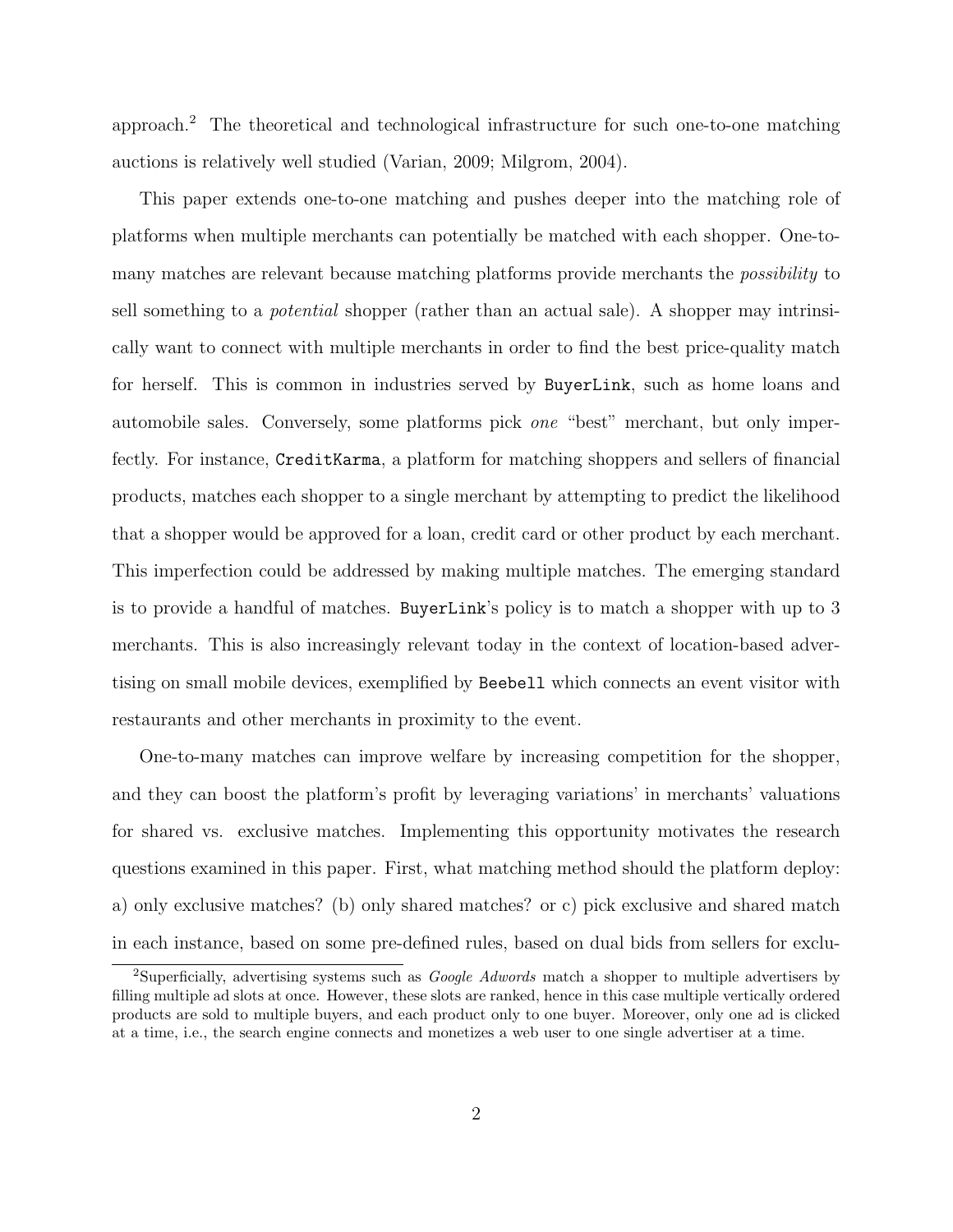approach.[2] The theoretical and technological infrastructure for such one-to-one matching auctions is relatively well studied (Varian, 2009; Milgrom, 2004).

This paper extends one-to-one matching and pushes deeper into the matching role of platforms when multiple merchants can potentially be matched with each shopper. One-to-many matches are relevant because matching platforms provide merchants the *possibility* to sell something to a *potential* shopper (rather than an actual sale). A shopper may intrinsically want to connect with multiple merchants in order to find the best price-quality match for herself. This is common in industries served by `BuyerLink`, such as home loans and automobile sales. Conversely, some platforms pick *one* "best" merchant, but only imperfectly. For instance, `CreditKarma`, a platform for matching shoppers and sellers of financial products, matches each shopper to a single merchant by attempting to predict the likelihood that a shopper would be approved for a loan, credit card or other product by each merchant. This imperfection could be addressed by making multiple matches. The emerging standard is to provide a handful of matches. `BuyerLink`'s policy is to match a shopper with up to 3 merchants. This is also increasingly relevant today in the context of location-based advertising on small mobile devices, exemplified by `Beebell` which connects an event visitor with restaurants and other merchants in proximity to the event.

One-to-many matches can improve welfare by increasing competition for the shopper, and they can boost the platform's profit by leveraging variations' in merchants' valuations for shared vs. exclusive matches. Implementing this opportunity motivates the research questions examined in this paper. First, what matching method should the platform deploy: a) only exclusive matches? (b) only shared matches? or c) pick exclusive and shared match in each instance, based on some pre-defined rules, based on dual bids from sellers for exclu-

[2] Superficially, advertising systems such as *Google Adwords* match a shopper to multiple advertisers by filling multiple ad slots at once. However, these slots are ranked, hence in this case multiple vertically ordered products are sold to multiple buyers, and each product only to one buyer. Moreover, only one ad is clicked at a time, i.e., the search engine connects and monetizes a web user to one single advertiser at a time.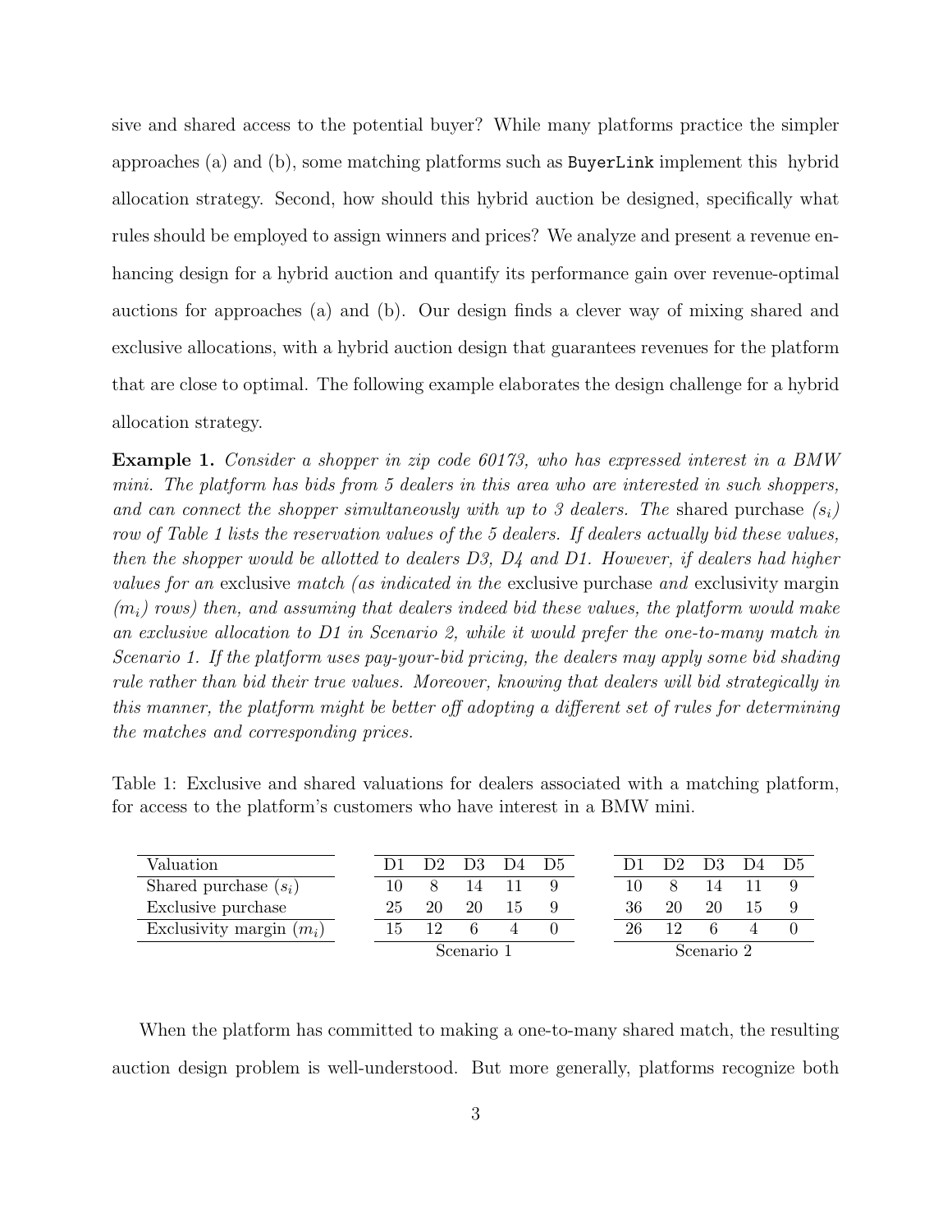sive and shared access to the potential buyer? While many platforms practice the simpler approaches (a) and (b), some matching platforms such as `BuyerLink` implement this hybrid allocation strategy. Second, how should this hybrid auction be designed, specifically what rules should be employed to assign winners and prices? We analyze and present a revenue enhancing design for a hybrid auction and quantify its performance gain over revenue-optimal auctions for approaches (a) and (b). Our design finds a clever way of mixing shared and exclusive allocations, with a hybrid auction design that guarantees revenues for the platform that are close to optimal. The following example elaborates the design challenge for a hybrid allocation strategy.

**Example 1.** *Consider a shopper in zip code 60173, who has expressed interest in a BMW mini. The platform has bids from 5 dealers in this area who are interested in such shoppers, and can connect the shopper simultaneously with up to 3 dealers. The* shared purchase *($s_i$) row of Table 1 lists the reservation values of the 5 dealers. If dealers actually bid these values, then the shopper would be allotted to dealers D3, D4 and D1. However, if dealers had higher values for an* exclusive *match (as indicated in the* exclusive purchase *and* exclusivity margin *($m_i$) rows) then, and assuming that dealers indeed bid these values, the platform would make an exclusive allocation to D1 in Scenario 2, while it would prefer the one-to-many match in Scenario 1. If the platform uses pay-your-bid pricing, the dealers may apply some bid shading rule rather than bid their true values. Moreover, knowing that dealers will bid strategically in this manner, the platform might be better off adopting a different set of rules for determining the matches and corresponding prices.*

Table 1: Exclusive and shared valuations for dealers associated with a matching platform, for access to the platform's customers who have interest in a BMW mini.

| Valuation | Scenario 1 | | | | | Scenario 2 | | | | |
|---|---|---|---|---|---|---|---|---|---|---|
| | D1 | D2 | D3 | D4 | D5 | D1 | D2 | D3 | D4 | D5 |
| Shared purchase ($s_i$) | 10 | 8 | 14 | 11 | 9 | 10 | 8 | 14 | 11 | 9 |
| Exclusive purchase | 25 | 20 | 20 | 15 | 9 | 36 | 20 | 20 | 15 | 9 |
| Exclusivity margin ($m_i$) | 15 | 12 | 6 | 4 | 0 | 26 | 12 | 6 | 4 | 0 |

When the platform has committed to making a one-to-many shared match, the resulting auction design problem is well-understood. But more generally, platforms recognize both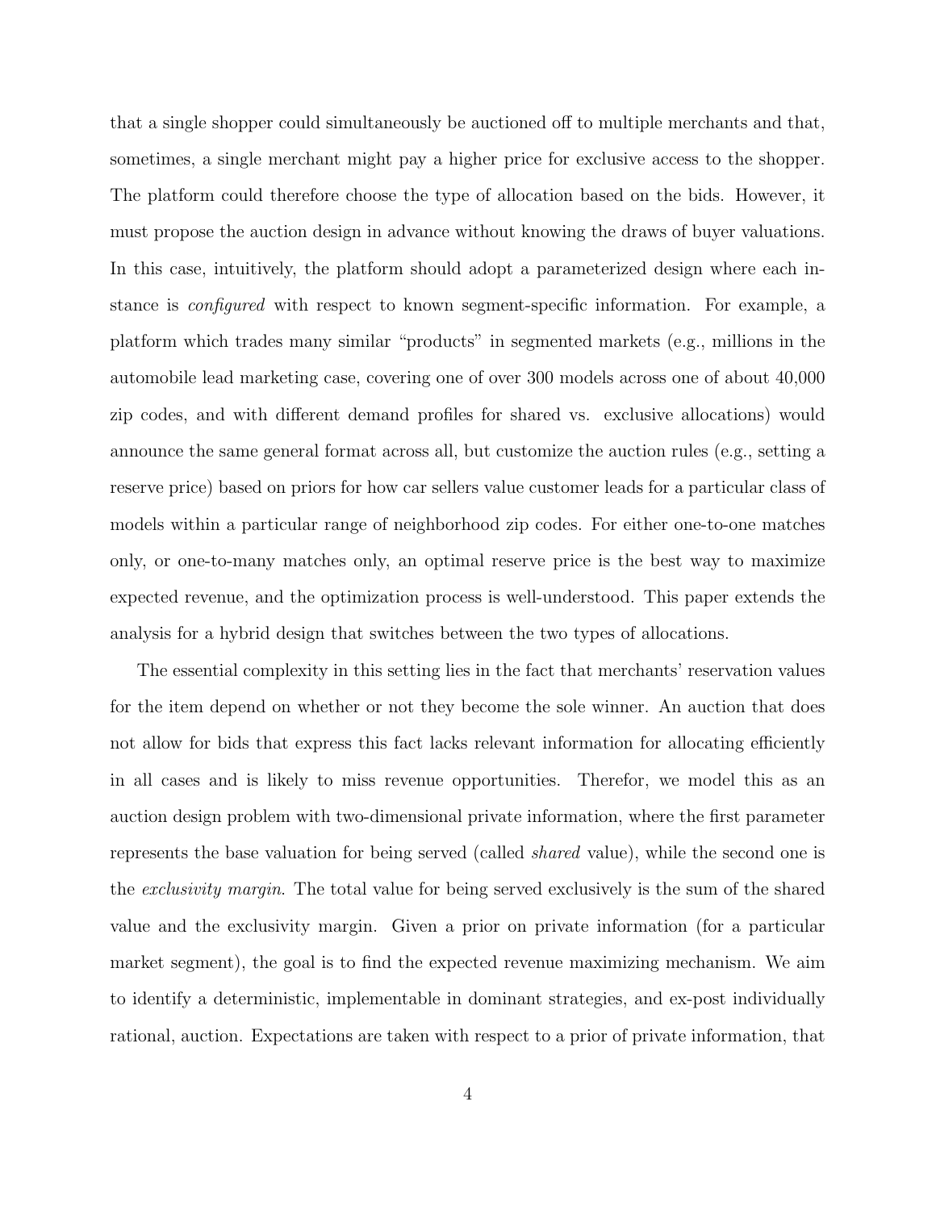that a single shopper could simultaneously be auctioned off to multiple merchants and that, sometimes, a single merchant might pay a higher price for exclusive access to the shopper. The platform could therefore choose the type of allocation based on the bids. However, it must propose the auction design in advance without knowing the draws of buyer valuations. In this case, intuitively, the platform should adopt a parameterized design where each instance is *configured* with respect to known segment-specific information. For example, a platform which trades many similar "products" in segmented markets (e.g., millions in the automobile lead marketing case, covering one of over 300 models across one of about 40,000 zip codes, and with different demand profiles for shared vs. exclusive allocations) would announce the same general format across all, but customize the auction rules (e.g., setting a reserve price) based on priors for how car sellers value customer leads for a particular class of models within a particular range of neighborhood zip codes. For either one-to-one matches only, or one-to-many matches only, an optimal reserve price is the best way to maximize expected revenue, and the optimization process is well-understood. This paper extends the analysis for a hybrid design that switches between the two types of allocations.

The essential complexity in this setting lies in the fact that merchants' reservation values for the item depend on whether or not they become the sole winner. An auction that does not allow for bids that express this fact lacks relevant information for allocating efficiently in all cases and is likely to miss revenue opportunities. Therefor, we model this as an auction design problem with two-dimensional private information, where the first parameter represents the base valuation for being served (called *shared* value), while the second one is the *exclusivity margin*. The total value for being served exclusively is the sum of the shared value and the exclusivity margin. Given a prior on private information (for a particular market segment), the goal is to find the expected revenue maximizing mechanism. We aim to identify a deterministic, implementable in dominant strategies, and ex-post individually rational, auction. Expectations are taken with respect to a prior of private information, that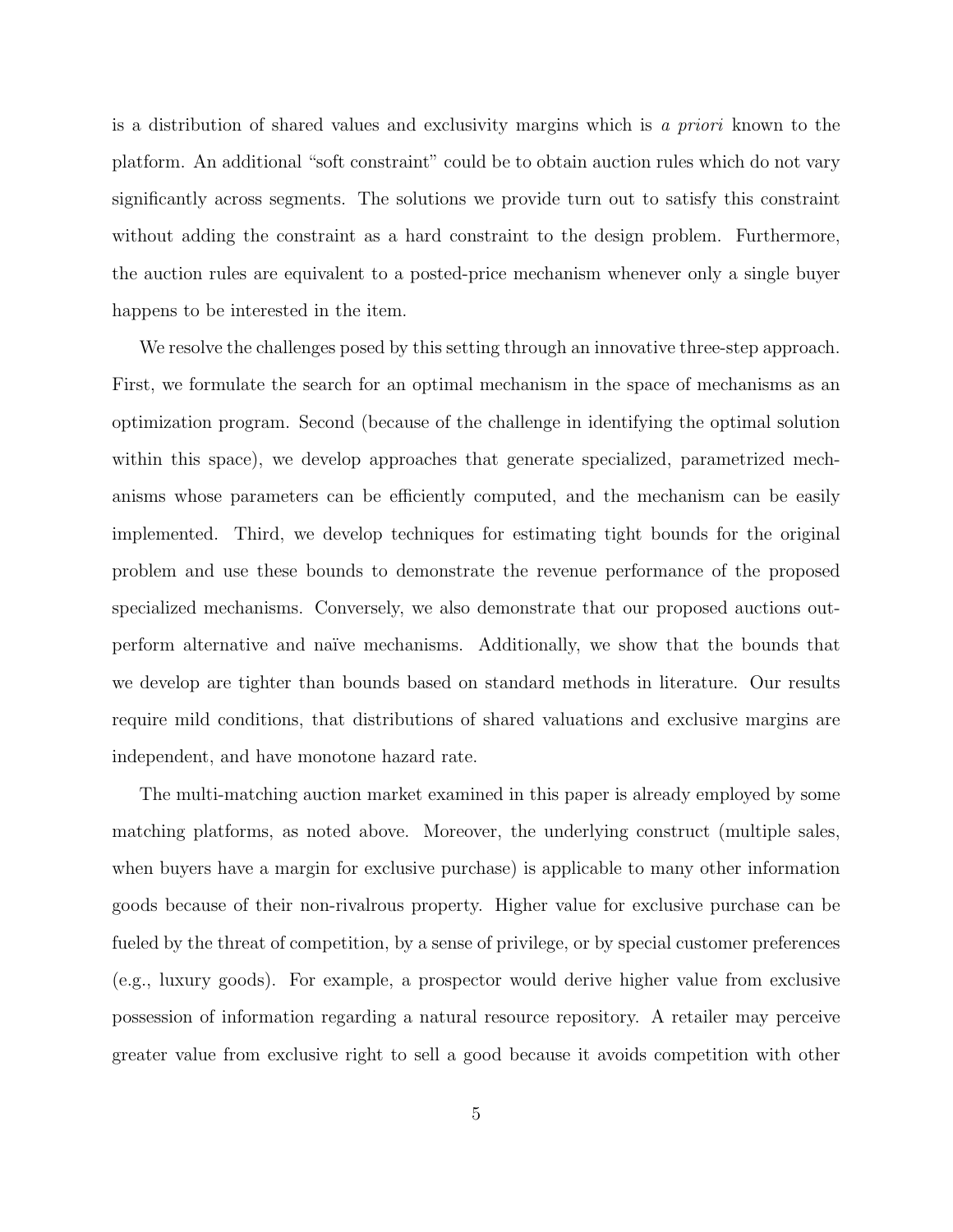is a distribution of shared values and exclusivity margins which is *a priori* known to the platform. An additional "soft constraint" could be to obtain auction rules which do not vary significantly across segments. The solutions we provide turn out to satisfy this constraint without adding the constraint as a hard constraint to the design problem. Furthermore, the auction rules are equivalent to a posted-price mechanism whenever only a single buyer happens to be interested in the item.

We resolve the challenges posed by this setting through an innovative three-step approach. First, we formulate the search for an optimal mechanism in the space of mechanisms as an optimization program. Second (because of the challenge in identifying the optimal solution within this space), we develop approaches that generate specialized, parametrized mechanisms whose parameters can be efficiently computed, and the mechanism can be easily implemented. Third, we develop techniques for estimating tight bounds for the original problem and use these bounds to demonstrate the revenue performance of the proposed specialized mechanisms. Conversely, we also demonstrate that our proposed auctions outperform alternative and naïve mechanisms. Additionally, we show that the bounds that we develop are tighter than bounds based on standard methods in literature. Our results require mild conditions, that distributions of shared valuations and exclusive margins are independent, and have monotone hazard rate.

The multi-matching auction market examined in this paper is already employed by some matching platforms, as noted above. Moreover, the underlying construct (multiple sales, when buyers have a margin for exclusive purchase) is applicable to many other information goods because of their non-rivalrous property. Higher value for exclusive purchase can be fueled by the threat of competition, by a sense of privilege, or by special customer preferences (e.g., luxury goods). For example, a prospector would derive higher value from exclusive possession of information regarding a natural resource repository. A retailer may perceive greater value from exclusive right to sell a good because it avoids competition with other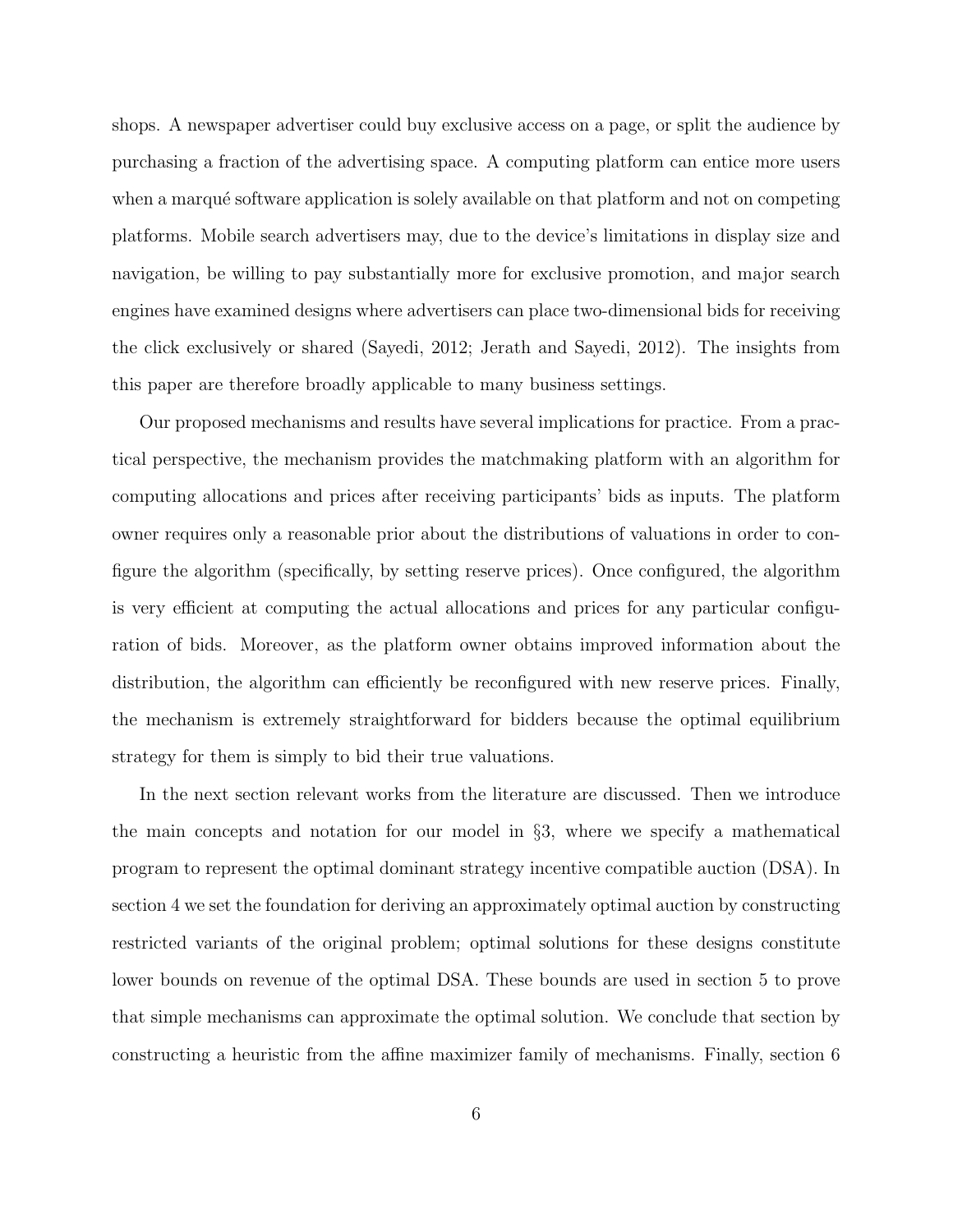shops. A newspaper advertiser could buy exclusive access on a page, or split the audience by purchasing a fraction of the advertising space. A computing platform can entice more users when a marqué software application is solely available on that platform and not on competing platforms. Mobile search advertisers may, due to the device's limitations in display size and navigation, be willing to pay substantially more for exclusive promotion, and major search engines have examined designs where advertisers can place two-dimensional bids for receiving the click exclusively or shared (Sayedi, 2012; Jerath and Sayedi, 2012). The insights from this paper are therefore broadly applicable to many business settings.

Our proposed mechanisms and results have several implications for practice. From a practical perspective, the mechanism provides the matchmaking platform with an algorithm for computing allocations and prices after receiving participants' bids as inputs. The platform owner requires only a reasonable prior about the distributions of valuations in order to configure the algorithm (specifically, by setting reserve prices). Once configured, the algorithm is very efficient at computing the actual allocations and prices for any particular configuration of bids. Moreover, as the platform owner obtains improved information about the distribution, the algorithm can efficiently be reconfigured with new reserve prices. Finally, the mechanism is extremely straightforward for bidders because the optimal equilibrium strategy for them is simply to bid their true valuations.

In the next section relevant works from the literature are discussed. Then we introduce the main concepts and notation for our model in §3, where we specify a mathematical program to represent the optimal dominant strategy incentive compatible auction (DSA). In section 4 we set the foundation for deriving an approximately optimal auction by constructing restricted variants of the original problem; optimal solutions for these designs constitute lower bounds on revenue of the optimal DSA. These bounds are used in section 5 to prove that simple mechanisms can approximate the optimal solution. We conclude that section by constructing a heuristic from the affine maximizer family of mechanisms. Finally, section 6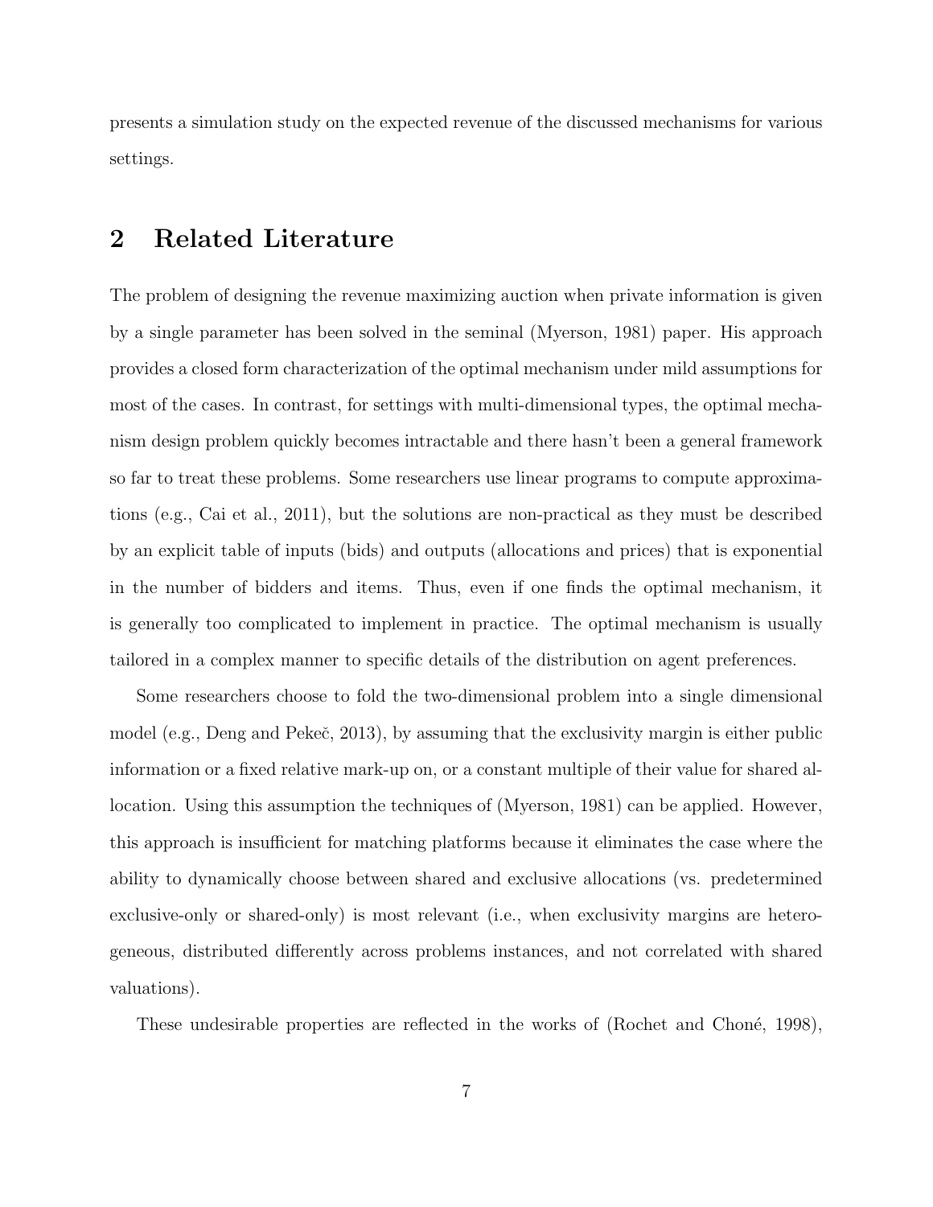presents a simulation study on the expected revenue of the discussed mechanisms for various settings.

## 2 Related Literature

The problem of designing the revenue maximizing auction when private information is given by a single parameter has been solved in the seminal (Myerson, 1981) paper. His approach provides a closed form characterization of the optimal mechanism under mild assumptions for most of the cases. In contrast, for settings with multi-dimensional types, the optimal mechanism design problem quickly becomes intractable and there hasn't been a general framework so far to treat these problems. Some researchers use linear programs to compute approximations (e.g., Cai et al., 2011), but the solutions are non-practical as they must be described by an explicit table of inputs (bids) and outputs (allocations and prices) that is exponential in the number of bidders and items. Thus, even if one finds the optimal mechanism, it is generally too complicated to implement in practice. The optimal mechanism is usually tailored in a complex manner to specific details of the distribution on agent preferences.

Some researchers choose to fold the two-dimensional problem into a single dimensional model (e.g., Deng and Pekeč, 2013), by assuming that the exclusivity margin is either public information or a fixed relative mark-up on, or a constant multiple of their value for shared allocation. Using this assumption the techniques of (Myerson, 1981) can be applied. However, this approach is insufficient for matching platforms because it eliminates the case where the ability to dynamically choose between shared and exclusive allocations (vs. predetermined exclusive-only or shared-only) is most relevant (i.e., when exclusivity margins are heterogeneous, distributed differently across problems instances, and not correlated with shared valuations).

These undesirable properties are reflected in the works of (Rochet and Choné, 1998),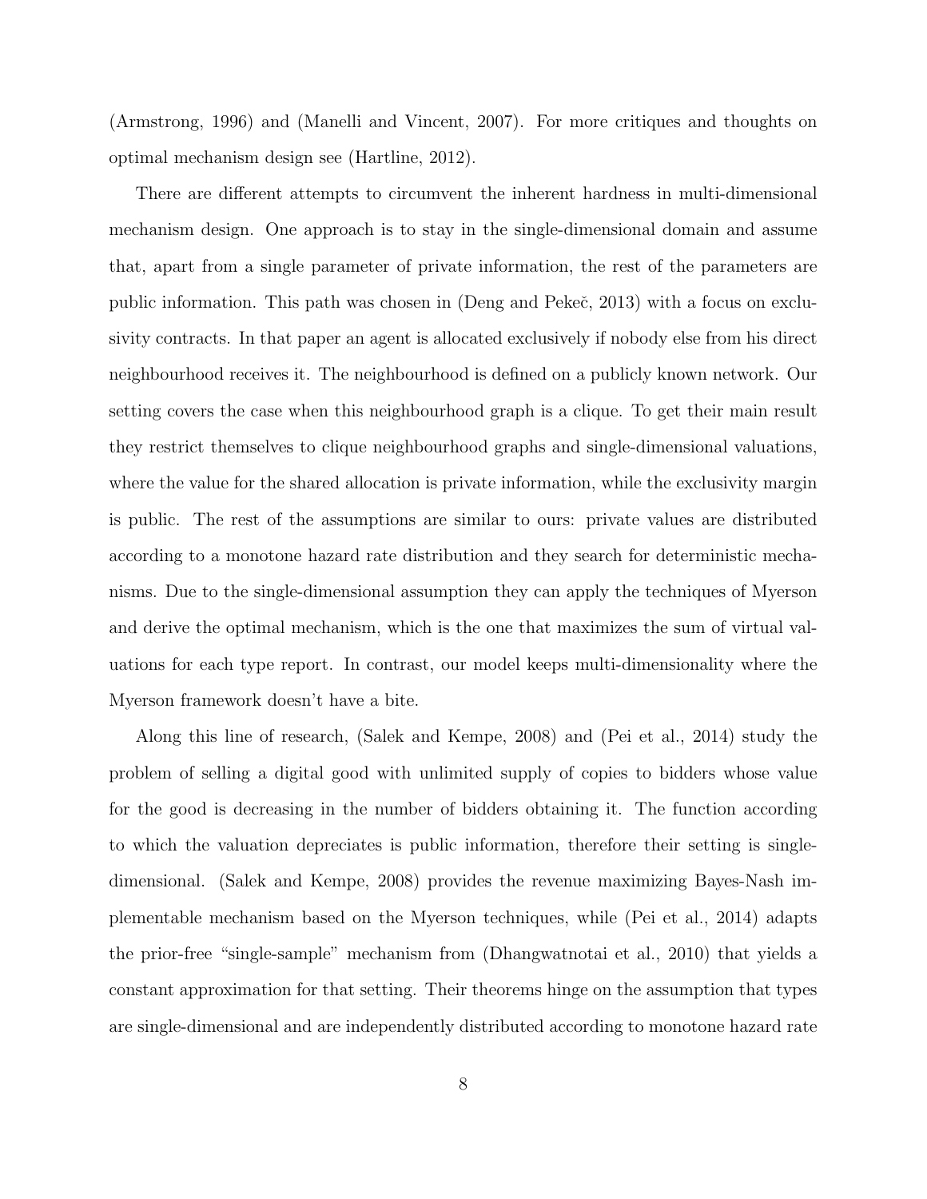(Armstrong, 1996) and (Manelli and Vincent, 2007). For more critiques and thoughts on optimal mechanism design see (Hartline, 2012).

There are different attempts to circumvent the inherent hardness in multi-dimensional mechanism design. One approach is to stay in the single-dimensional domain and assume that, apart from a single parameter of private information, the rest of the parameters are public information. This path was chosen in (Deng and Pekeč, 2013) with a focus on exclusivity contracts. In that paper an agent is allocated exclusively if nobody else from his direct neighbourhood receives it. The neighbourhood is defined on a publicly known network. Our setting covers the case when this neighbourhood graph is a clique. To get their main result they restrict themselves to clique neighbourhood graphs and single-dimensional valuations, where the value for the shared allocation is private information, while the exclusivity margin is public. The rest of the assumptions are similar to ours: private values are distributed according to a monotone hazard rate distribution and they search for deterministic mechanisms. Due to the single-dimensional assumption they can apply the techniques of Myerson and derive the optimal mechanism, which is the one that maximizes the sum of virtual valuations for each type report. In contrast, our model keeps multi-dimensionality where the Myerson framework doesn't have a bite.

Along this line of research, (Salek and Kempe, 2008) and (Pei et al., 2014) study the problem of selling a digital good with unlimited supply of copies to bidders whose value for the good is decreasing in the number of bidders obtaining it. The function according to which the valuation depreciates is public information, therefore their setting is single-dimensional. (Salek and Kempe, 2008) provides the revenue maximizing Bayes-Nash implementable mechanism based on the Myerson techniques, while (Pei et al., 2014) adapts the prior-free "single-sample" mechanism from (Dhangwatnotai et al., 2010) that yields a constant approximation for that setting. Their theorems hinge on the assumption that types are single-dimensional and are independently distributed according to monotone hazard rate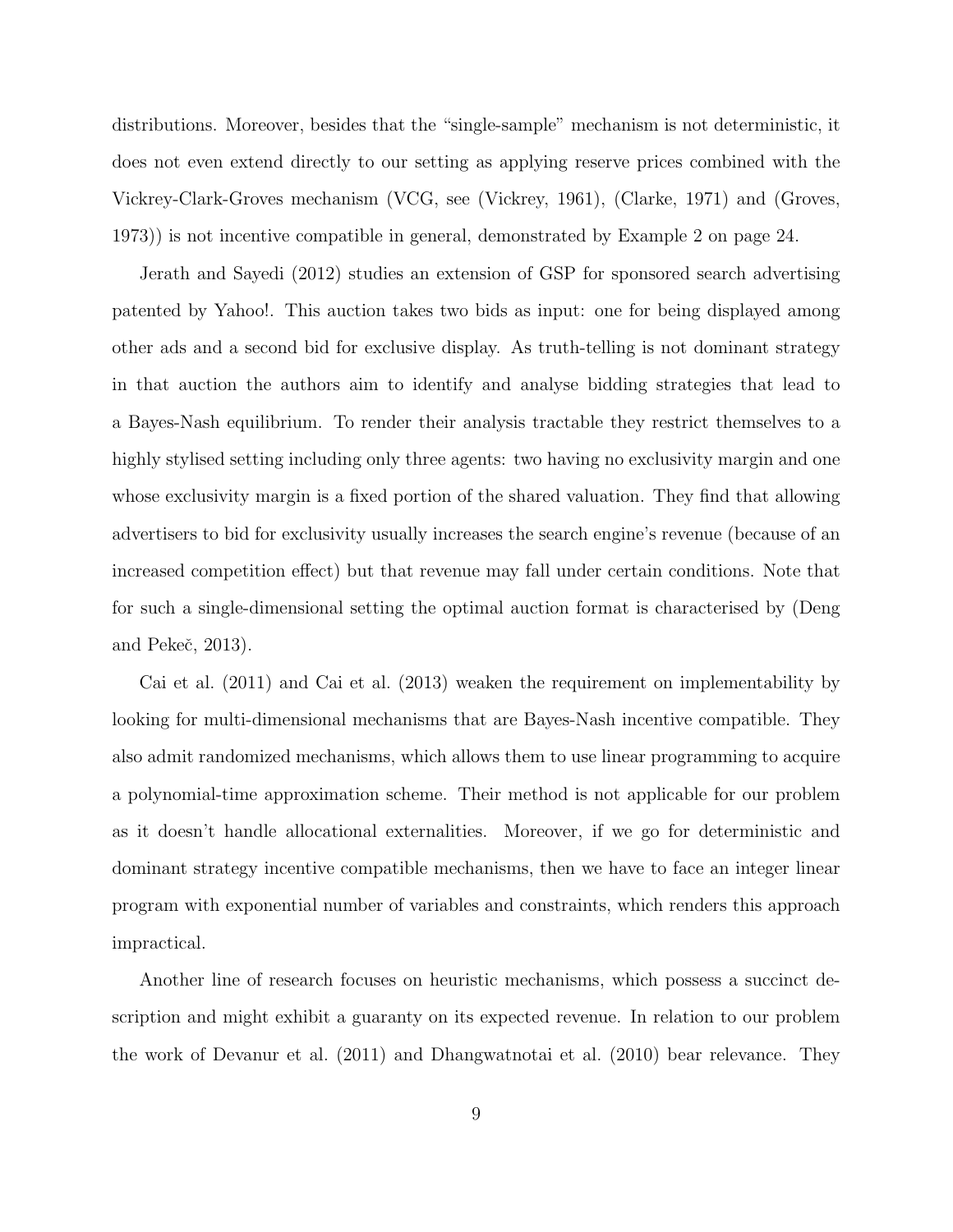distributions. Moreover, besides that the "single-sample" mechanism is not deterministic, it does not even extend directly to our setting as applying reserve prices combined with the Vickrey-Clark-Groves mechanism (VCG, see (Vickrey, 1961), (Clarke, 1971) and (Groves, 1973)) is not incentive compatible in general, demonstrated by Example 2 on page 24.

Jerath and Sayedi (2012) studies an extension of GSP for sponsored search advertising patented by Yahoo!. This auction takes two bids as input: one for being displayed among other ads and a second bid for exclusive display. As truth-telling is not dominant strategy in that auction the authors aim to identify and analyse bidding strategies that lead to a Bayes-Nash equilibrium. To render their analysis tractable they restrict themselves to a highly stylised setting including only three agents: two having no exclusivity margin and one whose exclusivity margin is a fixed portion of the shared valuation. They find that allowing advertisers to bid for exclusivity usually increases the search engine's revenue (because of an increased competition effect) but that revenue may fall under certain conditions. Note that for such a single-dimensional setting the optimal auction format is characterised by (Deng and Pekeč, 2013).

Cai et al. (2011) and Cai et al. (2013) weaken the requirement on implementability by looking for multi-dimensional mechanisms that are Bayes-Nash incentive compatible. They also admit randomized mechanisms, which allows them to use linear programming to acquire a polynomial-time approximation scheme. Their method is not applicable for our problem as it doesn't handle allocational externalities. Moreover, if we go for deterministic and dominant strategy incentive compatible mechanisms, then we have to face an integer linear program with exponential number of variables and constraints, which renders this approach impractical.

Another line of research focuses on heuristic mechanisms, which possess a succinct description and might exhibit a guaranty on its expected revenue. In relation to our problem the work of Devanur et al. (2011) and Dhangwatnotai et al. (2010) bear relevance. They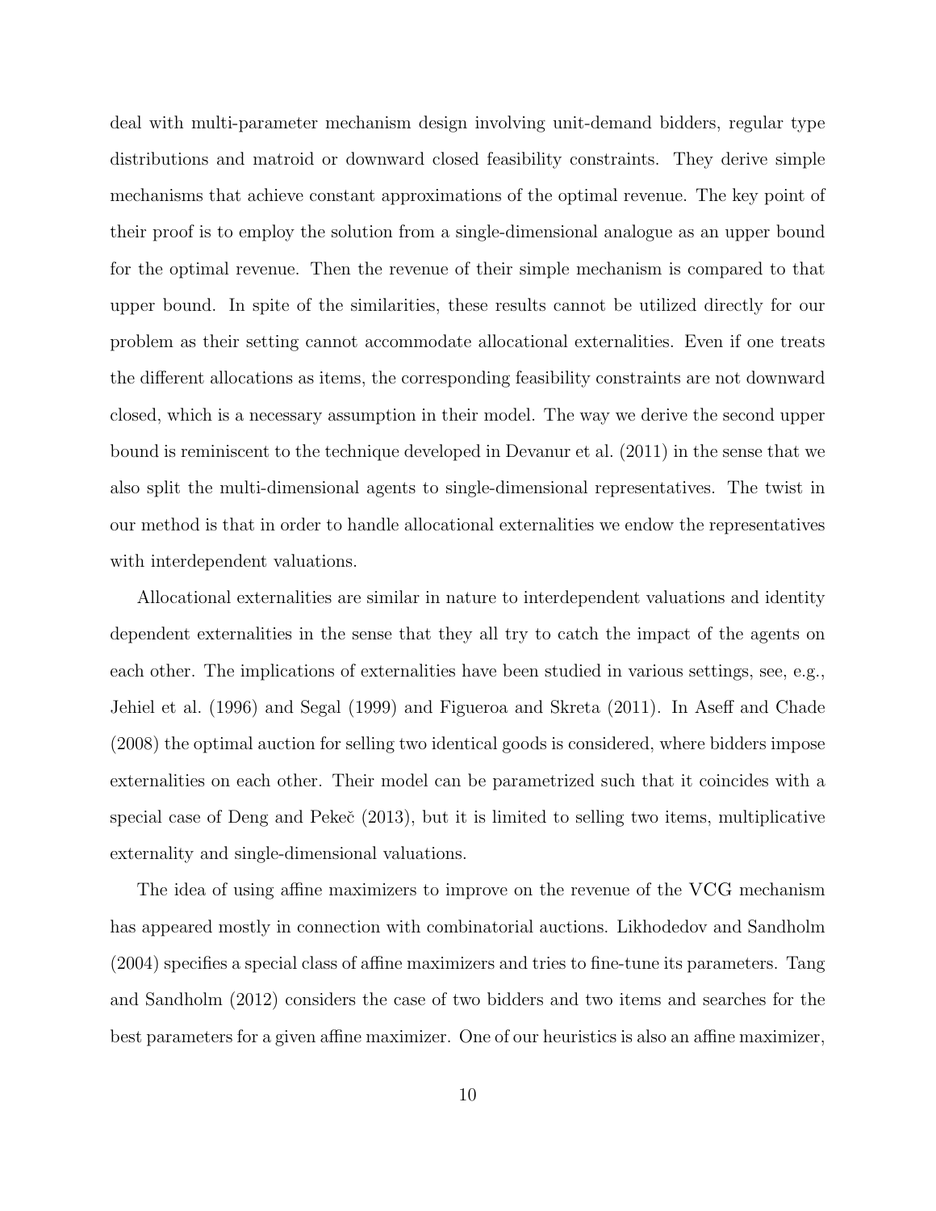deal with multi-parameter mechanism design involving unit-demand bidders, regular type distributions and matroid or downward closed feasibility constraints. They derive simple mechanisms that achieve constant approximations of the optimal revenue. The key point of their proof is to employ the solution from a single-dimensional analogue as an upper bound for the optimal revenue. Then the revenue of their simple mechanism is compared to that upper bound. In spite of the similarities, these results cannot be utilized directly for our problem as their setting cannot accommodate allocational externalities. Even if one treats the different allocations as items, the corresponding feasibility constraints are not downward closed, which is a necessary assumption in their model. The way we derive the second upper bound is reminiscent to the technique developed in Devanur et al. (2011) in the sense that we also split the multi-dimensional agents to single-dimensional representatives. The twist in our method is that in order to handle allocational externalities we endow the representatives with interdependent valuations.

Allocational externalities are similar in nature to interdependent valuations and identity dependent externalities in the sense that they all try to catch the impact of the agents on each other. The implications of externalities have been studied in various settings, see, e.g., Jehiel et al. (1996) and Segal (1999) and Figueroa and Skreta (2011). In Aseff and Chade (2008) the optimal auction for selling two identical goods is considered, where bidders impose externalities on each other. Their model can be parametrized such that it coincides with a special case of Deng and Pekeč (2013), but it is limited to selling two items, multiplicative externality and single-dimensional valuations.

The idea of using affine maximizers to improve on the revenue of the VCG mechanism has appeared mostly in connection with combinatorial auctions. Likhodedov and Sandholm (2004) specifies a special class of affine maximizers and tries to fine-tune its parameters. Tang and Sandholm (2012) considers the case of two bidders and two items and searches for the best parameters for a given affine maximizer. One of our heuristics is also an affine maximizer,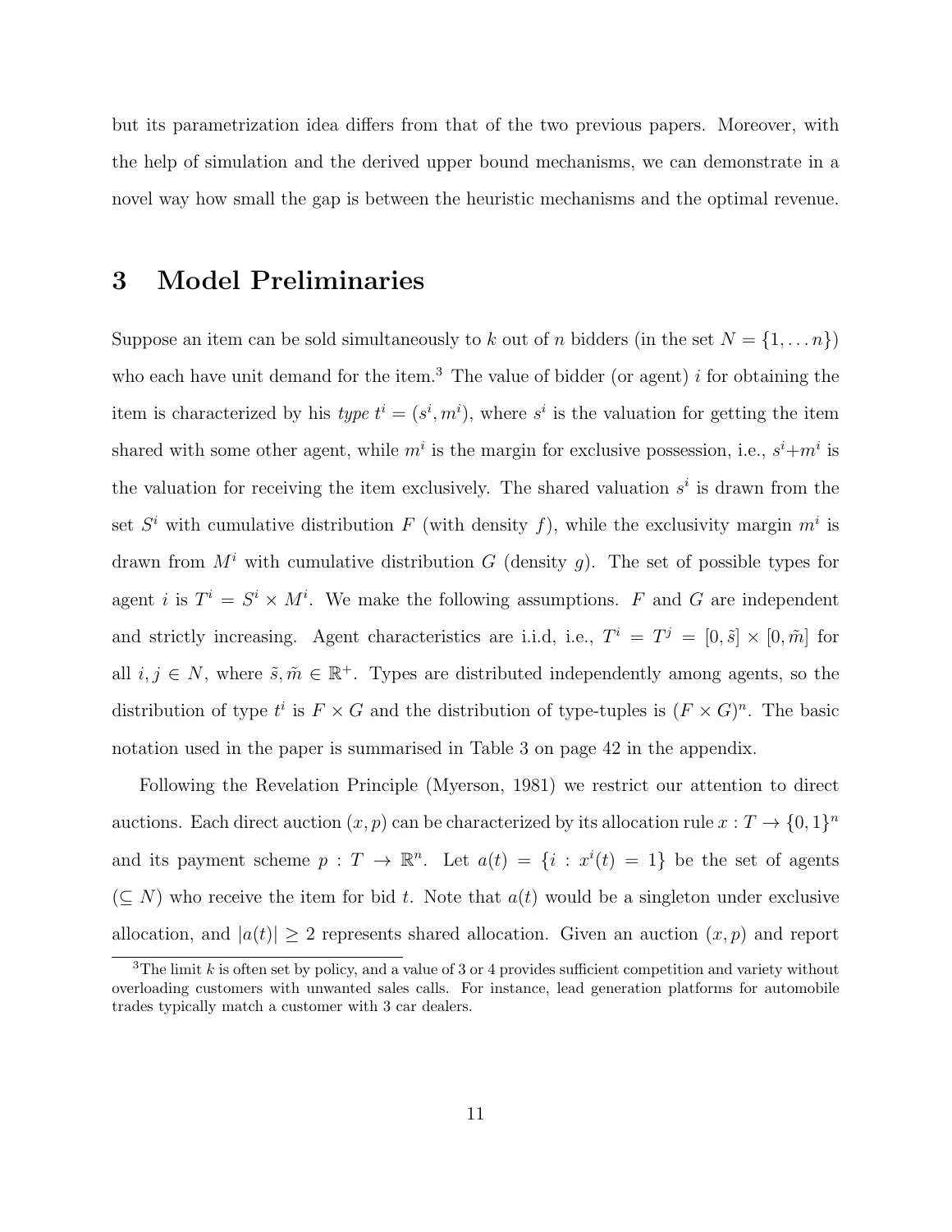but its parametrization idea differs from that of the two previous papers. Moreover, with the help of simulation and the derived upper bound mechanisms, we can demonstrate in a novel way how small the gap is between the heuristic mechanisms and the optimal revenue.

# 3 Model Preliminaries

Suppose an item can be sold simultaneously to $k$ out of $n$ bidders (in the set $N = \{1, \ldots n\}$) who each have unit demand for the item.[3] The value of bidder (or agent) $i$ for obtaining the item is characterized by his *type* $t^i = (s^i, m^i)$, where $s^i$ is the valuation for getting the item shared with some other agent, while $m^i$ is the margin for exclusive possession, i.e., $s^i+m^i$ is the valuation for receiving the item exclusively. The shared valuation $s^i$ is drawn from the set $S^i$ with cumulative distribution $F$ (with density $f$), while the exclusivity margin $m^i$ is drawn from $M^i$ with cumulative distribution $G$ (density $g$). The set of possible types for agent $i$ is $T^i = S^i \times M^i$. We make the following assumptions. $F$ and $G$ are independent and strictly increasing. Agent characteristics are i.i.d, i.e., $T^i = T^j = [0, \tilde{s}] \times [0, \tilde{m}]$ for all $i, j \in N$, where $\tilde{s}, \tilde{m} \in \mathbb{R}^+$. Types are distributed independently among agents, so the distribution of type $t^i$ is $F \times G$ and the distribution of type-tuples is $(F \times G)^n$. The basic notation used in the paper is summarised in Table 3 on page 42 in the appendix.

Following the Revelation Principle (Myerson, 1981) we restrict our attention to direct auctions. Each direct auction $(x, p)$ can be characterized by its allocation rule $x : T \to \{0, 1\}^n$ and its payment scheme $p : T \to \mathbb{R}^n$. Let $a(t) = \{i : x^i(t) = 1\}$ be the set of agents ($\subseteq N$) who receive the item for bid $t$. Note that $a(t)$ would be a singleton under exclusive allocation, and $|a(t)| \geq 2$ represents shared allocation. Given an auction $(x, p)$ and report

[3] The limit $k$ is often set by policy, and a value of 3 or 4 provides sufficient competition and variety without overloading customers with unwanted sales calls. For instance, lead generation platforms for automobile trades typically match a customer with 3 car dealers.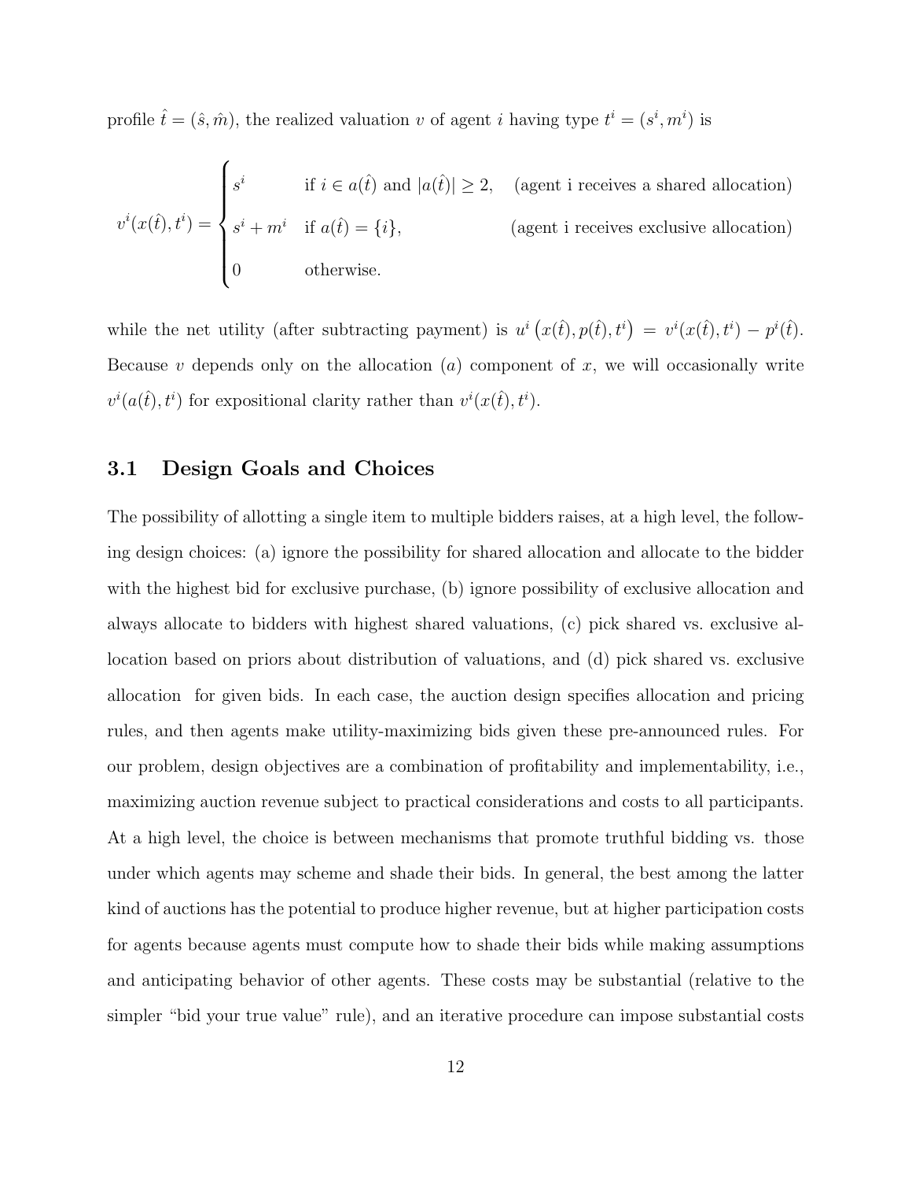profile $\hat{t} = (\hat{s}, \hat{m})$, the realized valuation $v$ of agent $i$ having type $t^i = (s^i, m^i)$ is

$$
v^i(x(\hat{t}), t^i) = \begin{cases} s^i & \text{if } i \in a(\hat{t}) \text{ and } |a(\hat{t})| \geq 2, \quad \text{(agent i receives a shared allocation)} \\ s^i + m^i & \text{if } a(\hat{t}) = \{i\}, \quad \text{(agent i receives exclusive allocation)} \\ 0 & \text{otherwise.} \end{cases}
$$

while the net utility (after subtracting payment) is $u^i\left(x(\hat{t}), p(\hat{t}), t^i\right) = v^i(x(\hat{t}), t^i) - p^i(\hat{t})$. Because $v$ depends only on the allocation ($a$) component of $x$, we will occasionally write $v^i(a(\hat{t}), t^i)$ for expositional clarity rather than $v^i(x(\hat{t}), t^i)$.

## 3.1 Design Goals and Choices

The possibility of allotting a single item to multiple bidders raises, at a high level, the following design choices: (a) ignore the possibility for shared allocation and allocate to the bidder with the highest bid for exclusive purchase, (b) ignore possibility of exclusive allocation and always allocate to bidders with highest shared valuations, (c) pick shared vs. exclusive allocation based on priors about distribution of valuations, and (d) pick shared vs. exclusive allocation for given bids. In each case, the auction design specifies allocation and pricing rules, and then agents make utility-maximizing bids given these pre-announced rules. For our problem, design objectives are a combination of profitability and implementability, i.e., maximizing auction revenue subject to practical considerations and costs to all participants. At a high level, the choice is between mechanisms that promote truthful bidding vs. those under which agents may scheme and shade their bids. In general, the best among the latter kind of auctions has the potential to produce higher revenue, but at higher participation costs for agents because agents must compute how to shade their bids while making assumptions and anticipating behavior of other agents. These costs may be substantial (relative to the simpler "bid your true value" rule), and an iterative procedure can impose substantial costs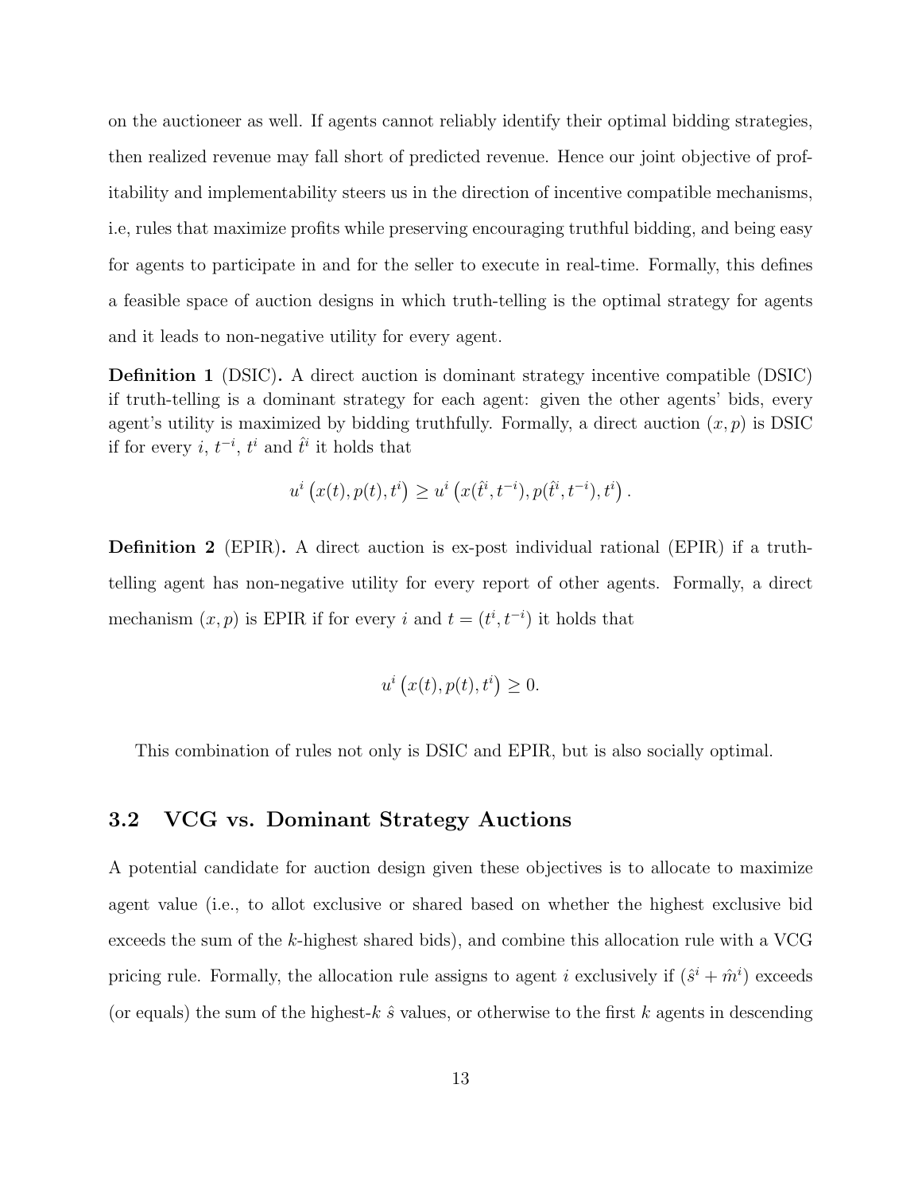on the auctioneer as well. If agents cannot reliably identify their optimal bidding strategies, then realized revenue may fall short of predicted revenue. Hence our joint objective of profitability and implementability steers us in the direction of incentive compatible mechanisms, i.e, rules that maximize profits while preserving encouraging truthful bidding, and being easy for agents to participate in and for the seller to execute in real-time. Formally, this defines a feasible space of auction designs in which truth-telling is the optimal strategy for agents and it leads to non-negative utility for every agent.

**Definition 1** (DSIC)**.** A direct auction is dominant strategy incentive compatible (DSIC) if truth-telling is a dominant strategy for each agent: given the other agents' bids, every agent's utility is maximized by bidding truthfully. Formally, a direct auction $(x, p)$ is DSIC if for every $i$, $t^{-i}$, $t^i$ and $\hat{t}^i$ it holds that

$$u^i\left(x(t), p(t), t^i\right) \geq u^i\left(x(\hat{t}^i, t^{-i}), p(\hat{t}^i, t^{-i}), t^i\right).$$

**Definition 2** (EPIR)**.** A direct auction is ex-post individual rational (EPIR) if a truth-telling agent has non-negative utility for every report of other agents. Formally, a direct mechanism $(x, p)$ is EPIR if for every $i$ and $t = (t^i, t^{-i})$ it holds that

$$u^i\left(x(t), p(t), t^i\right) \geq 0.$$

This combination of rules not only is DSIC and EPIR, but is also socially optimal.

## 3.2 VCG vs. Dominant Strategy Auctions

A potential candidate for auction design given these objectives is to allocate to maximize agent value (i.e., to allot exclusive or shared based on whether the highest exclusive bid exceeds the sum of the $k$-highest shared bids), and combine this allocation rule with a VCG pricing rule. Formally, the allocation rule assigns to agent $i$ exclusively if $(\hat{s}^i + \hat{m}^i)$ exceeds (or equals) the sum of the highest-$k$ $\hat{s}$ values, or otherwise to the first $k$ agents in descending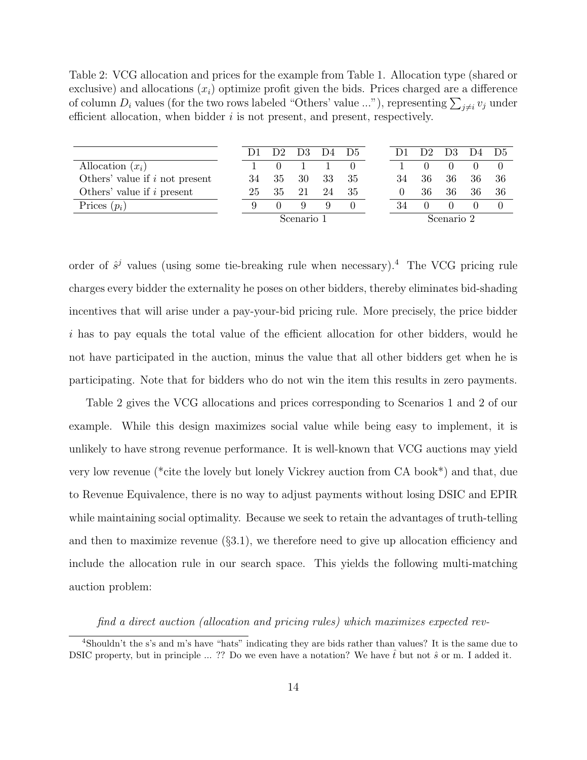Table 2: VCG allocation and prices for the example from Table 1. Allocation type (shared or exclusive) and allocations ($x_i$) optimize profit given the bids. Prices charged are a difference of column $D_i$ values (for the two rows labeled "Others' value ..."), representing $\sum_{j \neq i} v_j$ under efficient allocation, when bidder $i$ is not present, and present, respectively.

| | D1 | D2 | D3 | D4 | D5 | D1 | D2 | D3 | D4 | D5 |
|---|---|---|---|---|---|---|---|---|---|---|
| Allocation ($x_i$) | 1 | 0 | 1 | 1 | 0 | 1 | 0 | 0 | 0 | 0 |
| Others' value if $i$ not present | 34 | 35 | 30 | 33 | 35 | 34 | 36 | 36 | 36 | 36 |
| Others' value if $i$ present | 25 | 35 | 21 | 24 | 35 | 0 | 36 | 36 | 36 | 36 |
| Prices ($p_i$) | 9 | 0 | 9 | 9 | 0 | 34 | 0 | 0 | 0 | 0 |
| | Scenario 1 | | | | | Scenario 2 | | | | |

order of $\hat{s}^j$ values (using some tie-breaking rule when necessary).[4] The VCG pricing rule charges every bidder the externality he poses on other bidders, thereby eliminates bid-shading incentives that will arise under a pay-your-bid pricing rule. More precisely, the price bidder $i$ has to pay equals the total value of the efficient allocation for other bidders, would he not have participated in the auction, minus the value that all other bidders get when he is participating. Note that for bidders who do not win the item this results in zero payments.

Table 2 gives the VCG allocations and prices corresponding to Scenarios 1 and 2 of our example. While this design maximizes social value while being easy to implement, it is unlikely to have strong revenue performance. It is well-known that VCG auctions may yield very low revenue (*cite the lovely but lonely Vickrey auction from CA book*) and that, due to Revenue Equivalence, there is no way to adjust payments without losing DSIC and EPIR while maintaining social optimality. Because we seek to retain the advantages of truth-telling and then to maximize revenue (§3.1), we therefore need to give up allocation efficiency and include the allocation rule in our search space. This yields the following multi-matching auction problem:

*find a direct auction (allocation and pricing rules) which maximizes expected rev-*

[4] Shouldn't the s's and m's have "hats" indicating they are bids rather than values? It is the same due to DSIC property, but in principle ... ?? Do we even have a notation? We have $\hat{t}$ but not $\hat{s}$ or m. I added it.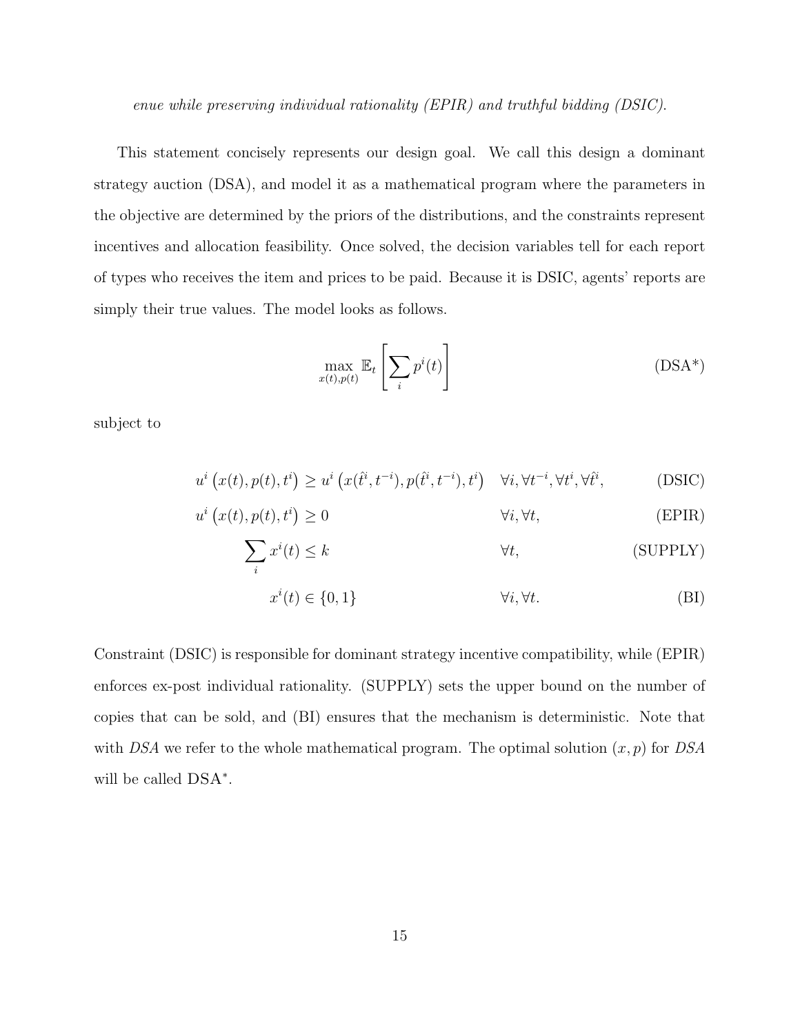*enue while preserving individual rationality (EPIR) and truthful bidding (DSIC).*

This statement concisely represents our design goal. We call this design a dominant strategy auction (DSA), and model it as a mathematical program where the parameters in the objective are determined by the priors of the distributions, and the constraints represent incentives and allocation feasibility. Once solved, the decision variables tell for each report of types who receives the item and prices to be paid. Because it is DSIC, agents' reports are simply their true values. The model looks as follows.

$$\max_{x(t),p(t)} \mathbb{E}_t \left[ \sum_i p^i(t) \right] \tag{DSA*}$$

subject to

$$u^i\left(x(t), p(t), t^i\right) \geq u^i\left(x(\hat{t}^i, t^{-i}), p(\hat{t}^i, t^{-i}), t^i\right) \quad \forall i, \forall t^{-i}, \forall t^i, \forall \hat{t}^i, \tag{DSIC}$$

$$u^i\left(x(t), p(t), t^i\right) \geq 0 \quad \forall i, \forall t, \tag{EPIR}$$

$$\sum_i x^i(t) \leq k \quad \forall t, \tag{SUPPLY}$$

$$x^i(t) \in \{0, 1\} \quad \forall i, \forall t. \tag{BI}$$

Constraint (DSIC) is responsible for dominant strategy incentive compatibility, while (EPIR) enforces ex-post individual rationality. (SUPPLY) sets the upper bound on the number of copies that can be sold, and (BI) ensures that the mechanism is deterministic. Note that with *DSA* we refer to the whole mathematical program. The optimal solution $(x, p)$ for *DSA* will be called DSA$^*$.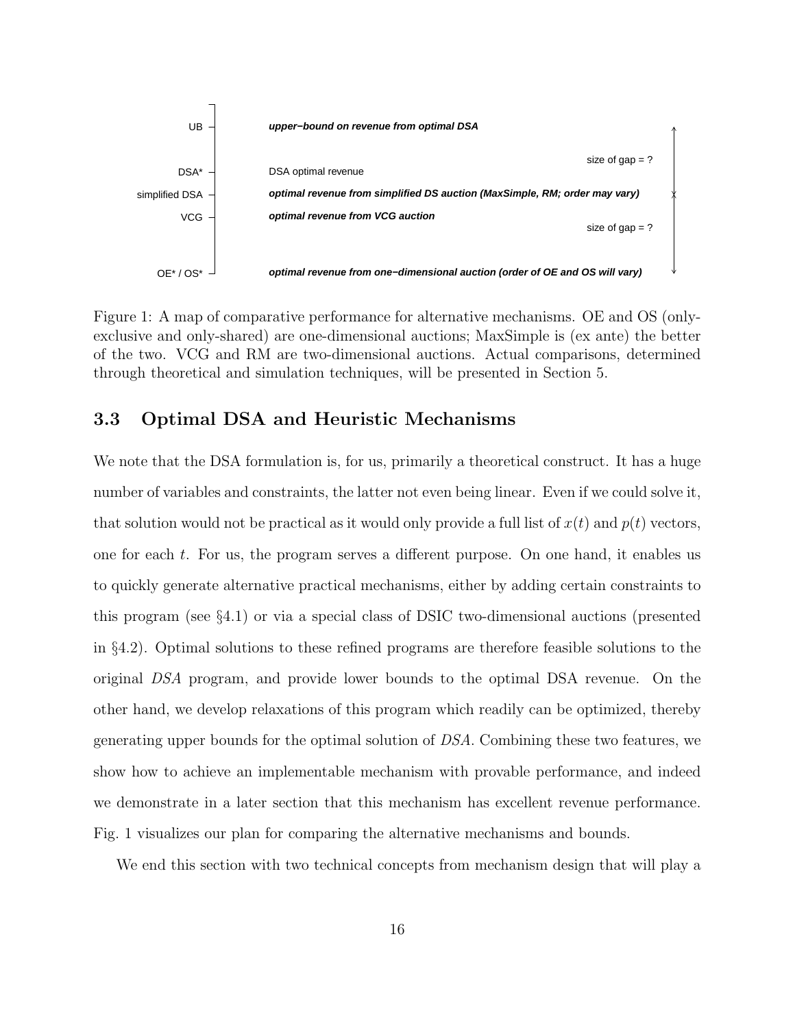| | |
|---|---|
| UB | ***upper–bound on revenue from optimal DSA*** |
| | size of gap = ? |
| DSA* | DSA optimal revenue |
| simplified DSA | ***optimal revenue from simplified DS auction (MaxSimple, RM; order may vary)*** |
| VCG | ***optimal revenue from VCG auction*** |
| | size of gap = ? |
| OE* / OS* | ***optimal revenue from one–dimensional auction (order of OE and OS will vary)*** |

Figure 1: A map of comparative performance for alternative mechanisms. OE and OS (only-exclusive and only-shared) are one-dimensional auctions; MaxSimple is (ex ante) the better of the two. VCG and RM are two-dimensional auctions. Actual comparisons, determined through theoretical and simulation techniques, will be presented in Section 5.

### 3.3 Optimal DSA and Heuristic Mechanisms

We note that the DSA formulation is, for us, primarily a theoretical construct. It has a huge number of variables and constraints, the latter not even being linear. Even if we could solve it, that solution would not be practical as it would only provide a full list of $x(t)$ and $p(t)$ vectors, one for each $t$. For us, the program serves a different purpose. On one hand, it enables us to quickly generate alternative practical mechanisms, either by adding certain constraints to this program (see §4.1) or via a special class of DSIC two-dimensional auctions (presented in §4.2). Optimal solutions to these refined programs are therefore feasible solutions to the original *DSA* program, and provide lower bounds to the optimal DSA revenue. On the other hand, we develop relaxations of this program which readily can be optimized, thereby generating upper bounds for the optimal solution of *DSA*. Combining these two features, we show how to achieve an implementable mechanism with provable performance, and indeed we demonstrate in a later section that this mechanism has excellent revenue performance. Fig. 1 visualizes our plan for comparing the alternative mechanisms and bounds.

We end this section with two technical concepts from mechanism design that will play a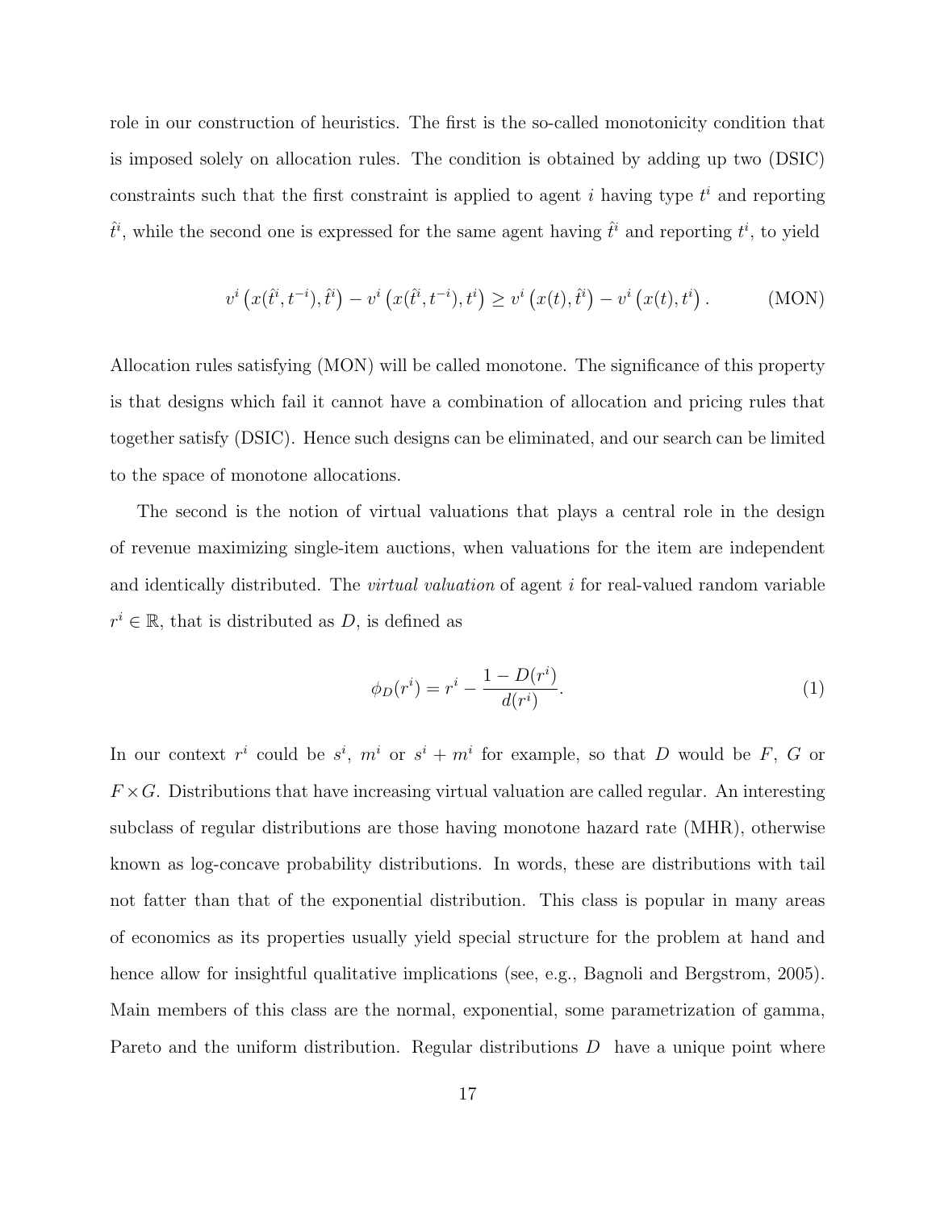role in our construction of heuristics. The first is the so-called monotonicity condition that is imposed solely on allocation rules. The condition is obtained by adding up two (DSIC) constraints such that the first constraint is applied to agent $i$ having type $t^i$ and reporting $\hat{t}^i$, while the second one is expressed for the same agent having $\hat{t}^i$ and reporting $t^i$, to yield

$$v^i\left(x(\hat{t}^i, t^{-i}), \hat{t}^i\right) - v^i\left(x(\hat{t}^i, t^{-i}), t^i\right) \geq v^i\left(x(t), \hat{t}^i\right) - v^i\left(x(t), t^i\right). \tag{MON}$$

Allocation rules satisfying (MON) will be called monotone. The significance of this property is that designs which fail it cannot have a combination of allocation and pricing rules that together satisfy (DSIC). Hence such designs can be eliminated, and our search can be limited to the space of monotone allocations.

The second is the notion of virtual valuations that plays a central role in the design of revenue maximizing single-item auctions, when valuations for the item are independent and identically distributed. The *virtual valuation* of agent $i$ for real-valued random variable $r^i \in \mathbb{R}$, that is distributed as $D$, is defined as

$$\phi_D(r^i) = r^i - \frac{1 - D(r^i)}{d(r^i)}. \tag{1}$$

In our context $r^i$ could be $s^i$, $m^i$ or $s^i + m^i$ for example, so that $D$ would be $F$, $G$ or $F \times G$. Distributions that have increasing virtual valuation are called regular. An interesting subclass of regular distributions are those having monotone hazard rate (MHR), otherwise known as log-concave probability distributions. In words, these are distributions with tail not fatter than that of the exponential distribution. This class is popular in many areas of economics as its properties usually yield special structure for the problem at hand and hence allow for insightful qualitative implications (see, e.g., Bagnoli and Bergstrom, 2005). Main members of this class are the normal, exponential, some parametrization of gamma, Pareto and the uniform distribution. Regular distributions $D$ have a unique point where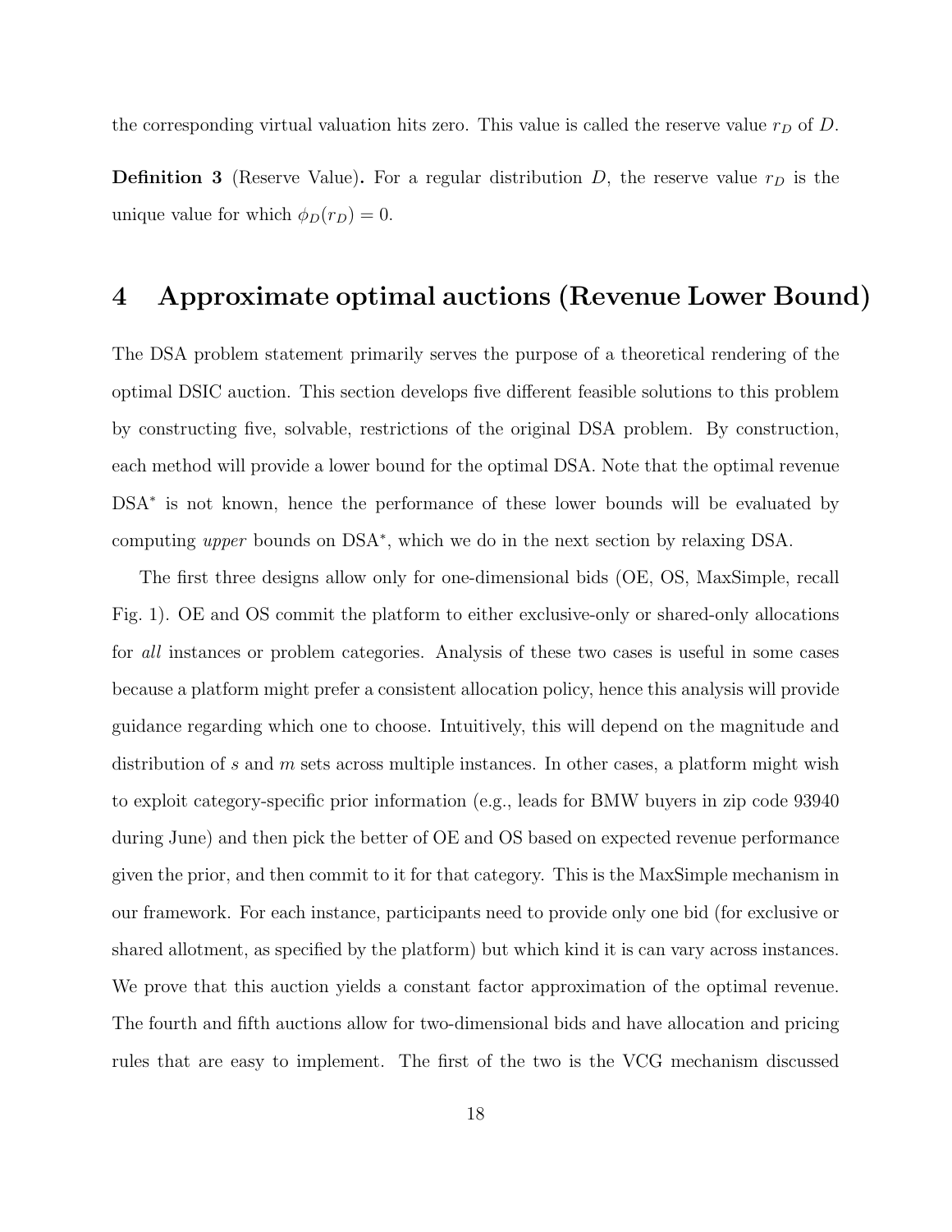the corresponding virtual valuation hits zero. This value is called the reserve value $r_D$ of $D$.

**Definition 3** (Reserve Value)**.** For a regular distribution $D$, the reserve value $r_D$ is the unique value for which $\phi_D(r_D) = 0$.

# 4 Approximate optimal auctions (Revenue Lower Bound)

The DSA problem statement primarily serves the purpose of a theoretical rendering of the optimal DSIC auction. This section develops five different feasible solutions to this problem by constructing five, solvable, restrictions of the original DSA problem. By construction, each method will provide a lower bound for the optimal DSA. Note that the optimal revenue DSA$^*$ is not known, hence the performance of these lower bounds will be evaluated by computing *upper* bounds on DSA$^*$, which we do in the next section by relaxing DSA.

The first three designs allow only for one-dimensional bids (OE, OS, MaxSimple, recall Fig. 1). OE and OS commit the platform to either exclusive-only or shared-only allocations for *all* instances or problem categories. Analysis of these two cases is useful in some cases because a platform might prefer a consistent allocation policy, hence this analysis will provide guidance regarding which one to choose. Intuitively, this will depend on the magnitude and distribution of $s$ and $m$ sets across multiple instances. In other cases, a platform might wish to exploit category-specific prior information (e.g., leads for BMW buyers in zip code 93940 during June) and then pick the better of OE and OS based on expected revenue performance given the prior, and then commit to it for that category. This is the MaxSimple mechanism in our framework. For each instance, participants need to provide only one bid (for exclusive or shared allotment, as specified by the platform) but which kind it is can vary across instances. We prove that this auction yields a constant factor approximation of the optimal revenue. The fourth and fifth auctions allow for two-dimensional bids and have allocation and pricing rules that are easy to implement. The first of the two is the VCG mechanism discussed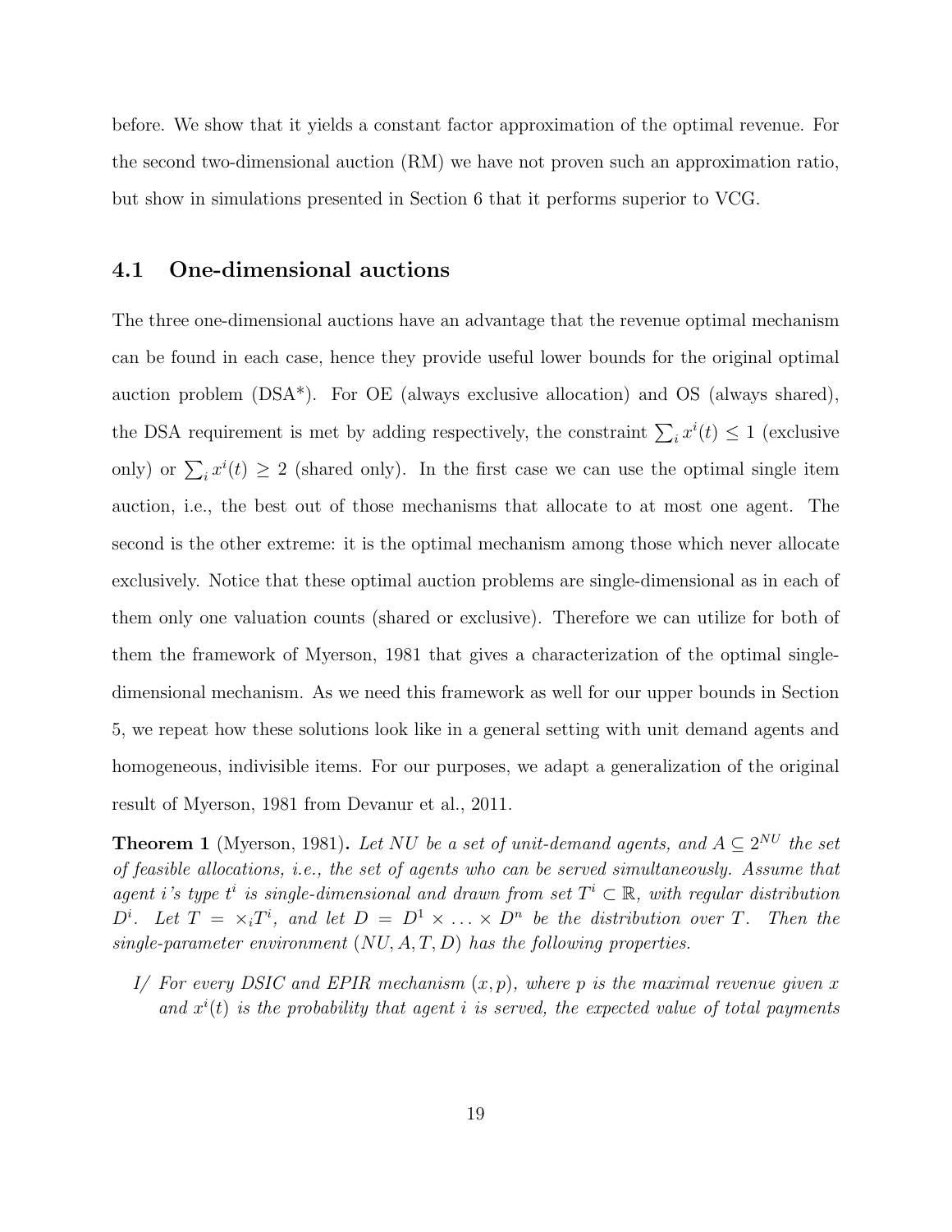before. We show that it yields a constant factor approximation of the optimal revenue. For the second two-dimensional auction (RM) we have not proven such an approximation ratio, but show in simulations presented in Section 6 that it performs superior to VCG.

## 4.1 One-dimensional auctions

The three one-dimensional auctions have an advantage that the revenue optimal mechanism can be found in each case, hence they provide useful lower bounds for the original optimal auction problem (DSA*). For OE (always exclusive allocation) and OS (always shared), the DSA requirement is met by adding respectively, the constraint $\sum_i x^i(t) \leq 1$ (exclusive only) or $\sum_i x^i(t) \geq 2$ (shared only). In the first case we can use the optimal single item auction, i.e., the best out of those mechanisms that allocate to at most one agent. The second is the other extreme: it is the optimal mechanism among those which never allocate exclusively. Notice that these optimal auction problems are single-dimensional as in each of them only one valuation counts (shared or exclusive). Therefore we can utilize for both of them the framework of Myerson, 1981 that gives a characterization of the optimal single-dimensional mechanism. As we need this framework as well for our upper bounds in Section 5, we repeat how these solutions look like in a general setting with unit demand agents and homogeneous, indivisible items. For our purposes, we adapt a generalization of the original result of Myerson, 1981 from Devanur et al., 2011.

**Theorem 1** (Myerson, 1981)**.** *Let $NU$ be a set of unit-demand agents, and $A \subseteq 2^{NU}$ the set of feasible allocations, i.e., the set of agents who can be served simultaneously. Assume that agent $i$'s type $t^i$ is single-dimensional and drawn from set $T^i \subset \mathbb{R}$, with regular distribution $D^i$. Let $T = \times_i T^i$, and let $D = D^1 \times \ldots \times D^n$ be the distribution over $T$. Then the single-parameter environment $(NU, A, T, D)$ has the following properties.*

*I/ For every DSIC and EPIR mechanism $(x, p)$, where $p$ is the maximal revenue given $x$ and $x^i(t)$ is the probability that agent $i$ is served, the expected value of total payments*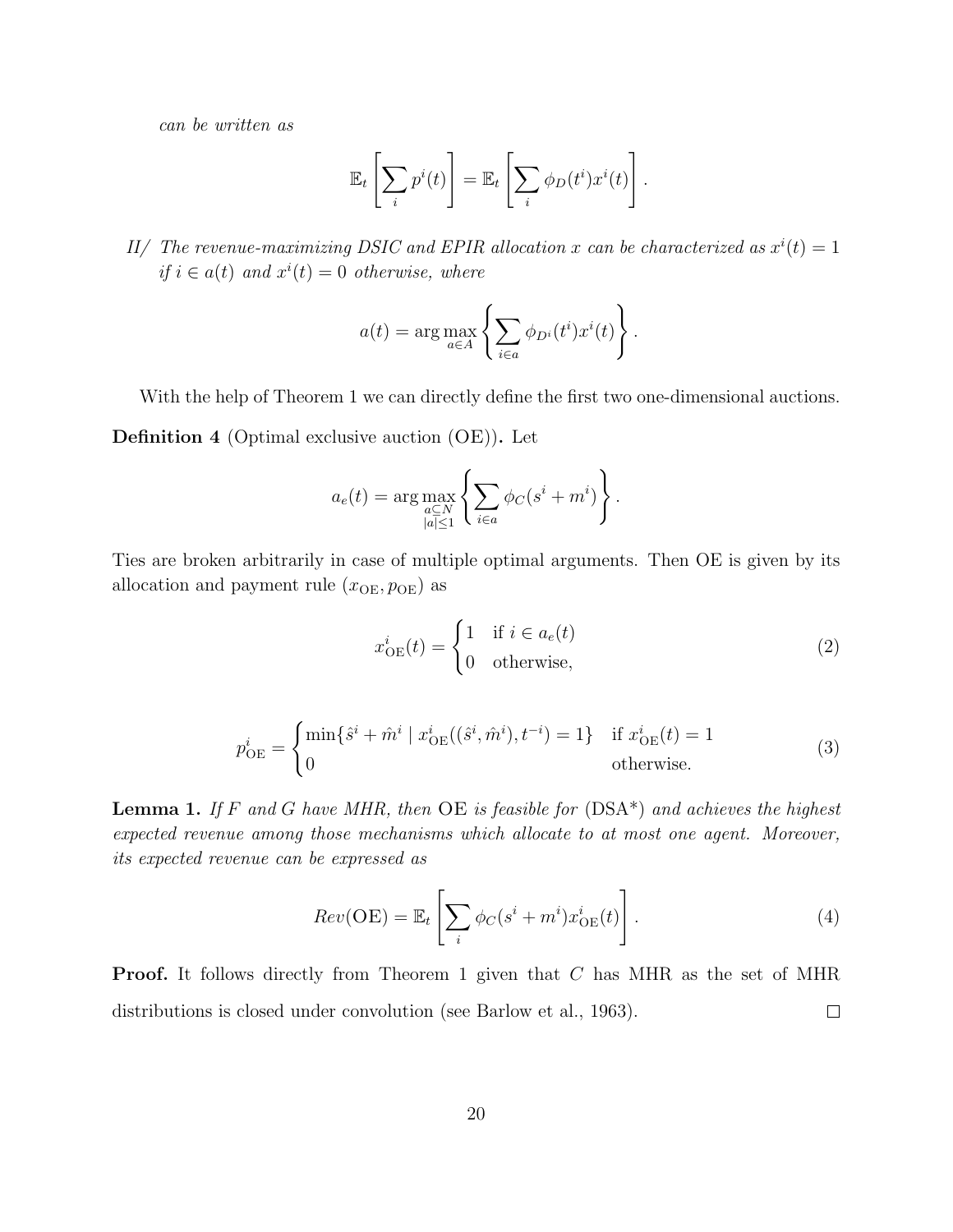*can be written as*

$$\mathbb{E}_t\left[\sum_i p^i(t)\right] = \mathbb{E}_t\left[\sum_i \phi_D(t^i)x^i(t)\right].$$

*II/ The revenue-maximizing DSIC and EPIR allocation $x$ can be characterized as $x^i(t) = 1$ if $i \in a(t)$ and $x^i(t) = 0$ otherwise, where*

$$a(t) = \arg\max_{a \in A}\left\{\sum_{i \in a} \phi_{D^i}(t^i)x^i(t)\right\}.$$

With the help of Theorem 1 we can directly define the first two one-dimensional auctions.

**Definition 4** (Optimal exclusive auction (OE))**.** Let

$$a_e(t) = \arg\max_{\substack{a \subseteq N \\ |a| \leq 1}}\left\{\sum_{i \in a} \phi_C(s^i + m^i)\right\}.$$

Ties are broken arbitrarily in case of multiple optimal arguments. Then OE is given by its allocation and payment rule $(x_{\mathrm{OE}}, p_{\mathrm{OE}})$ as

$$x^i_{\mathrm{OE}}(t) = \begin{cases} 1 & \text{if } i \in a_e(t) \\ 0 & \text{otherwise,} \end{cases} \tag{2}$$

$$p^i_{\mathrm{OE}} = \begin{cases} \min\{\hat{s}^i + \hat{m}^i \mid x^i_{\mathrm{OE}}((\hat{s}^i, \hat{m}^i), t^{-i}) = 1\} & \text{if } x^i_{\mathrm{OE}}(t) = 1 \\ 0 & \text{otherwise.} \end{cases} \tag{3}$$

**Lemma 1.** *If $F$ and $G$ have MHR, then* OE *is feasible for* (DSA\*) *and achieves the highest expected revenue among those mechanisms which allocate to at most one agent. Moreover, its expected revenue can be expressed as*

$$Rev(\mathrm{OE}) = \mathbb{E}_t\left[\sum_i \phi_C(s^i + m^i)x^i_{\mathrm{OE}}(t)\right]. \tag{4}$$

**Proof.** It follows directly from Theorem 1 given that $C$ has MHR as the set of MHR distributions is closed under convolution (see Barlow et al., 1963). □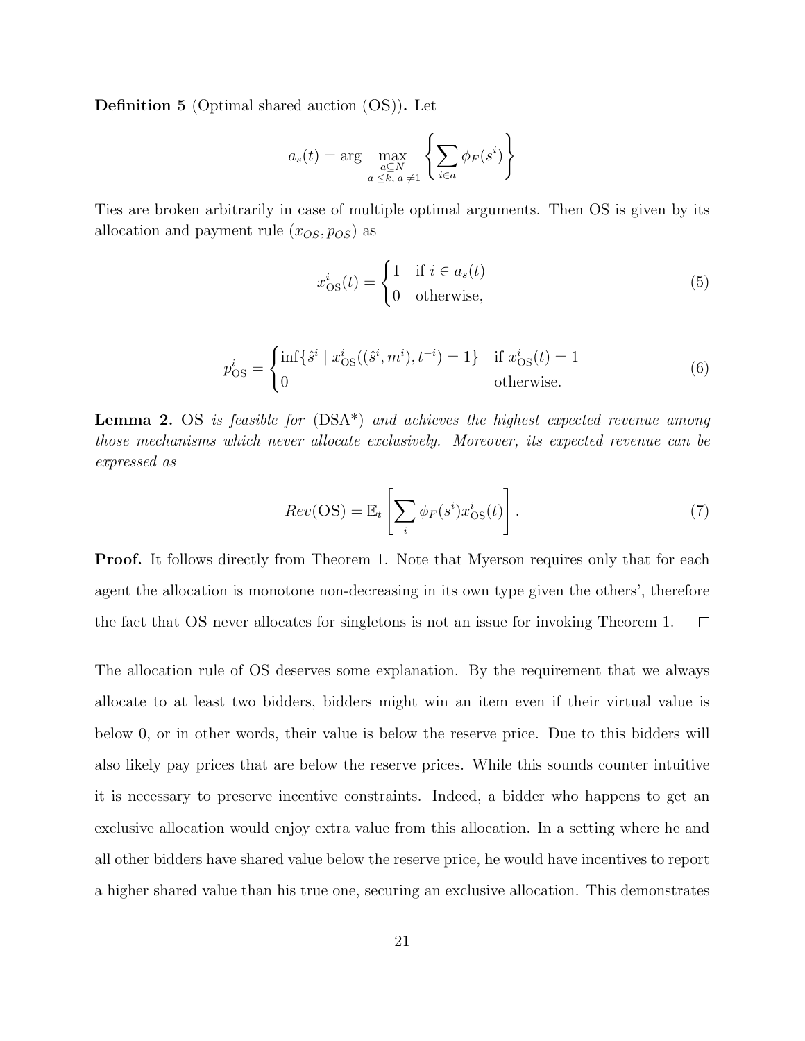**Definition 5** (Optimal shared auction (OS))**.** Let

$$a_s(t) = \arg \max_{\substack{a \subseteq N \\ |a| \leq k, |a| \neq 1}} \left\{ \sum_{i \in a} \phi_F(s^i) \right\}$$

Ties are broken arbitrarily in case of multiple optimal arguments. Then OS is given by its allocation and payment rule $(x_{OS}, p_{OS})$ as

$$x^i_{\text{OS}}(t) = \begin{cases} 1 & \text{if } i \in a_s(t) \\ 0 & \text{otherwise,} \end{cases} \tag{5}$$

$$p^i_{\text{OS}} = \begin{cases} \inf\{\hat{s}^i \mid x^i_{\text{OS}}((\hat{s}^i, m^i), t^{-i}) = 1\} & \text{if } x^i_{\text{OS}}(t) = 1 \\ 0 & \text{otherwise.} \end{cases} \tag{6}$$

**Lemma 2.** OS *is feasible for* (DSA*) *and achieves the highest expected revenue among those mechanisms which never allocate exclusively. Moreover, its expected revenue can be expressed as*

$$Rev(\text{OS}) = \mathbb{E}_t \left[ \sum_i \phi_F(s^i) x^i_{\text{OS}}(t) \right]. \tag{7}$$

**Proof.** It follows directly from Theorem 1. Note that Myerson requires only that for each agent the allocation is monotone non-decreasing in its own type given the others', therefore the fact that OS never allocates for singletons is not an issue for invoking Theorem 1. $\square$

The allocation rule of OS deserves some explanation. By the requirement that we always allocate to at least two bidders, bidders might win an item even if their virtual value is below 0, or in other words, their value is below the reserve price. Due to this bidders will also likely pay prices that are below the reserve prices. While this sounds counter intuitive it is necessary to preserve incentive constraints. Indeed, a bidder who happens to get an exclusive allocation would enjoy extra value from this allocation. In a setting where he and all other bidders have shared value below the reserve price, he would have incentives to report a higher shared value than his true one, securing an exclusive allocation. This demonstrates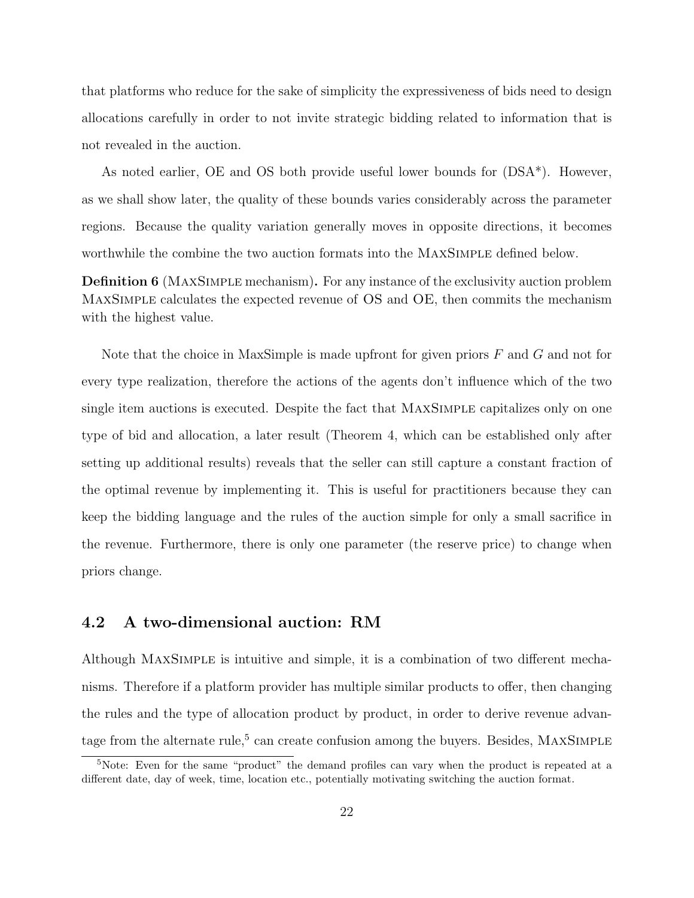that platforms who reduce for the sake of simplicity the expressiveness of bids need to design allocations carefully in order to not invite strategic bidding related to information that is not revealed in the auction.

As noted earlier, OE and OS both provide useful lower bounds for (DSA*). However, as we shall show later, the quality of these bounds varies considerably across the parameter regions. Because the quality variation generally moves in opposite directions, it becomes worthwhile the combine the two auction formats into the MaxSimple defined below.

**Definition 6** (MaxSimple mechanism)**.** For any instance of the exclusivity auction problem MaxSimple calculates the expected revenue of OS and OE, then commits the mechanism with the highest value.

Note that the choice in MaxSimple is made upfront for given priors $F$ and $G$ and not for every type realization, therefore the actions of the agents don't influence which of the two single item auctions is executed. Despite the fact that MaxSimple capitalizes only on one type of bid and allocation, a later result (Theorem 4, which can be established only after setting up additional results) reveals that the seller can still capture a constant fraction of the optimal revenue by implementing it. This is useful for practitioners because they can keep the bidding language and the rules of the auction simple for only a small sacrifice in the revenue. Furthermore, there is only one parameter (the reserve price) to change when priors change.

## 4.2 A two-dimensional auction: RM

Although MaxSimple is intuitive and simple, it is a combination of two different mechanisms. Therefore if a platform provider has multiple similar products to offer, then changing the rules and the type of allocation product by product, in order to derive revenue advantage from the alternate rule,[5] can create confusion among the buyers. Besides, MaxSimple

[5]Note: Even for the same "product" the demand profiles can vary when the product is repeated at a different date, day of week, time, location etc., potentially motivating switching the auction format.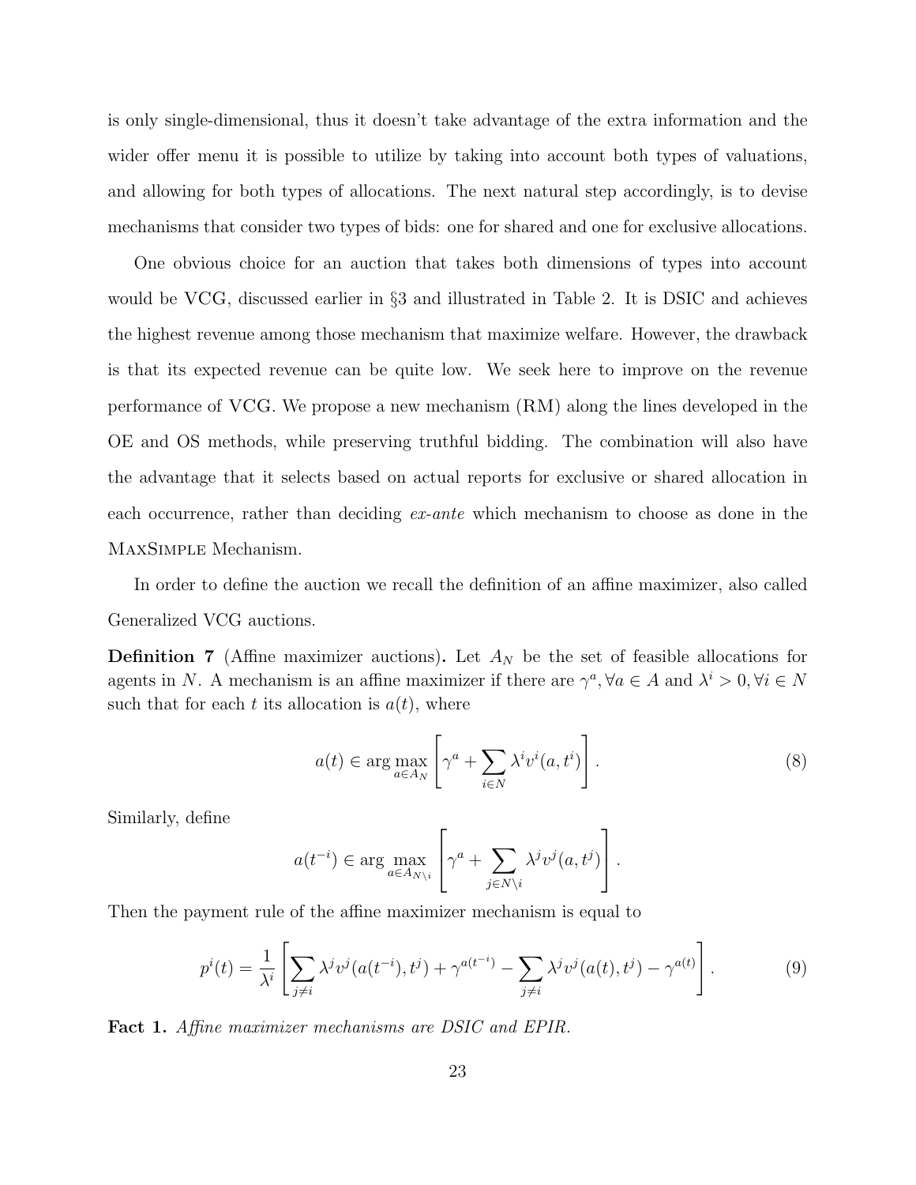is only single-dimensional, thus it doesn't take advantage of the extra information and the wider offer menu it is possible to utilize by taking into account both types of valuations, and allowing for both types of allocations. The next natural step accordingly, is to devise mechanisms that consider two types of bids: one for shared and one for exclusive allocations.

One obvious choice for an auction that takes both dimensions of types into account would be VCG, discussed earlier in §3 and illustrated in Table 2. It is DSIC and achieves the highest revenue among those mechanism that maximize welfare. However, the drawback is that its expected revenue can be quite low. We seek here to improve on the revenue performance of VCG. We propose a new mechanism (RM) along the lines developed in the OE and OS methods, while preserving truthful bidding. The combination will also have the advantage that it selects based on actual reports for exclusive or shared allocation in each occurrence, rather than deciding *ex-ante* which mechanism to choose as done in the MaxSimple Mechanism.

In order to define the auction we recall the definition of an affine maximizer, also called Generalized VCG auctions.

**Definition 7** (Affine maximizer auctions)**.** Let $A_N$ be the set of feasible allocations for agents in $N$. A mechanism is an affine maximizer if there are $\gamma^a, \forall a \in A$ and $\lambda^i > 0, \forall i \in N$ such that for each $t$ its allocation is $a(t)$, where

$$a(t) \in \arg\max_{a \in A_N} \left[ \gamma^a + \sum_{i \in N} \lambda^i v^i(a, t^i) \right]. \tag{8}$$

Similarly, define

$$a(t^{-i}) \in \arg\max_{a \in A_{N \setminus i}} \left[ \gamma^a + \sum_{j \in N \setminus i} \lambda^j v^j(a, t^j) \right].$$

Then the payment rule of the affine maximizer mechanism is equal to

$$p^i(t) = \frac{1}{\lambda^i} \left[ \sum_{j \neq i} \lambda^j v^j(a(t^{-i}), t^j) + \gamma^{a(t^{-i})} - \sum_{j \neq i} \lambda^j v^j(a(t), t^j) - \gamma^{a(t)} \right]. \tag{9}$$

**Fact 1.** *Affine maximizer mechanisms are DSIC and EPIR.*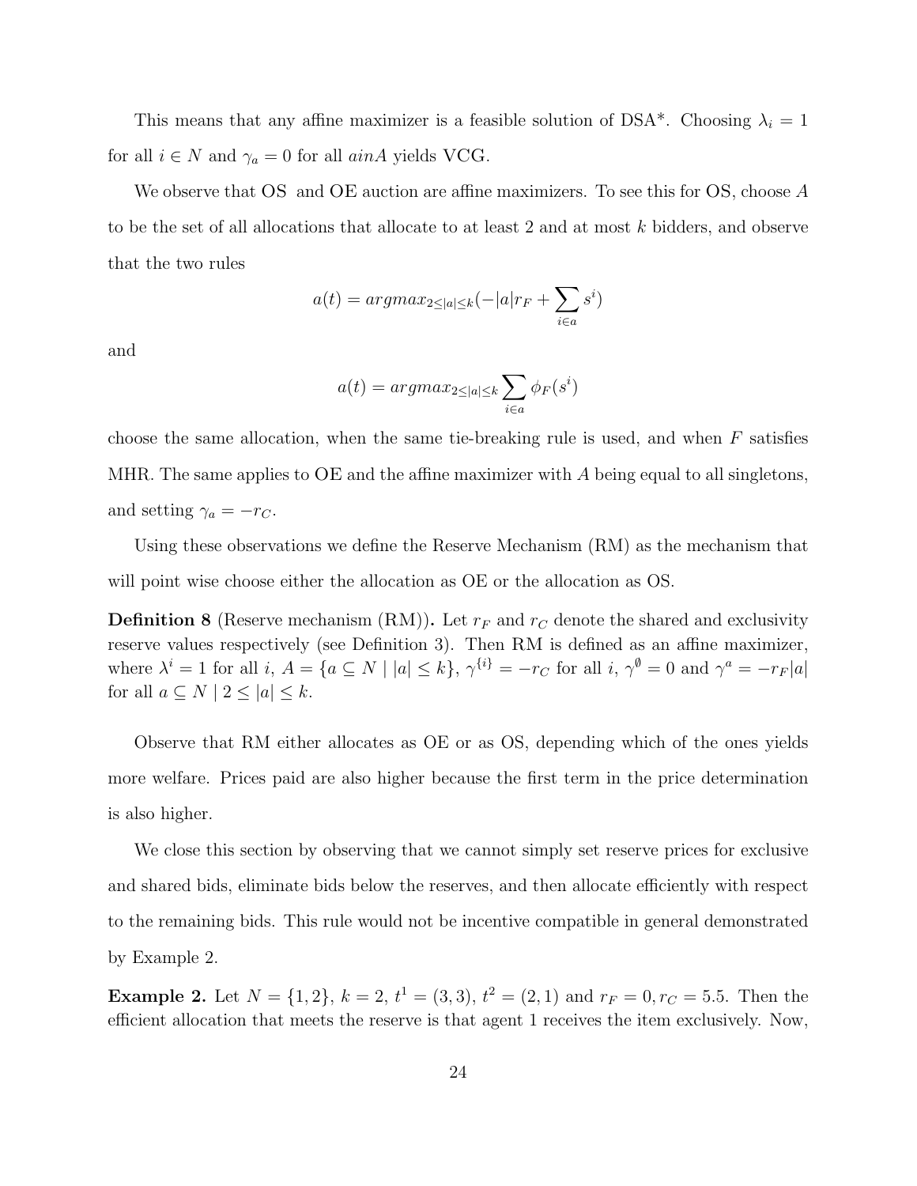This means that any affine maximizer is a feasible solution of DSA*. Choosing $\lambda_i = 1$ for all $i \in N$ and $\gamma_a = 0$ for all $ainA$ yields VCG.

We observe that OS and OE auction are affine maximizers. To see this for OS, choose $A$ to be the set of all allocations that allocate to at least 2 and at most $k$ bidders, and observe that the two rules

$$a(t) = argmax_{2 \leq |a| \leq k}(-|a|r_F + \sum_{i \in a} s^i)$$

and

$$a(t) = argmax_{2 \leq |a| \leq k} \sum_{i \in a} \phi_F(s^i)$$

choose the same allocation, when the same tie-breaking rule is used, and when $F$ satisfies MHR. The same applies to OE and the affine maximizer with $A$ being equal to all singletons, and setting $\gamma_a = -r_C$.

Using these observations we define the Reserve Mechanism (RM) as the mechanism that will point wise choose either the allocation as OE or the allocation as OS.

**Definition 8** (Reserve mechanism (RM))**.** Let $r_F$ and $r_C$ denote the shared and exclusivity reserve values respectively (see Definition 3). Then RM is defined as an affine maximizer, where $\lambda^i = 1$ for all $i$, $A = \{a \subseteq N \mid |a| \leq k\}$, $\gamma^{\{i\}} = -r_C$ for all $i$, $\gamma^{\emptyset} = 0$ and $\gamma^a = -r_F|a|$ for all $a \subseteq N \mid 2 \leq |a| \leq k$.

Observe that RM either allocates as OE or as OS, depending which of the ones yields more welfare. Prices paid are also higher because the first term in the price determination is also higher.

We close this section by observing that we cannot simply set reserve prices for exclusive and shared bids, eliminate bids below the reserves, and then allocate efficiently with respect to the remaining bids. This rule would not be incentive compatible in general demonstrated by Example 2.

**Example 2.** Let $N = \{1, 2\}$, $k = 2$, $t^1 = (3, 3)$, $t^2 = (2, 1)$ and $r_F = 0, r_C = 5.5$. Then the efficient allocation that meets the reserve is that agent 1 receives the item exclusively. Now,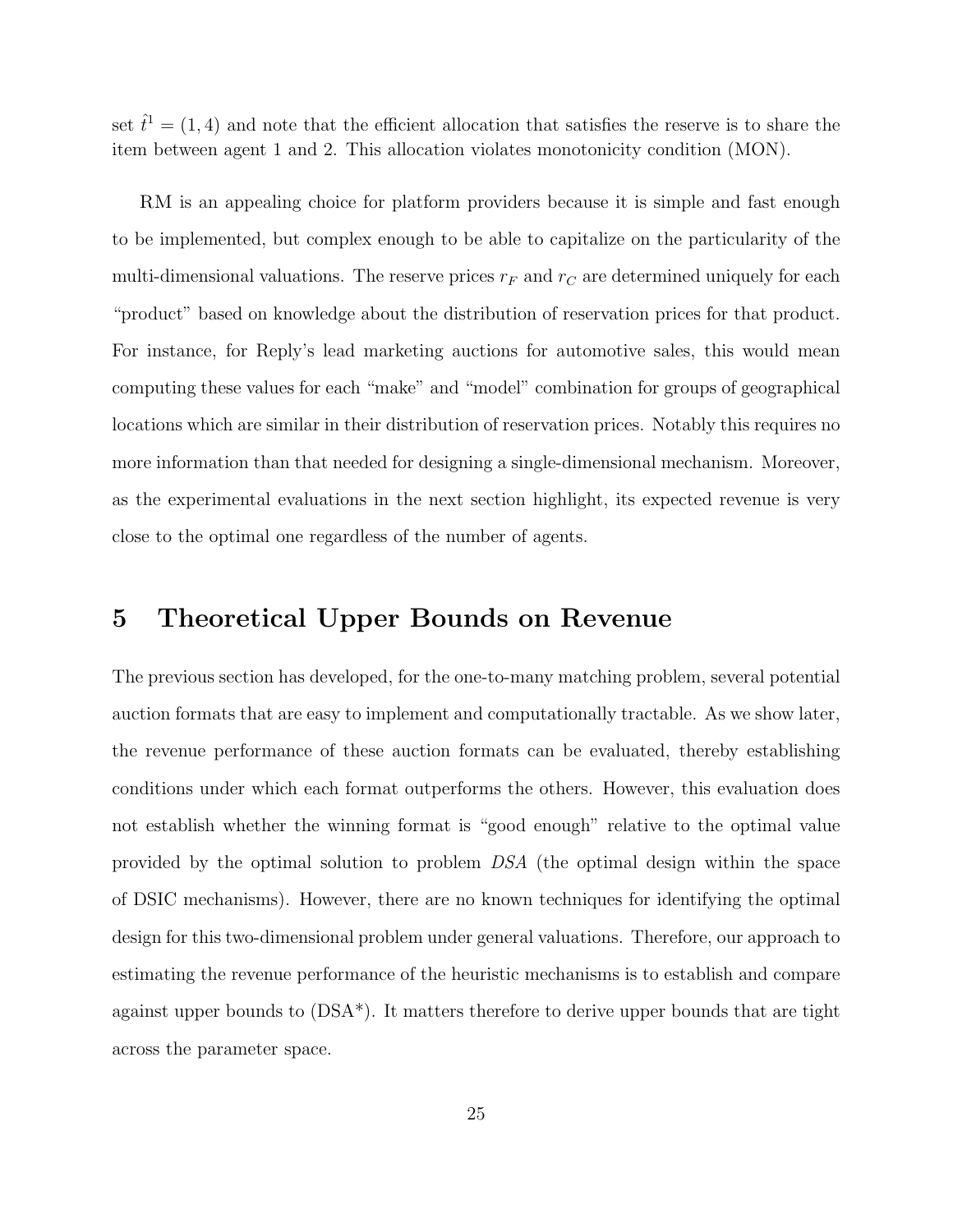set $\hat{t}^1 = (1, 4)$ and note that the efficient allocation that satisfies the reserve is to share the item between agent 1 and 2. This allocation violates monotonicity condition (MON).

RM is an appealing choice for platform providers because it is simple and fast enough to be implemented, but complex enough to be able to capitalize on the particularity of the multi-dimensional valuations. The reserve prices $r_F$ and $r_C$ are determined uniquely for each "product" based on knowledge about the distribution of reservation prices for that product. For instance, for Reply's lead marketing auctions for automotive sales, this would mean computing these values for each "make" and "model" combination for groups of geographical locations which are similar in their distribution of reservation prices. Notably this requires no more information than that needed for designing a single-dimensional mechanism. Moreover, as the experimental evaluations in the next section highlight, its expected revenue is very close to the optimal one regardless of the number of agents.

# 5 Theoretical Upper Bounds on Revenue

The previous section has developed, for the one-to-many matching problem, several potential auction formats that are easy to implement and computationally tractable. As we show later, the revenue performance of these auction formats can be evaluated, thereby establishing conditions under which each format outperforms the others. However, this evaluation does not establish whether the winning format is "good enough" relative to the optimal value provided by the optimal solution to problem *DSA* (the optimal design within the space of DSIC mechanisms). However, there are no known techniques for identifying the optimal design for this two-dimensional problem under general valuations. Therefore, our approach to estimating the revenue performance of the heuristic mechanisms is to establish and compare against upper bounds to (DSA*). It matters therefore to derive upper bounds that are tight across the parameter space.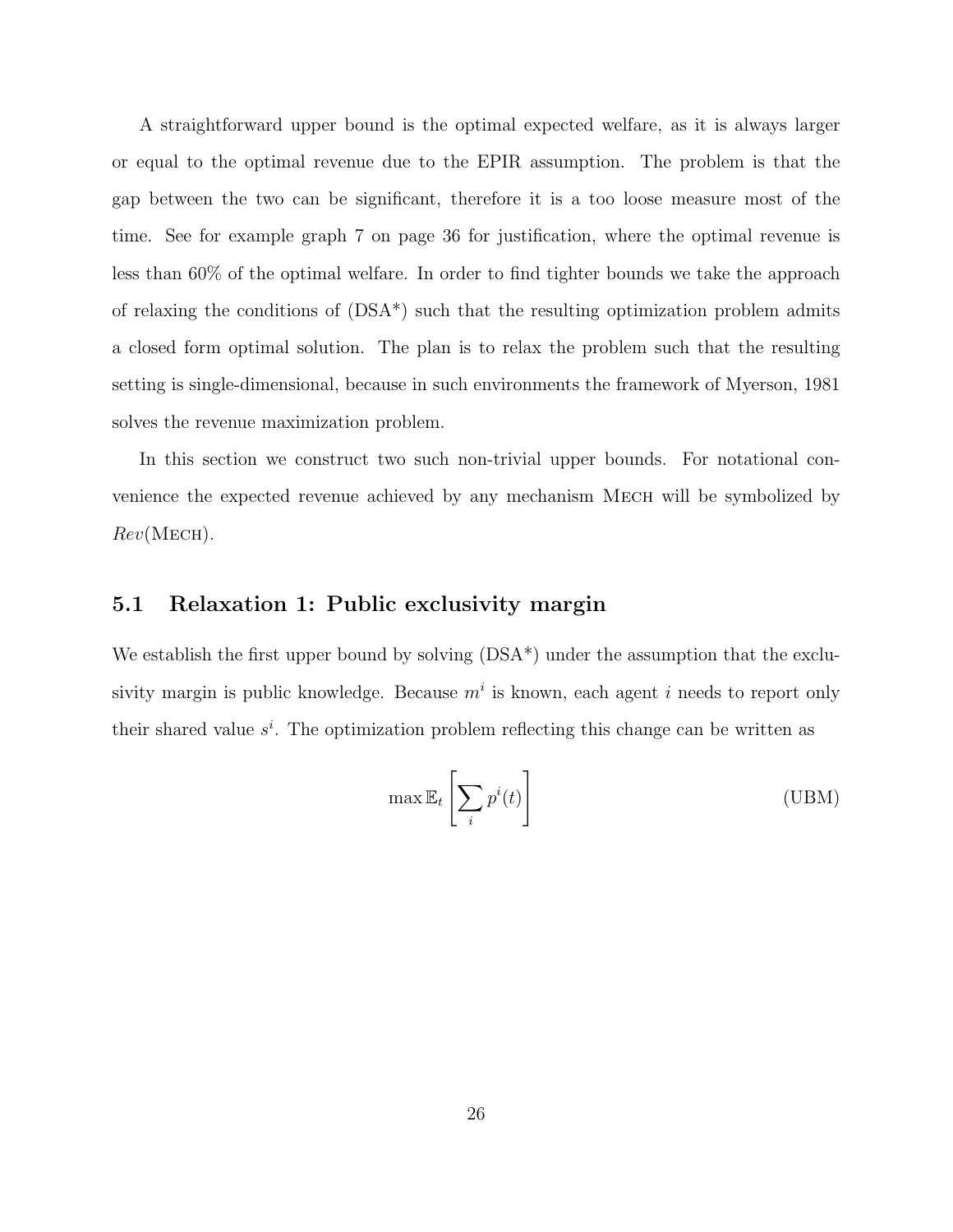A straightforward upper bound is the optimal expected welfare, as it is always larger or equal to the optimal revenue due to the EPIR assumption. The problem is that the gap between the two can be significant, therefore it is a too loose measure most of the time. See for example graph 7 on page 36 for justification, where the optimal revenue is less than 60% of the optimal welfare. In order to find tighter bounds we take the approach of relaxing the conditions of (DSA*) such that the resulting optimization problem admits a closed form optimal solution. The plan is to relax the problem such that the resulting setting is single-dimensional, because in such environments the framework of Myerson, 1981 solves the revenue maximization problem.

In this section we construct two such non-trivial upper bounds. For notational convenience the expected revenue achieved by any mechanism Mech will be symbolized by $Rev(\textsc{Mech})$.

## 5.1 Relaxation 1: Public exclusivity margin

We establish the first upper bound by solving (DSA*) under the assumption that the exclusivity margin is public knowledge. Because $m^i$ is known, each agent $i$ needs to report only their shared value $s^i$. The optimization problem reflecting this change can be written as

$$\max \mathbb{E}_t \left[ \sum_i p^i(t) \right] \tag{UBM}$$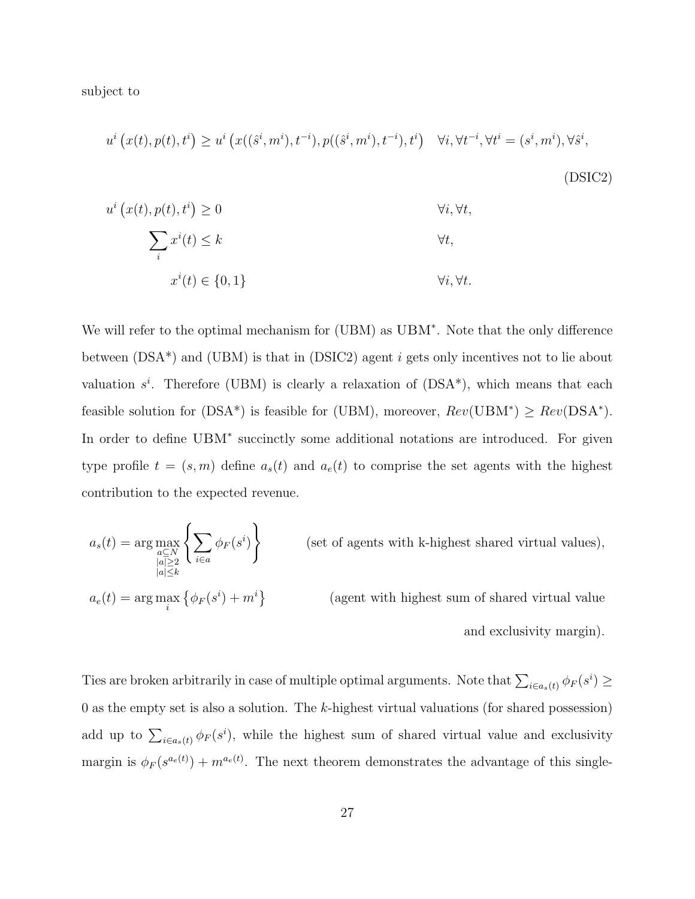subject to

$$u^i\left(x(t), p(t), t^i\right) \geq u^i\left(x((\hat{s}^i, m^i), t^{-i}), p((\hat{s}^i, m^i), t^{-i}), t^i\right) \quad \forall i, \forall t^{-i}, \forall t^i = (s^i, m^i), \forall \hat{s}^i, \tag{DSIC2}$$

$$u^i\left(x(t), p(t), t^i\right) \geq 0 \qquad \forall i, \forall t,$$

$$\sum_i x^i(t) \leq k \qquad \forall t,$$

$$x^i(t) \in \{0, 1\} \qquad \forall i, \forall t.$$

We will refer to the optimal mechanism for (UBM) as UBM$^*$. Note that the only difference between (DSA*) and (UBM) is that in (DSIC2) agent $i$ gets only incentives not to lie about valuation $s^i$. Therefore (UBM) is clearly a relaxation of (DSA*), which means that each feasible solution for (DSA*) is feasible for (UBM), moreover, $Rev(\text{UBM}^*) \geq Rev(\text{DSA}^*)$. In order to define UBM$^*$ succinctly some additional notations are introduced. For given type profile $t = (s, m)$ define $a_s(t)$ and $a_e(t)$ to comprise the set agents with the highest contribution to the expected revenue.

$$a_s(t) = \arg\max_{\substack{a \subseteq N \\ |a| \geq 2 \\ |a| \leq k}} \left\{ \sum_{i \in a} \phi_F(s^i) \right\} \qquad \text{(set of agents with k-highest shared virtual values)},$$

$$a_e(t) = \arg\max_i \left\{ \phi_F(s^i) + m^i \right\} \qquad \text{(agent with highest sum of shared virtual value and exclusivity margin)}.$$

Ties are broken arbitrarily in case of multiple optimal arguments. Note that $\sum_{i \in a_s(t)} \phi_F(s^i) \geq 0$ as the empty set is also a solution. The $k$-highest virtual valuations (for shared possession) add up to $\sum_{i \in a_s(t)} \phi_F(s^i)$, while the highest sum of shared virtual value and exclusivity margin is $\phi_F(s^{a_e(t)}) + m^{a_e(t)}$. The next theorem demonstrates the advantage of this single-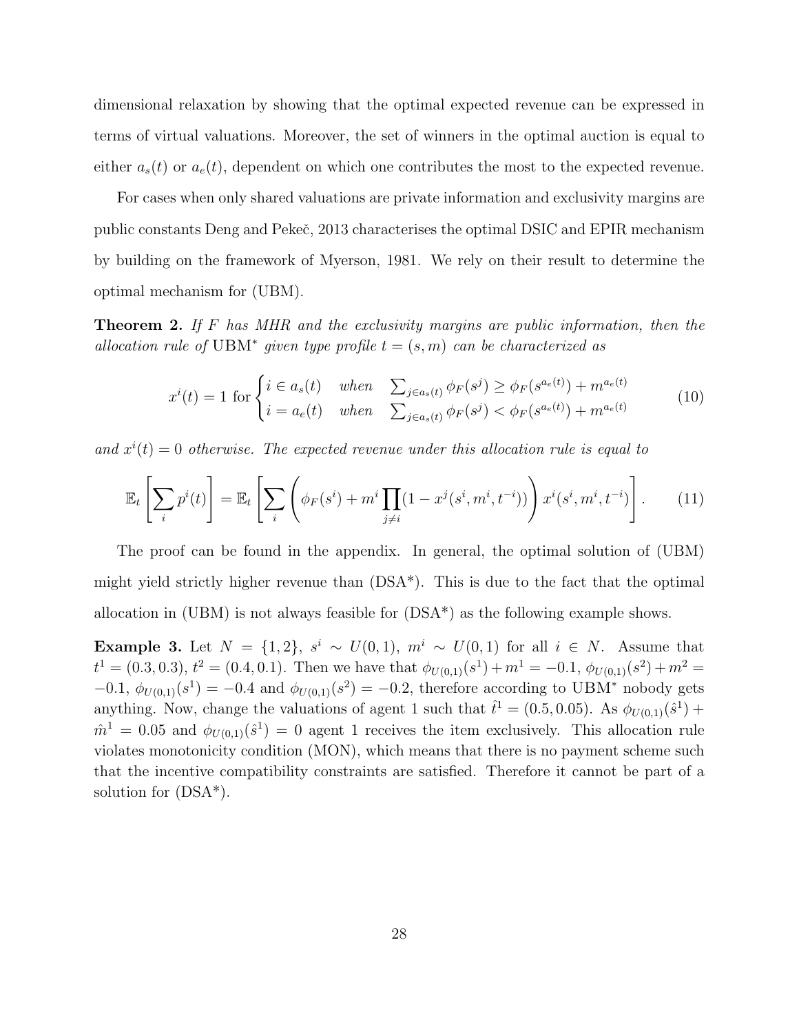dimensional relaxation by showing that the optimal expected revenue can be expressed in terms of virtual valuations. Moreover, the set of winners in the optimal auction is equal to either $a_s(t)$ or $a_e(t)$, dependent on which one contributes the most to the expected revenue.

For cases when only shared valuations are private information and exclusivity margins are public constants Deng and Pekeč, 2013 characterises the optimal DSIC and EPIR mechanism by building on the framework of Myerson, 1981. We rely on their result to determine the optimal mechanism for (UBM).

**Theorem 2.** *If $F$ has MHR and the exclusivity margins are public information, then the allocation rule of* $\text{UBM}^*$ *given type profile $t = (s, m)$ can be characterized as*

$$x^i(t) = 1 \text{ for} \begin{cases} i \in a_s(t) & \textit{when} \quad \sum_{j \in a_s(t)} \phi_F(s^j) \geq \phi_F(s^{a_e(t)}) + m^{a_e(t)} \\ i = a_e(t) & \textit{when} \quad \sum_{j \in a_s(t)} \phi_F(s^j) < \phi_F(s^{a_e(t)}) + m^{a_e(t)} \end{cases} \tag{10}$$

*and $x^i(t) = 0$ otherwise. The expected revenue under this allocation rule is equal to*

$$\mathbb{E}_t \left[ \sum_i p^i(t) \right] = \mathbb{E}_t \left[ \sum_i \left( \phi_F(s^i) + m^i \prod_{j \neq i} (1 - x^j(s^i, m^i, t^{-i})) \right) x^i(s^i, m^i, t^{-i}) \right]. \tag{11}$$

The proof can be found in the appendix. In general, the optimal solution of (UBM) might yield strictly higher revenue than (DSA*). This is due to the fact that the optimal allocation in (UBM) is not always feasible for (DSA*) as the following example shows.

**Example 3.** Let $N = \{1, 2\}$, $s^i \sim U(0, 1)$, $m^i \sim U(0, 1)$ for all $i \in N$. Assume that $t^1 = (0.3, 0.3)$, $t^2 = (0.4, 0.1)$. Then we have that $\phi_{U(0,1)}(s^1) + m^1 = -0.1$, $\phi_{U(0,1)}(s^2) + m^2 = -0.1$, $\phi_{U(0,1)}(s^1) = -0.4$ and $\phi_{U(0,1)}(s^2) = -0.2$, therefore according to $\text{UBM}^*$ nobody gets anything. Now, change the valuations of agent 1 such that $\hat{t}^1 = (0.5, 0.05)$. As $\phi_{U(0,1)}(\hat{s}^1) + \hat{m}^1 = 0.05$ and $\phi_{U(0,1)}(\hat{s}^1) = 0$ agent 1 receives the item exclusively. This allocation rule violates monotonicity condition (MON), which means that there is no payment scheme such that the incentive compatibility constraints are satisfied. Therefore it cannot be part of a solution for (DSA*).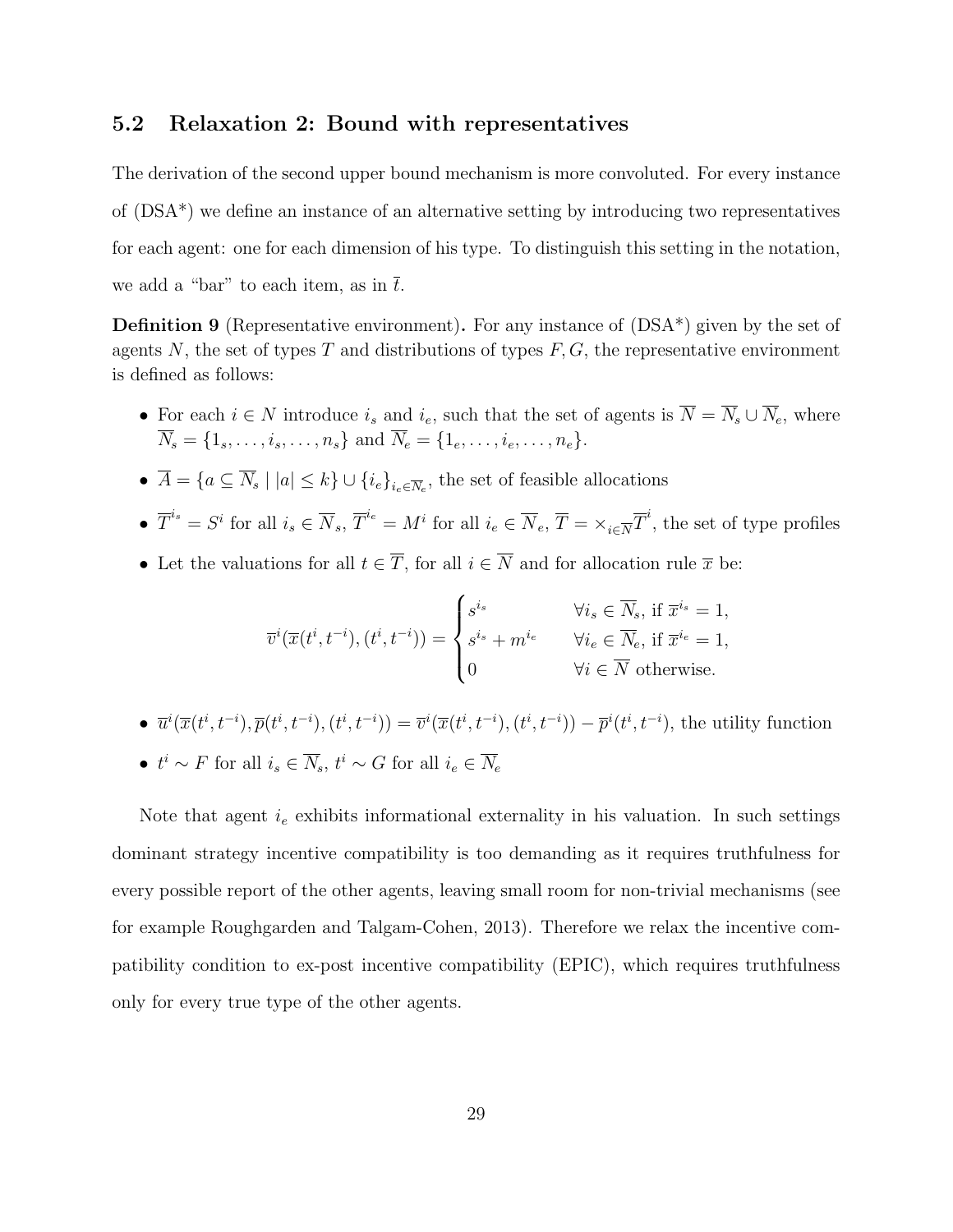### 5.2 Relaxation 2: Bound with representatives

The derivation of the second upper bound mechanism is more convoluted. For every instance of (DSA*) we define an instance of an alternative setting by introducing two representatives for each agent: one for each dimension of his type. To distinguish this setting in the notation, we add a "bar" to each item, as in $\overline{t}$.

**Definition 9** (Representative environment)**.** For any instance of (DSA*) given by the set of agents $N$, the set of types $T$ and distributions of types $F, G$, the representative environment is defined as follows:

- For each $i \in N$ introduce $i_s$ and $i_e$, such that the set of agents is $\overline{N} = \overline{N}_s \cup \overline{N}_e$, where $\overline{N}_s = \{1_s, \ldots, i_s, \ldots, n_s\}$ and $\overline{N}_e = \{1_e, \ldots, i_e, \ldots, n_e\}$.
- $\overline{A} = \{a \subseteq \overline{N}_s \mid |a| \leq k\} \cup \{i_e\}_{i_e \in \overline{N}_e}$, the set of feasible allocations
- $\overline{T}^{i_s} = S^i$ for all $i_s \in \overline{N}_s$, $\overline{T}^{i_e} = M^i$ for all $i_e \in \overline{N}_e$, $\overline{T} = \times_{i \in \overline{N}} \overline{T}^i$, the set of type profiles
- Let the valuations for all $t \in \overline{T}$, for all $i \in \overline{N}$ and for allocation rule $\overline{x}$ be:

$$\overline{v}^i(\overline{x}(t^i, t^{-i}), (t^i, t^{-i})) = \begin{cases} s^{i_s} & \forall i_s \in \overline{N}_s, \text{ if } \overline{x}^{i_s} = 1, \\ s^{i_s} + m^{i_e} & \forall i_e \in \overline{N}_e, \text{ if } \overline{x}^{i_e} = 1, \\ 0 & \forall i \in \overline{N} \text{ otherwise.} \end{cases}$$

- $\overline{u}^i(\overline{x}(t^i, t^{-i}), \overline{p}(t^i, t^{-i}), (t^i, t^{-i})) = \overline{v}^i(\overline{x}(t^i, t^{-i}), (t^i, t^{-i})) - \overline{p}^i(t^i, t^{-i})$, the utility function
- $t^i \sim F$ for all $i_s \in \overline{N}_s$, $t^i \sim G$ for all $i_e \in \overline{N}_e$

Note that agent $i_e$ exhibits informational externality in his valuation. In such settings dominant strategy incentive compatibility is too demanding as it requires truthfulness for every possible report of the other agents, leaving small room for non-trivial mechanisms (see for example Roughgarden and Talgam-Cohen, 2013). Therefore we relax the incentive compatibility condition to ex-post incentive compatibility (EPIC), which requires truthfulness only for every true type of the other agents.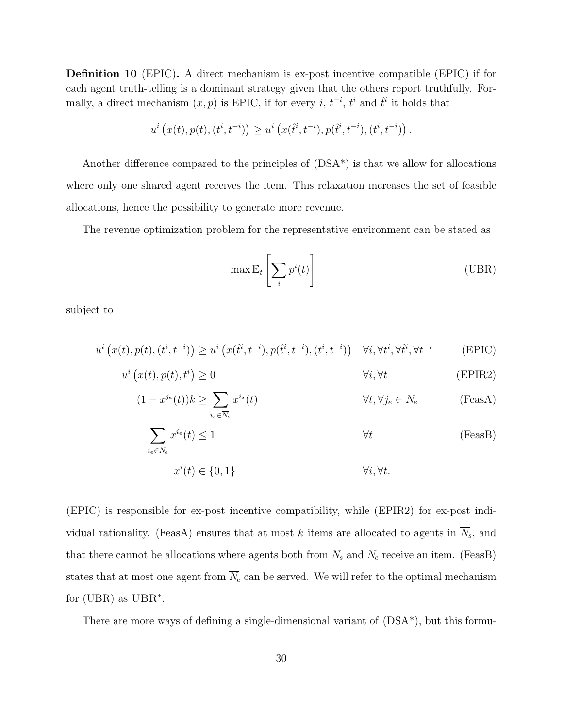**Definition 10** (EPIC)**.** A direct mechanism is ex-post incentive compatible (EPIC) if for each agent truth-telling is a dominant strategy given that the others report truthfully. Formally, a direct mechanism $(x, p)$ is EPIC, if for every $i$, $t^{-i}$, $t^i$ and $\hat{t}^i$ it holds that

$$u^i\left(x(t), p(t), (t^i, t^{-i})\right) \geq u^i\left(x(\hat{t}^i, t^{-i}), p(\hat{t}^i, t^{-i}), (t^i, t^{-i})\right).$$

Another difference compared to the principles of (DSA\*) is that we allow for allocations where only one shared agent receives the item. This relaxation increases the set of feasible allocations, hence the possibility to generate more revenue.

The revenue optimization problem for the representative environment can be stated as

$$\max \mathbb{E}_t\left[\sum_i \overline{p}^i(t)\right] \tag{UBR}$$

subject to

$$\overline{u}^i\left(\overline{x}(t), \overline{p}(t), (t^i, t^{-i})\right) \geq \overline{u}^i\left(\overline{x}(\hat{t}^i, t^{-i}), \overline{p}(\hat{t}^i, t^{-i}), (t^i, t^{-i})\right) \quad \forall i, \forall t^i, \forall \hat{t}^i, \forall t^{-i} \tag{EPIC}$$

$$\overline{u}^i\left(\overline{x}(t), \overline{p}(t), t^i\right) \geq 0 \quad \forall i, \forall t \tag{EPIR2}$$

$$(1 - \overline{x}^{j_e}(t))k \geq \sum_{i_s \in \overline{N}_s} \overline{x}^{i_s}(t) \quad \forall t, \forall j_e \in \overline{N}_e \tag{FeasA}$$

$$\sum_{i_e \in \overline{N}_e} \overline{x}^{i_e}(t) \leq 1 \quad \forall t \tag{FeasB}$$

$$\overline{x}^i(t) \in \{0, 1\} \quad \forall i, \forall t.$$

(EPIC) is responsible for ex-post incentive compatibility, while (EPIR2) for ex-post individual rationality. (FeasA) ensures that at most $k$ items are allocated to agents in $\overline{N}_s$, and that there cannot be allocations where agents both from $\overline{N}_s$ and $\overline{N}_e$ receive an item. (FeasB) states that at most one agent from $\overline{N}_e$ can be served. We will refer to the optimal mechanism for (UBR) as UBR$^*$.

There are more ways of defining a single-dimensional variant of (DSA\*), but this formu-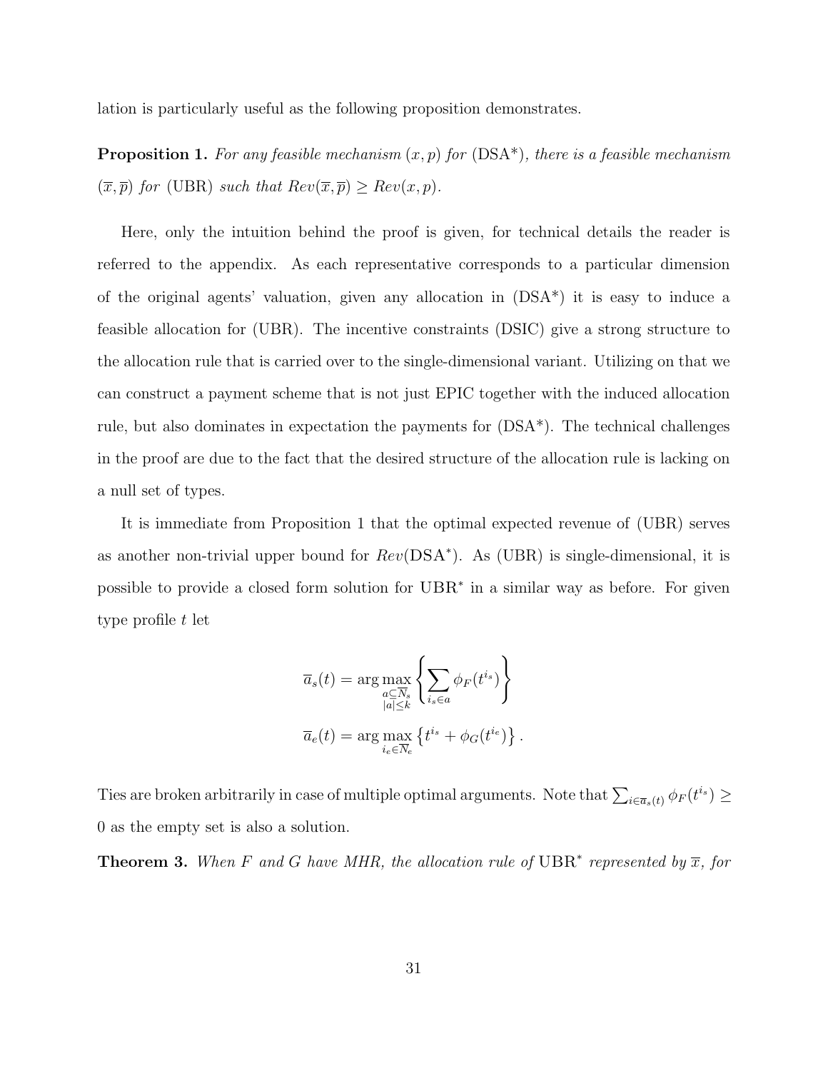lation is particularly useful as the following proposition demonstrates.

**Proposition 1.** *For any feasible mechanism $(x, p)$ for* (DSA\*)*, there is a feasible mechanism $(\overline{x}, \overline{p})$ for* (UBR) *such that $Rev(\overline{x}, \overline{p}) \geq Rev(x, p)$.*

Here, only the intuition behind the proof is given, for technical details the reader is referred to the appendix. As each representative corresponds to a particular dimension of the original agents' valuation, given any allocation in (DSA\*) it is easy to induce a feasible allocation for (UBR). The incentive constraints (DSIC) give a strong structure to the allocation rule that is carried over to the single-dimensional variant. Utilizing on that we can construct a payment scheme that is not just EPIC together with the induced allocation rule, but also dominates in expectation the payments for (DSA\*). The technical challenges in the proof are due to the fact that the desired structure of the allocation rule is lacking on a null set of types.

It is immediate from Proposition 1 that the optimal expected revenue of (UBR) serves as another non-trivial upper bound for $Rev(\text{DSA}^*)$. As (UBR) is single-dimensional, it is possible to provide a closed form solution for $\text{UBR}^*$ in a similar way as before. For given type profile $t$ let

$$\overline{a}_s(t) = \arg\max_{\substack{a \subseteq \overline{N}_s \\ |a| \leq k}} \left\{ \sum_{i_s \in a} \phi_F(t^{i_s}) \right\}$$

$$\overline{a}_e(t) = \arg\max_{i_e \in \overline{N}_e} \left\{ t^{i_s} + \phi_G(t^{i_e}) \right\}.$$

Ties are broken arbitrarily in case of multiple optimal arguments. Note that $\sum_{i \in \overline{a}_s(t)} \phi_F(t^{i_s}) \geq 0$ as the empty set is also a solution.

**Theorem 3.** *When $F$ and $G$ have MHR, the allocation rule of $\text{UBR}^*$ represented by $\overline{x}$, for*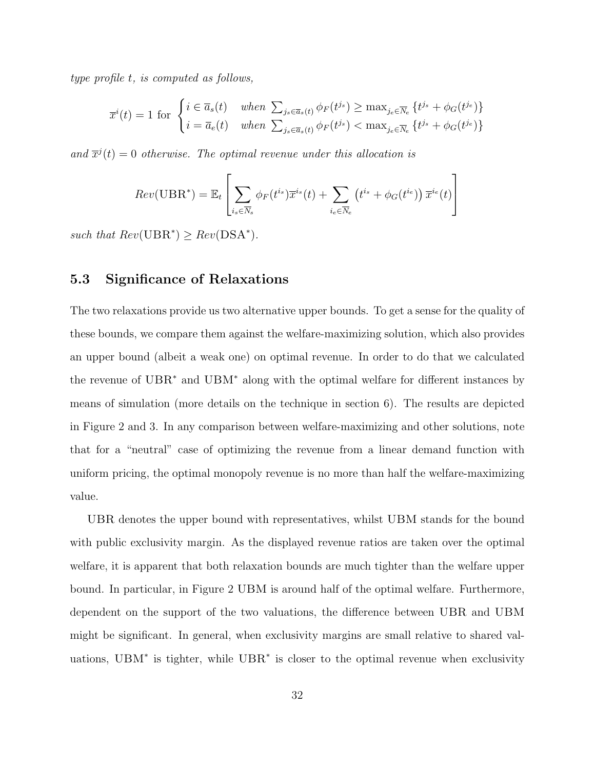*type profile t, is computed as follows,*

$$\overline{x}^i(t) = 1 \text{ for } \begin{cases} i \in \overline{a}_s(t) & \textit{when } \sum_{j_s \in \overline{a}_s(t)} \phi_F(t^{j_s}) \geq \max_{j_e \in \overline{N}_e} \{t^{j_s} + \phi_G(t^{j_e})\} \\ i = \overline{a}_e(t) & \textit{when } \sum_{j_s \in \overline{a}_s(t)} \phi_F(t^{j_s}) < \max_{j_e \in \overline{N}_e} \{t^{j_s} + \phi_G(t^{j_e})\} \end{cases}$$

*and $\overline{x}^j(t) = 0$ otherwise. The optimal revenue under this allocation is*

$$Rev(\text{UBR}^*) = \mathbb{E}_t \left[ \sum_{i_s \in \overline{N}_s} \phi_F(t^{i_s}) \overline{x}^{i_s}(t) + \sum_{i_e \in \overline{N}_e} \left(t^{i_s} + \phi_G(t^{i_e})\right) \overline{x}^{i_e}(t) \right]$$

*such that $Rev(\text{UBR}^*) \geq Rev(\text{DSA}^*)$.*

### 5.3 Significance of Relaxations

The two relaxations provide us two alternative upper bounds. To get a sense for the quality of these bounds, we compare them against the welfare-maximizing solution, which also provides an upper bound (albeit a weak one) on optimal revenue. In order to do that we calculated the revenue of $\text{UBR}^*$ and $\text{UBM}^*$ along with the optimal welfare for different instances by means of simulation (more details on the technique in section 6). The results are depicted in Figure 2 and 3. In any comparison between welfare-maximizing and other solutions, note that for a "neutral" case of optimizing the revenue from a linear demand function with uniform pricing, the optimal monopoly revenue is no more than half the welfare-maximizing value.

UBR denotes the upper bound with representatives, whilst UBM stands for the bound with public exclusivity margin. As the displayed revenue ratios are taken over the optimal welfare, it is apparent that both relaxation bounds are much tighter than the welfare upper bound. In particular, in Figure 2 UBM is around half of the optimal welfare. Furthermore, dependent on the support of the two valuations, the difference between UBR and UBM might be significant. In general, when exclusivity margins are small relative to shared valuations, $\text{UBM}^*$ is tighter, while $\text{UBR}^*$ is closer to the optimal revenue when exclusivity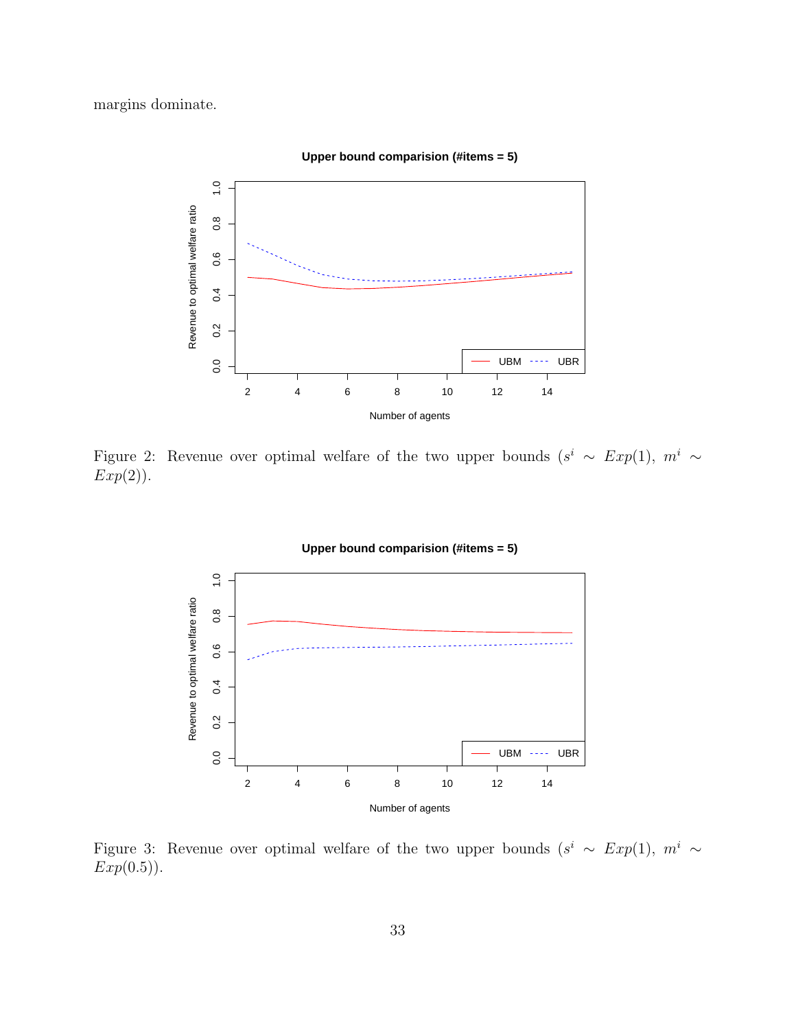margins dominate.

Figure 2: Revenue over optimal welfare of the two upper bounds ($s^i \sim Exp(1)$, $m^i \sim Exp(2)$).

Figure 3: Revenue over optimal welfare of the two upper bounds ($s^i \sim Exp(1)$, $m^i \sim Exp(0.5)$).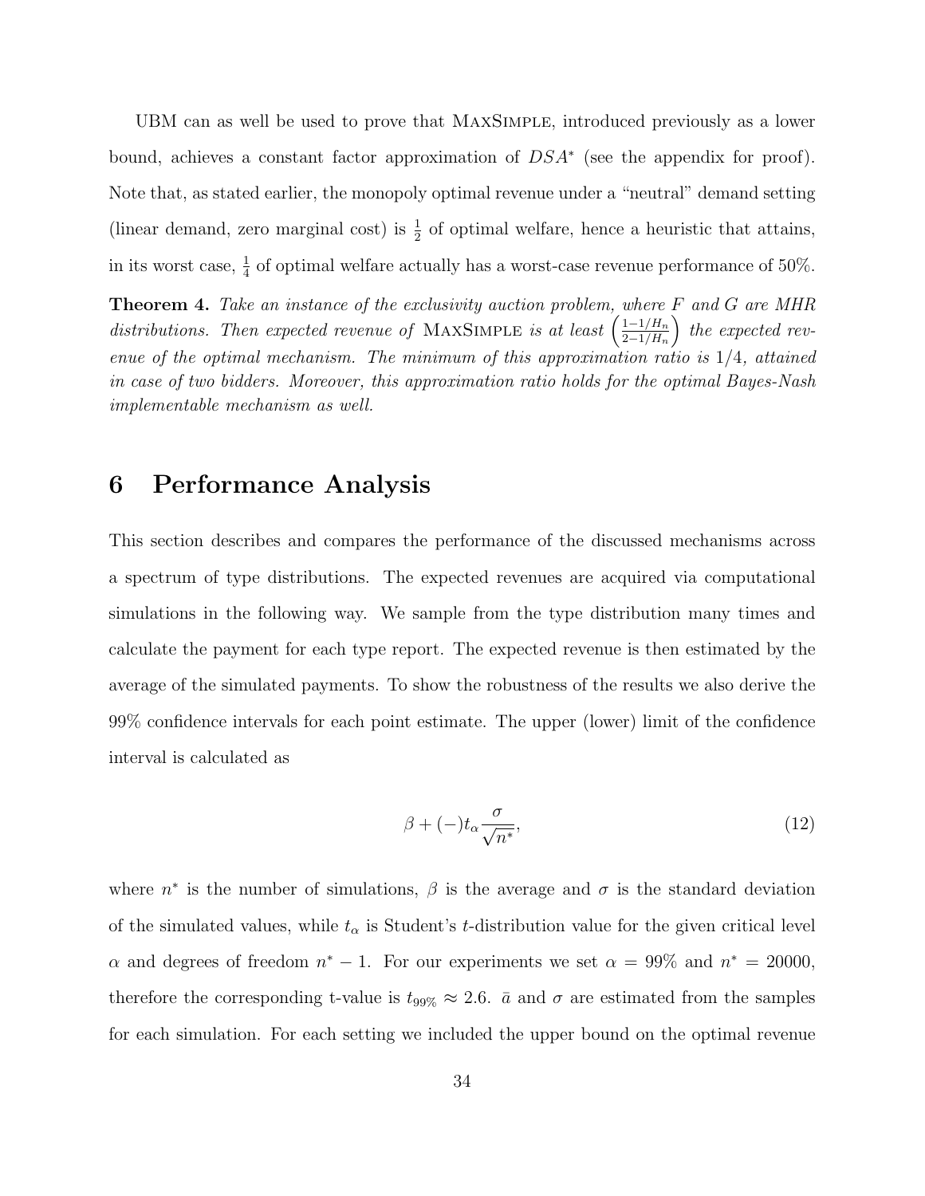UBM can as well be used to prove that MaxSimple, introduced previously as a lower bound, achieves a constant factor approximation of $DSA^*$ (see the appendix for proof). Note that, as stated earlier, the monopoly optimal revenue under a "neutral" demand setting (linear demand, zero marginal cost) is $\frac{1}{2}$ of optimal welfare, hence a heuristic that attains, in its worst case, $\frac{1}{4}$ of optimal welfare actually has a worst-case revenue performance of 50%.

**Theorem 4.** *Take an instance of the exclusivity auction problem, where $F$ and $G$ are MHR distributions. Then expected revenue of* MaxSimple *is at least $\left(\frac{1-1/H_n}{2-1/H_n}\right)$ the expected revenue of the optimal mechanism. The minimum of this approximation ratio is $1/4$, attained in case of two bidders. Moreover, this approximation ratio holds for the optimal Bayes-Nash implementable mechanism as well.*

# 6 Performance Analysis

This section describes and compares the performance of the discussed mechanisms across a spectrum of type distributions. The expected revenues are acquired via computational simulations in the following way. We sample from the type distribution many times and calculate the payment for each type report. The expected revenue is then estimated by the average of the simulated payments. To show the robustness of the results we also derive the 99% confidence intervals for each point estimate. The upper (lower) limit of the confidence interval is calculated as

$$\beta + (-) t_\alpha \frac{\sigma}{\sqrt{n^*}}, \tag{12}$$

where $n^*$ is the number of simulations, $\beta$ is the average and $\sigma$ is the standard deviation of the simulated values, while $t_\alpha$ is Student's $t$-distribution value for the given critical level $\alpha$ and degrees of freedom $n^* - 1$. For our experiments we set $\alpha = 99\%$ and $n^* = 20000$, therefore the corresponding t-value is $t_{99\%} \approx 2.6$. $\bar{a}$ and $\sigma$ are estimated from the samples for each simulation. For each setting we included the upper bound on the optimal revenue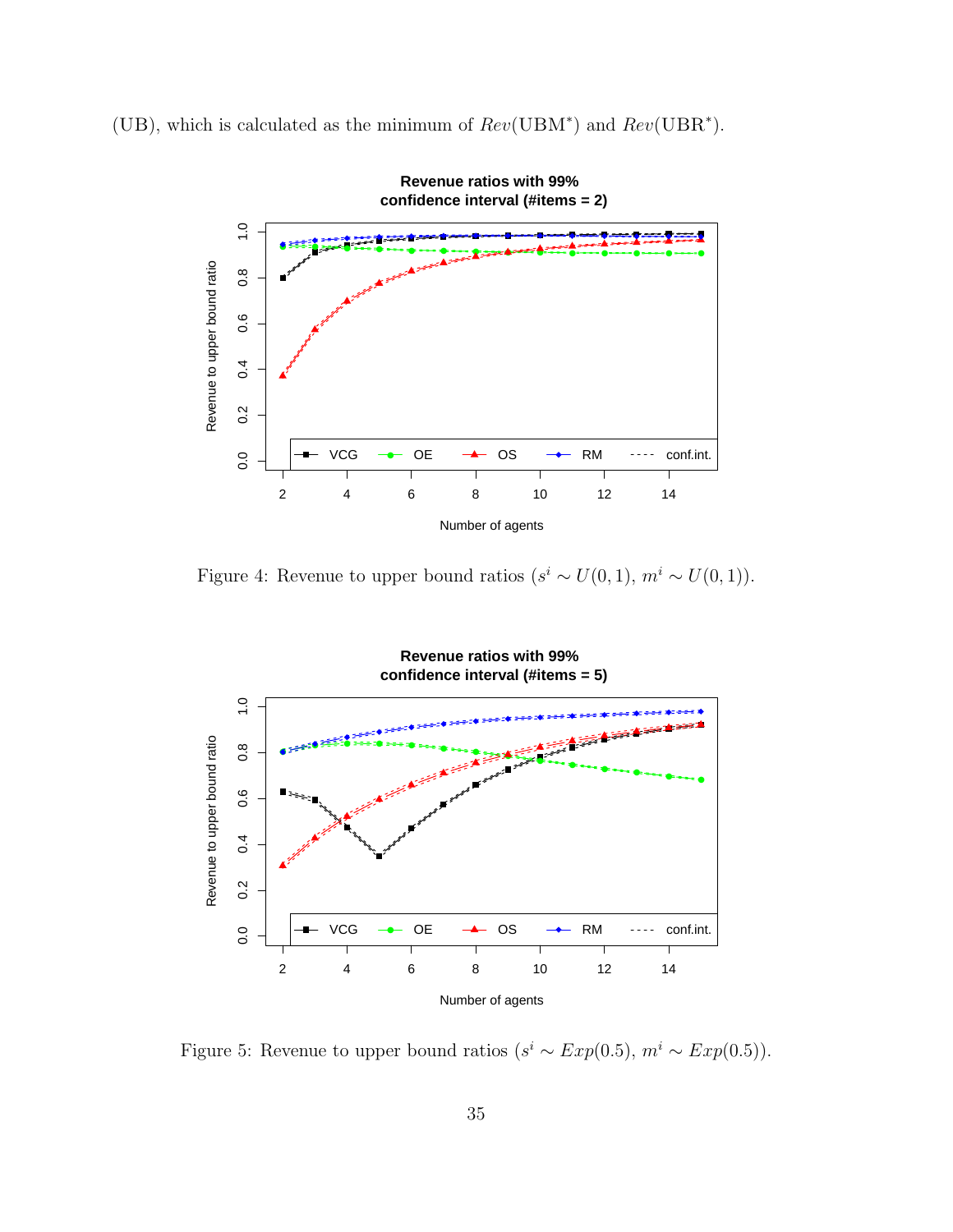(UB), which is calculated as the minimum of $Rev(\text{UBM}^*)$ and $Rev(\text{UBR}^*)$.

Figure 4: Revenue to upper bound ratios ($s^i \sim U(0,1)$, $m^i \sim U(0,1)$).

Figure 5: Revenue to upper bound ratios ($s^i \sim Exp(0.5)$, $m^i \sim Exp(0.5)$).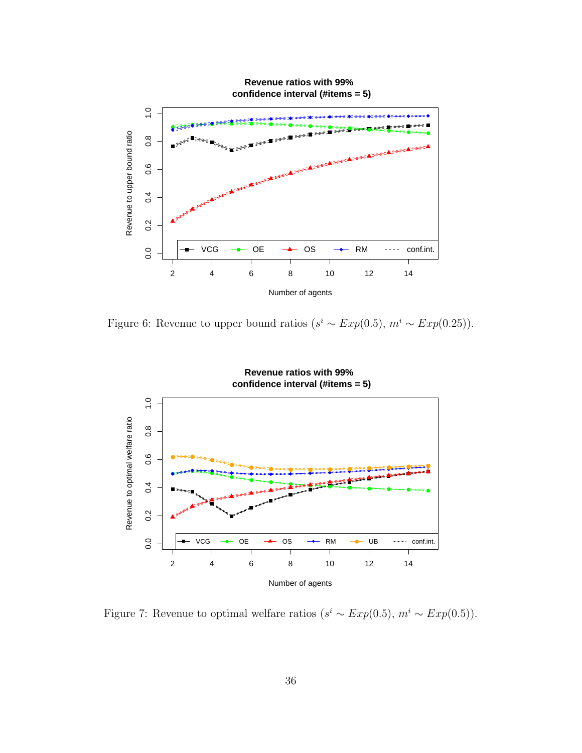Figure 6: Revenue to upper bound ratios ($s^i \sim Exp(0.5)$, $m^i \sim Exp(0.25)$).

Figure 7: Revenue to optimal welfare ratios ($s^i \sim Exp(0.5)$, $m^i \sim Exp(0.5)$).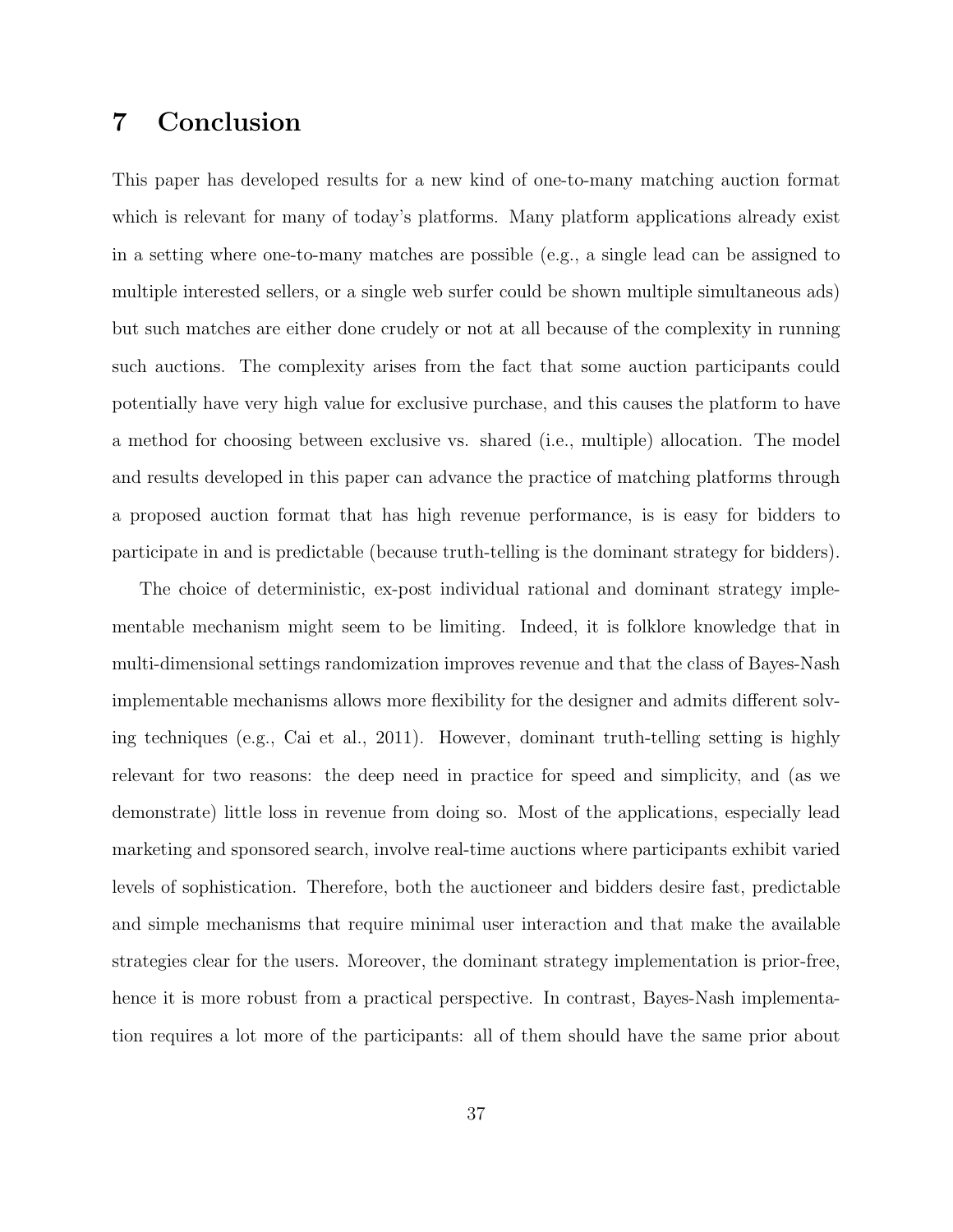# 7 Conclusion

This paper has developed results for a new kind of one-to-many matching auction format which is relevant for many of today's platforms. Many platform applications already exist in a setting where one-to-many matches are possible (e.g., a single lead can be assigned to multiple interested sellers, or a single web surfer could be shown multiple simultaneous ads) but such matches are either done crudely or not at all because of the complexity in running such auctions. The complexity arises from the fact that some auction participants could potentially have very high value for exclusive purchase, and this causes the platform to have a method for choosing between exclusive vs. shared (i.e., multiple) allocation. The model and results developed in this paper can advance the practice of matching platforms through a proposed auction format that has high revenue performance, is is easy for bidders to participate in and is predictable (because truth-telling is the dominant strategy for bidders).

The choice of deterministic, ex-post individual rational and dominant strategy implementable mechanism might seem to be limiting. Indeed, it is folklore knowledge that in multi-dimensional settings randomization improves revenue and that the class of Bayes-Nash implementable mechanisms allows more flexibility for the designer and admits different solving techniques (e.g., Cai et al., 2011). However, dominant truth-telling setting is highly relevant for two reasons: the deep need in practice for speed and simplicity, and (as we demonstrate) little loss in revenue from doing so. Most of the applications, especially lead marketing and sponsored search, involve real-time auctions where participants exhibit varied levels of sophistication. Therefore, both the auctioneer and bidders desire fast, predictable and simple mechanisms that require minimal user interaction and that make the available strategies clear for the users. Moreover, the dominant strategy implementation is prior-free, hence it is more robust from a practical perspective. In contrast, Bayes-Nash implementation requires a lot more of the participants: all of them should have the same prior about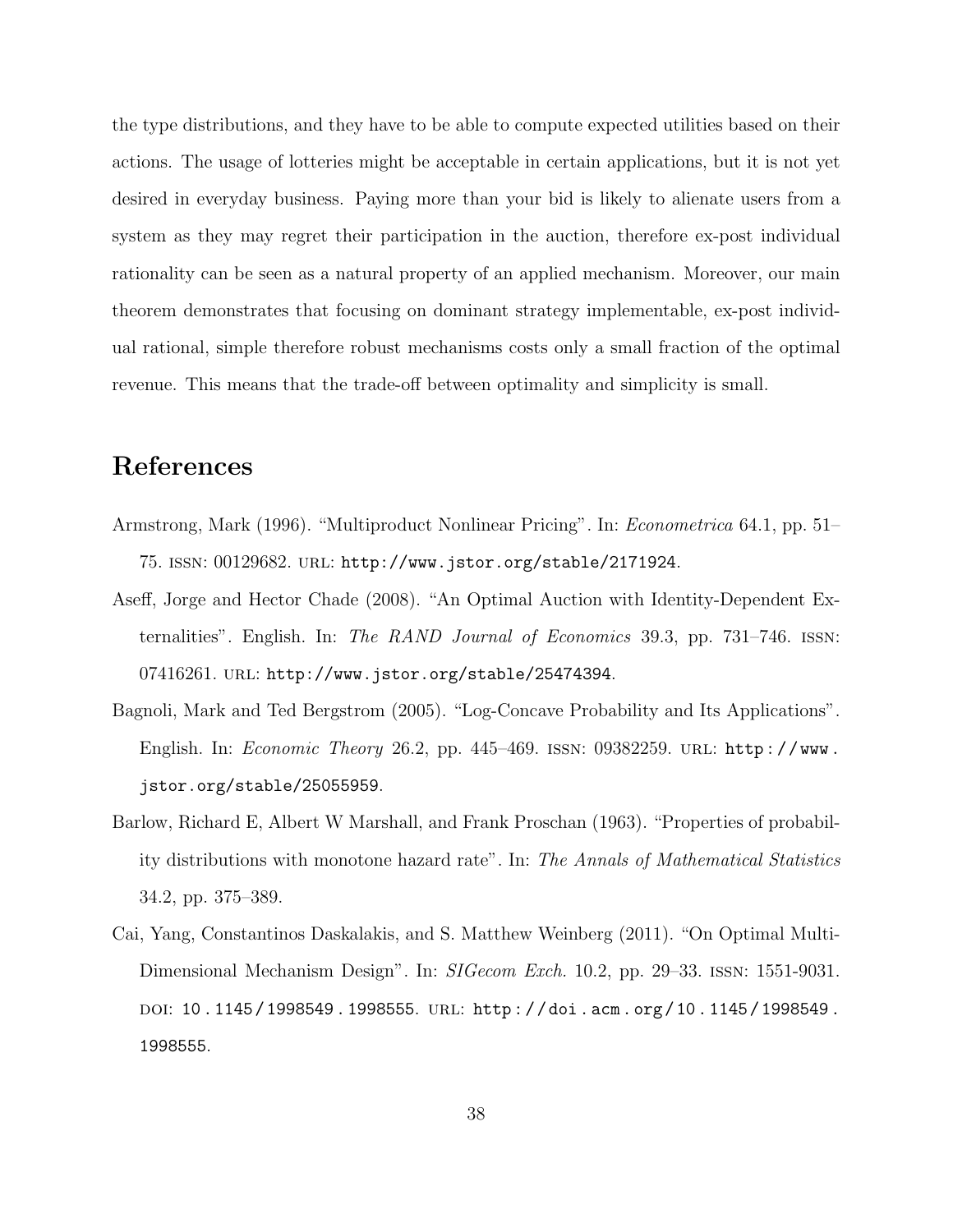the type distributions, and they have to be able to compute expected utilities based on their actions. The usage of lotteries might be acceptable in certain applications, but it is not yet desired in everyday business. Paying more than your bid is likely to alienate users from a system as they may regret their participation in the auction, therefore ex-post individual rationality can be seen as a natural property of an applied mechanism. Moreover, our main theorem demonstrates that focusing on dominant strategy implementable, ex-post individual rational, simple therefore robust mechanisms costs only a small fraction of the optimal revenue. This means that the trade-off between optimality and simplicity is small.

# References

Armstrong, Mark (1996). "Multiproduct Nonlinear Pricing". In: *Econometrica* 64.1, pp. 51–75. ISSN: 00129682. URL: http://www.jstor.org/stable/2171924.

Aseff, Jorge and Hector Chade (2008). "An Optimal Auction with Identity-Dependent Externalities". English. In: *The RAND Journal of Economics* 39.3, pp. 731–746. ISSN: 07416261. URL: http://www.jstor.org/stable/25474394.

Bagnoli, Mark and Ted Bergstrom (2005). "Log-Concave Probability and Its Applications". English. In: *Economic Theory* 26.2, pp. 445–469. ISSN: 09382259. URL: http://www.jstor.org/stable/25055959.

Barlow, Richard E, Albert W Marshall, and Frank Proschan (1963). "Properties of probability distributions with monotone hazard rate". In: *The Annals of Mathematical Statistics* 34.2, pp. 375–389.

Cai, Yang, Constantinos Daskalakis, and S. Matthew Weinberg (2011). "On Optimal Multi-Dimensional Mechanism Design". In: *SIGecom Exch.* 10.2, pp. 29–33. ISSN: 1551-9031. DOI: 10.1145/1998549.1998555. URL: http://doi.acm.org/10.1145/1998549.1998555.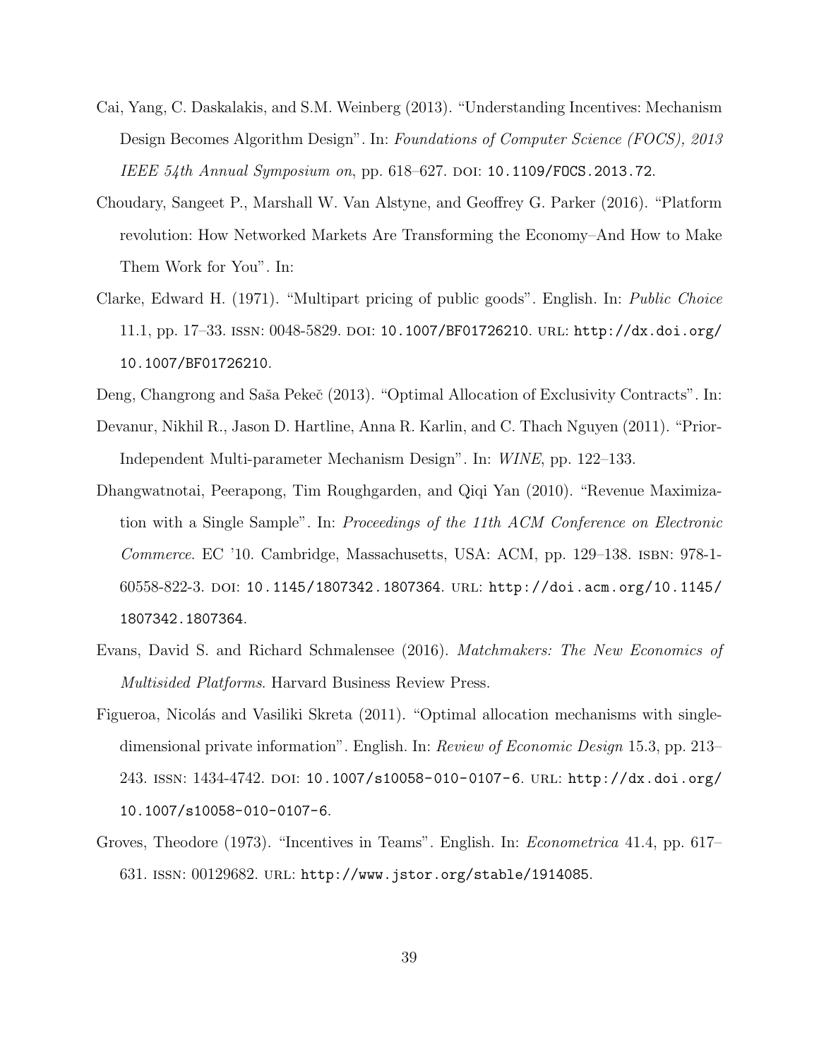Cai, Yang, C. Daskalakis, and S.M. Weinberg (2013). "Understanding Incentives: Mechanism Design Becomes Algorithm Design". In: *Foundations of Computer Science (FOCS), 2013 IEEE 54th Annual Symposium on*, pp. 618–627. DOI: 10.1109/FOCS.2013.72.

Choudary, Sangeet P., Marshall W. Van Alstyne, and Geoffrey G. Parker (2016). "Platform revolution: How Networked Markets Are Transforming the Economy–And How to Make Them Work for You". In:

Clarke, Edward H. (1971). "Multipart pricing of public goods". English. In: *Public Choice* 11.1, pp. 17–33. ISSN: 0048-5829. DOI: 10.1007/BF01726210. URL: http://dx.doi.org/10.1007/BF01726210.

Deng, Changrong and Saša Pekeč (2013). "Optimal Allocation of Exclusivity Contracts". In:

Devanur, Nikhil R., Jason D. Hartline, Anna R. Karlin, and C. Thach Nguyen (2011). "Prior-Independent Multi-parameter Mechanism Design". In: *WINE*, pp. 122–133.

Dhangwatnotai, Peerapong, Tim Roughgarden, and Qiqi Yan (2010). "Revenue Maximization with a Single Sample". In: *Proceedings of the 11th ACM Conference on Electronic Commerce*. EC '10. Cambridge, Massachusetts, USA: ACM, pp. 129–138. ISBN: 978-1-60558-822-3. DOI: 10.1145/1807342.1807364. URL: http://doi.acm.org/10.1145/1807342.1807364.

Evans, David S. and Richard Schmalensee (2016). *Matchmakers: The New Economics of Multisided Platforms*. Harvard Business Review Press.

Figueroa, Nicolás and Vasiliki Skreta (2011). "Optimal allocation mechanisms with single-dimensional private information". English. In: *Review of Economic Design* 15.3, pp. 213–243. ISSN: 1434-4742. DOI: 10.1007/s10058-010-0107-6. URL: http://dx.doi.org/10.1007/s10058-010-0107-6.

Groves, Theodore (1973). "Incentives in Teams". English. In: *Econometrica* 41.4, pp. 617–631. ISSN: 00129682. URL: http://www.jstor.org/stable/1914085.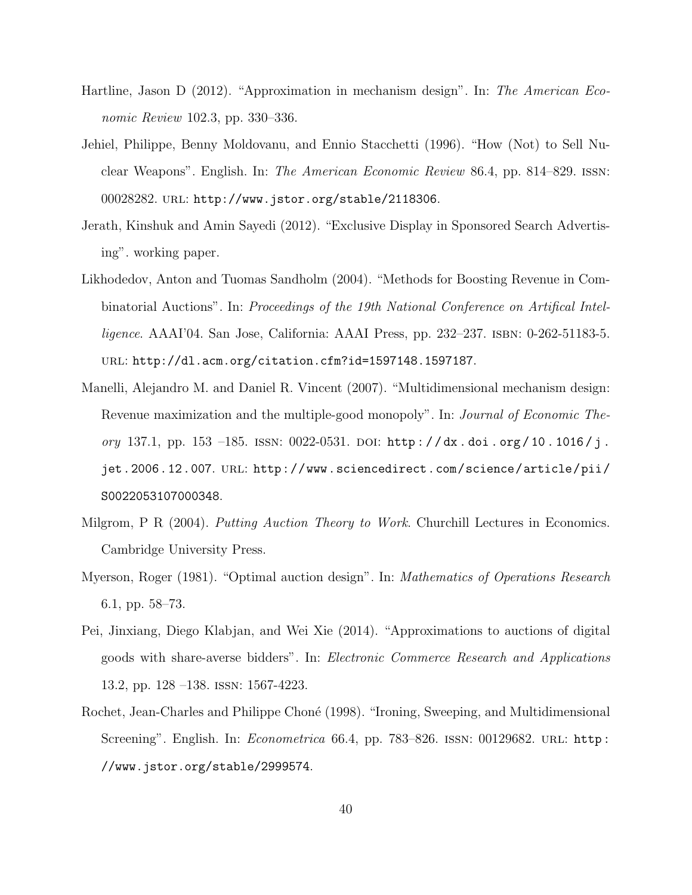Hartline, Jason D (2012). "Approximation in mechanism design". In: *The American Economic Review* 102.3, pp. 330–336.

Jehiel, Philippe, Benny Moldovanu, and Ennio Stacchetti (1996). "How (Not) to Sell Nuclear Weapons". English. In: *The American Economic Review* 86.4, pp. 814–829. ISSN: 00028282. URL: http://www.jstor.org/stable/2118306.

Jerath, Kinshuk and Amin Sayedi (2012). "Exclusive Display in Sponsored Search Advertising". working paper.

Likhodedov, Anton and Tuomas Sandholm (2004). "Methods for Boosting Revenue in Combinatorial Auctions". In: *Proceedings of the 19th National Conference on Artifical Intelligence*. AAAI'04. San Jose, California: AAAI Press, pp. 232–237. ISBN: 0-262-51183-5. URL: http://dl.acm.org/citation.cfm?id=1597148.1597187.

Manelli, Alejandro M. and Daniel R. Vincent (2007). "Multidimensional mechanism design: Revenue maximization and the multiple-good monopoly". In: *Journal of Economic Theory* 137.1, pp. 153 –185. ISSN: 0022-0531. DOI: http://dx.doi.org/10.1016/j.jet.2006.12.007. URL: http://www.sciencedirect.com/science/article/pii/S0022053107000348.

Milgrom, P R (2004). *Putting Auction Theory to Work*. Churchill Lectures in Economics. Cambridge University Press.

Myerson, Roger (1981). "Optimal auction design". In: *Mathematics of Operations Research* 6.1, pp. 58–73.

Pei, Jinxiang, Diego Klabjan, and Wei Xie (2014). "Approximations to auctions of digital goods with share-averse bidders". In: *Electronic Commerce Research and Applications* 13.2, pp. 128 –138. ISSN: 1567-4223.

Rochet, Jean-Charles and Philippe Choné (1998). "Ironing, Sweeping, and Multidimensional Screening". English. In: *Econometrica* 66.4, pp. 783–826. ISSN: 00129682. URL: http://www.jstor.org/stable/2999574.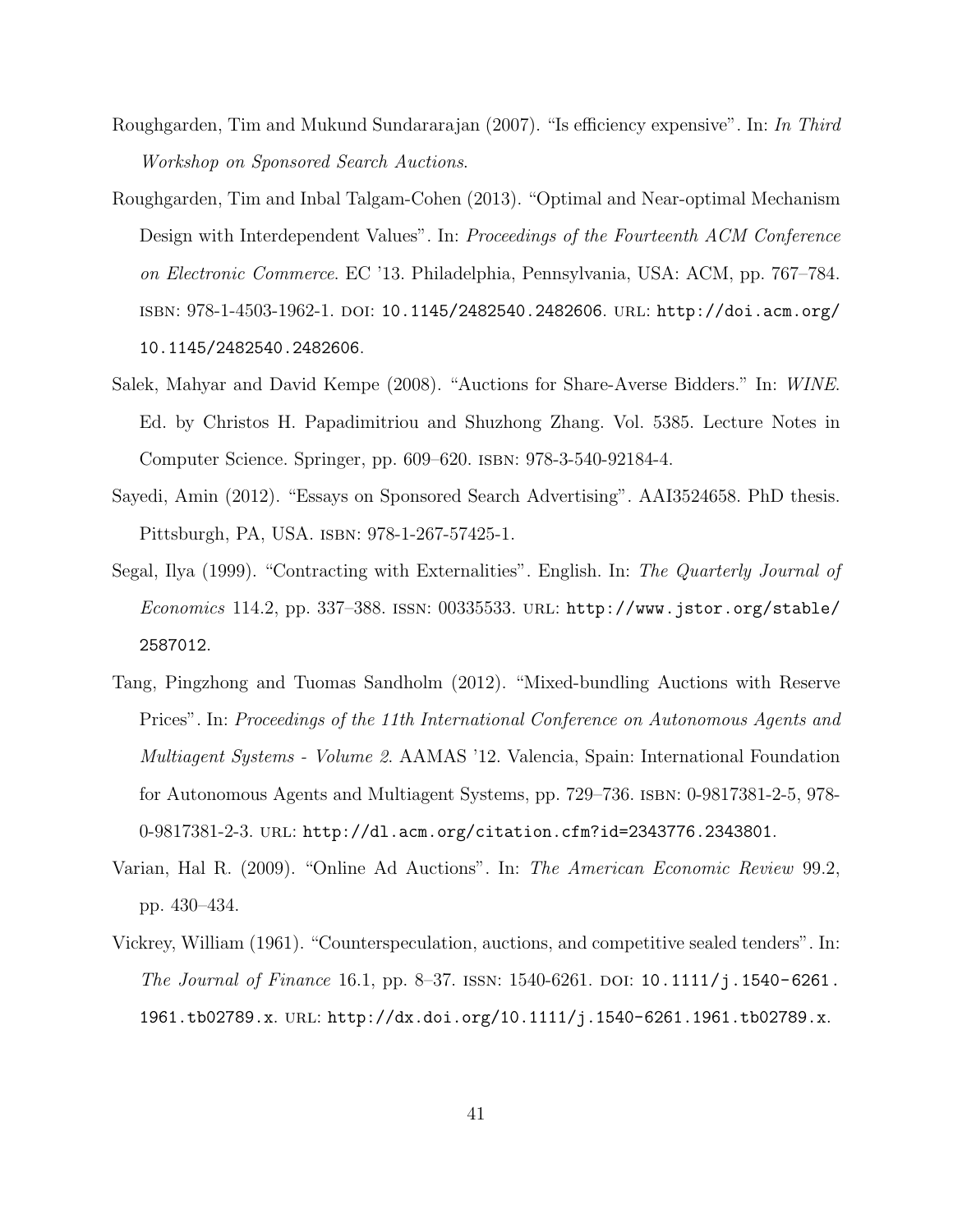Roughgarden, Tim and Mukund Sundararajan (2007). "Is efficiency expensive". In: *In Third Workshop on Sponsored Search Auctions*.

Roughgarden, Tim and Inbal Talgam-Cohen (2013). "Optimal and Near-optimal Mechanism Design with Interdependent Values". In: *Proceedings of the Fourteenth ACM Conference on Electronic Commerce*. EC '13. Philadelphia, Pennsylvania, USA: ACM, pp. 767–784. ISBN: 978-1-4503-1962-1. DOI: 10.1145/2482540.2482606. URL: http://doi.acm.org/10.1145/2482540.2482606.

Salek, Mahyar and David Kempe (2008). "Auctions for Share-Averse Bidders." In: *WINE*. Ed. by Christos H. Papadimitriou and Shuzhong Zhang. Vol. 5385. Lecture Notes in Computer Science. Springer, pp. 609–620. ISBN: 978-3-540-92184-4.

Sayedi, Amin (2012). "Essays on Sponsored Search Advertising". AAI3524658. PhD thesis. Pittsburgh, PA, USA. ISBN: 978-1-267-57425-1.

Segal, Ilya (1999). "Contracting with Externalities". English. In: *The Quarterly Journal of Economics* 114.2, pp. 337–388. ISSN: 00335533. URL: http://www.jstor.org/stable/2587012.

Tang, Pingzhong and Tuomas Sandholm (2012). "Mixed-bundling Auctions with Reserve Prices". In: *Proceedings of the 11th International Conference on Autonomous Agents and Multiagent Systems - Volume 2*. AAMAS '12. Valencia, Spain: International Foundation for Autonomous Agents and Multiagent Systems, pp. 729–736. ISBN: 0-9817381-2-5, 978-0-9817381-2-3. URL: http://dl.acm.org/citation.cfm?id=2343776.2343801.

Varian, Hal R. (2009). "Online Ad Auctions". In: *The American Economic Review* 99.2, pp. 430–434.

Vickrey, William (1961). "Counterspeculation, auctions, and competitive sealed tenders". In: *The Journal of Finance* 16.1, pp. 8–37. ISSN: 1540-6261. DOI: 10.1111/j.1540-6261.1961.tb02789.x. URL: http://dx.doi.org/10.1111/j.1540-6261.1961.tb02789.x.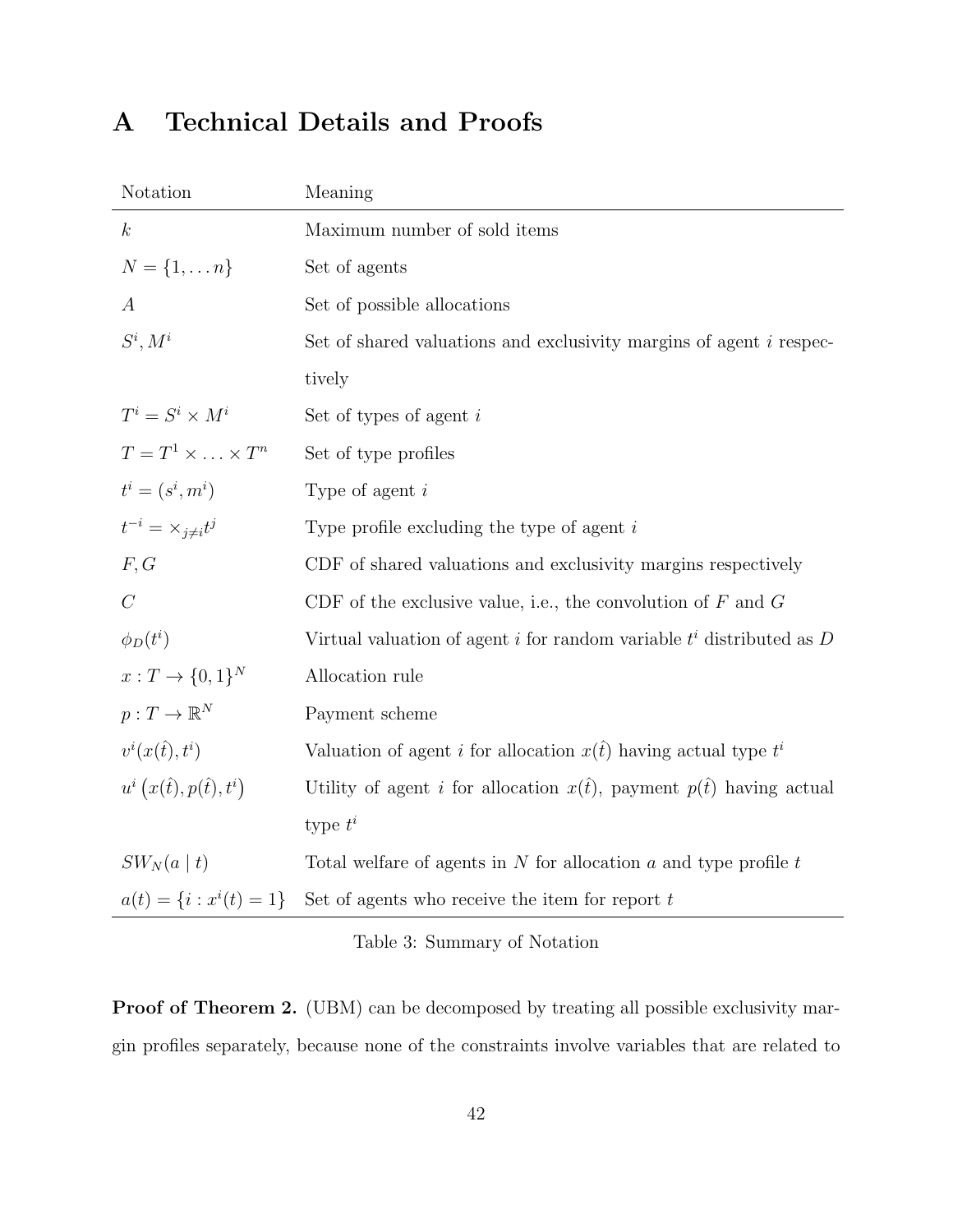# A Technical Details and Proofs

| Notation | Meaning |
|---|---|
| $k$ | Maximum number of sold items |
| $N = \{1, \ldots n\}$ | Set of agents |
| $A$ | Set of possible allocations |
| $S^i, M^i$ | Set of shared valuations and exclusivity margins of agent $i$ respectively |
| $T^i = S^i \times M^i$ | Set of types of agent $i$ |
| $T = T^1 \times \ldots \times T^n$ | Set of type profiles |
| $t^i = (s^i, m^i)$ | Type of agent $i$ |
| $t^{-i} = \times_{j \neq i} t^j$ | Type profile excluding the type of agent $i$ |
| $F, G$ | CDF of shared valuations and exclusivity margins respectively |
| $C$ | CDF of the exclusive value, i.e., the convolution of $F$ and $G$ |
| $\phi_D(t^i)$ | Virtual valuation of agent $i$ for random variable $t^i$ distributed as $D$ |
| $x : T \to \{0,1\}^N$ | Allocation rule |
| $p : T \to \mathbb{R}^N$ | Payment scheme |
| $v^i(x(\hat{t}), t^i)$ | Valuation of agent $i$ for allocation $x(\hat{t})$ having actual type $t^i$ |
| $u^i\left(x(\hat{t}), p(\hat{t}), t^i\right)$ | Utility of agent $i$ for allocation $x(\hat{t})$, payment $p(\hat{t})$ having actual type $t^i$ |
| $SW_N(a \mid t)$ | Total welfare of agents in $N$ for allocation $a$ and type profile $t$ |
| $a(t) = \{i : x^i(t) = 1\}$ | Set of agents who receive the item for report $t$ |

Table 3: Summary of Notation

**Proof of Theorem 2.** (UBM) can be decomposed by treating all possible exclusivity margin profiles separately, because none of the constraints involve variables that are related to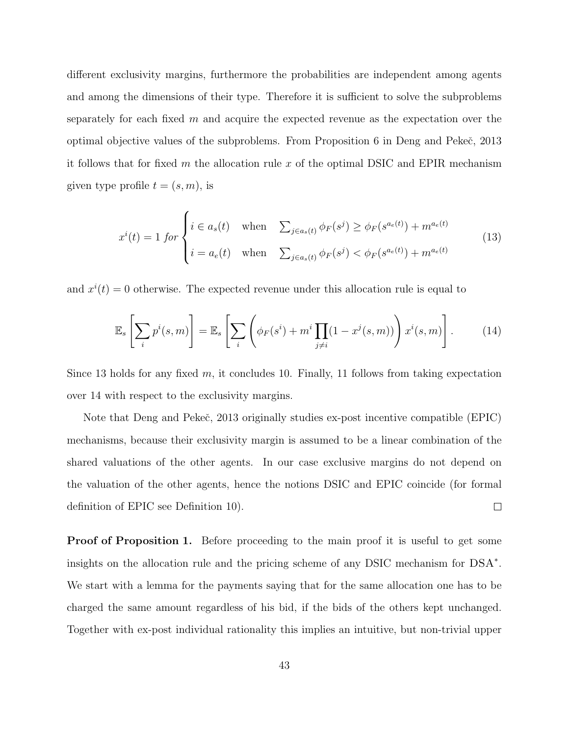different exclusivity margins, furthermore the probabilities are independent among agents and among the dimensions of their type. Therefore it is sufficient to solve the subproblems separately for each fixed $m$ and acquire the expected revenue as the expectation over the optimal objective values of the subproblems. From Proposition 6 in Deng and Pekeč, 2013 it follows that for fixed $m$ the allocation rule $x$ of the optimal DSIC and EPIR mechanism given type profile $t = (s, m)$, is

$$x^i(t) = 1 \textit{ for } \begin{cases} i \in a_s(t) & \text{when} \quad \sum_{j \in a_s(t)} \phi_F(s^j) \geq \phi_F(s^{a_e(t)}) + m^{a_e(t)} \\ i = a_e(t) & \text{when} \quad \sum_{j \in a_s(t)} \phi_F(s^j) < \phi_F(s^{a_e(t)}) + m^{a_e(t)} \end{cases} \tag{13}$$

and $x^i(t) = 0$ otherwise. The expected revenue under this allocation rule is equal to

$$\mathbb{E}_s \left[ \sum_i p^i(s, m) \right] = \mathbb{E}_s \left[ \sum_i \left( \phi_F(s^i) + m^i \prod_{j \neq i} (1 - x^j(s, m)) \right) x^i(s, m) \right]. \tag{14}$$

Since 13 holds for any fixed $m$, it concludes 10. Finally, 11 follows from taking expectation over 14 with respect to the exclusivity margins.

Note that Deng and Pekeč, 2013 originally studies ex-post incentive compatible (EPIC) mechanisms, because their exclusivity margin is assumed to be a linear combination of the shared valuations of the other agents. In our case exclusive margins do not depend on the valuation of the other agents, hence the notions DSIC and EPIC coincide (for formal definition of EPIC see Definition 10). □

**Proof of Proposition 1.** Before proceeding to the main proof it is useful to get some insights on the allocation rule and the pricing scheme of any DSIC mechanism for DSA$^*$. We start with a lemma for the payments saying that for the same allocation one has to be charged the same amount regardless of his bid, if the bids of the others kept unchanged. Together with ex-post individual rationality this implies an intuitive, but non-trivial upper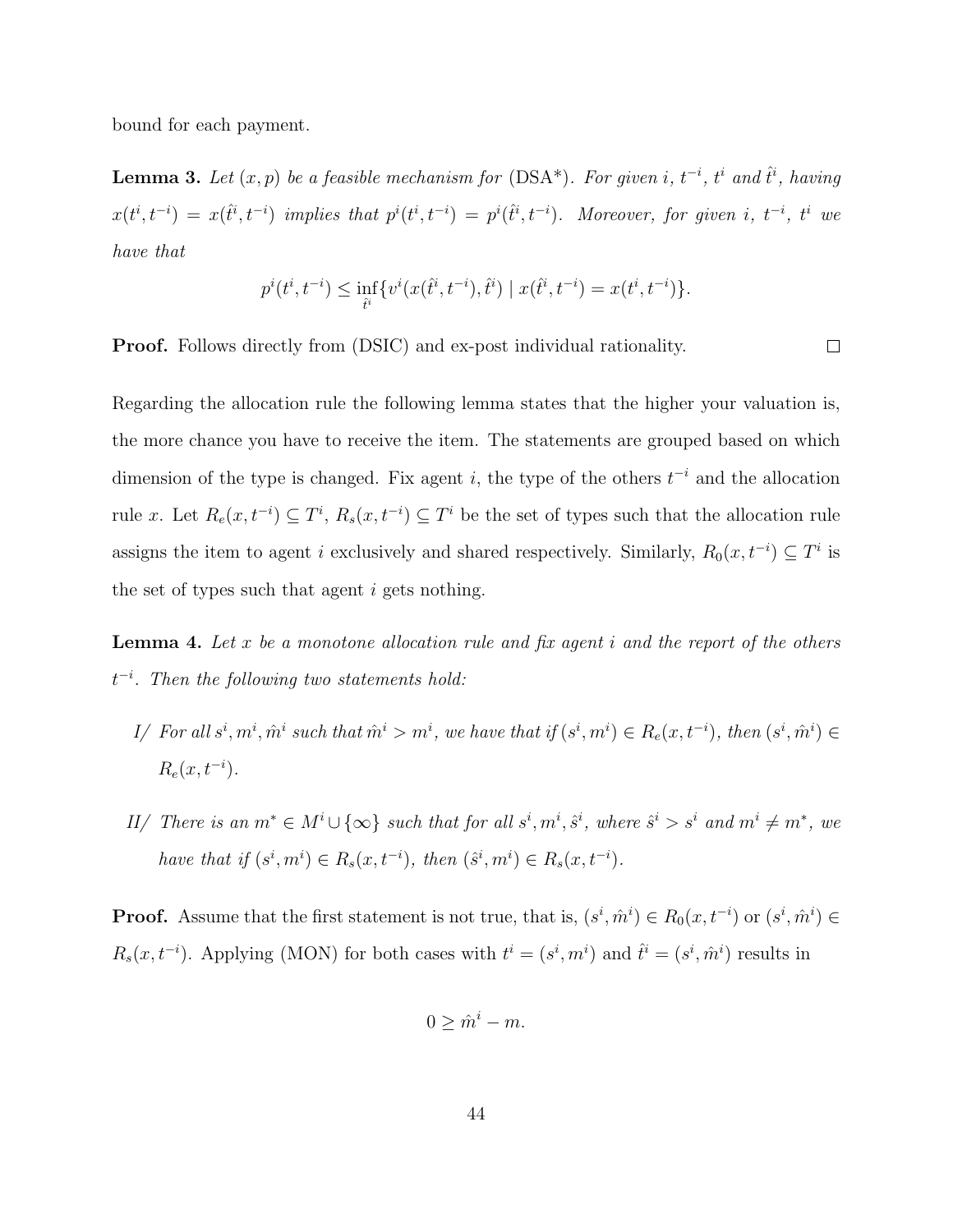bound for each payment.

**Lemma 3.** *Let $(x, p)$ be a feasible mechanism for* (DSA\*)*. For given $i$, $t^{-i}$, $t^i$ and $\hat{t}^i$, having $x(t^i, t^{-i}) = x(\hat{t}^i, t^{-i})$ implies that $p^i(t^i, t^{-i}) = p^i(\hat{t}^i, t^{-i})$. Moreover, for given $i$, $t^{-i}$, $t^i$ we have that*

$$p^i(t^i, t^{-i}) \leq \inf_{\hat{t}^i}\{v^i(x(\hat{t}^i, t^{-i}), \hat{t}^i) \mid x(\hat{t}^i, t^{-i}) = x(t^i, t^{-i})\}.$$

**Proof.** Follows directly from (DSIC) and ex-post individual rationality. $\square$

Regarding the allocation rule the following lemma states that the higher your valuation is, the more chance you have to receive the item. The statements are grouped based on which dimension of the type is changed. Fix agent $i$, the type of the others $t^{-i}$ and the allocation rule $x$. Let $R_e(x, t^{-i}) \subseteq T^i$, $R_s(x, t^{-i}) \subseteq T^i$ be the set of types such that the allocation rule assigns the item to agent $i$ exclusively and shared respectively. Similarly, $R_0(x, t^{-i}) \subseteq T^i$ is the set of types such that agent $i$ gets nothing.

**Lemma 4.** *Let $x$ be a monotone allocation rule and fix agent $i$ and the report of the others $t^{-i}$. Then the following two statements hold:*

*I/ For all $s^i, m^i, \hat{m}^i$ such that $\hat{m}^i > m^i$, we have that if $(s^i, m^i) \in R_e(x, t^{-i})$, then $(s^i, \hat{m}^i) \in R_e(x, t^{-i})$.*

*II/ There is an $m^* \in M^i \cup \{\infty\}$ such that for all $s^i, m^i, \hat{s}^i$, where $\hat{s}^i > s^i$ and $m^i \neq m^*$, we have that if $(s^i, m^i) \in R_s(x, t^{-i})$, then $(\hat{s}^i, m^i) \in R_s(x, t^{-i})$.*

**Proof.** Assume that the first statement is not true, that is, $(s^i, \hat{m}^i) \in R_0(x, t^{-i})$ or $(s^i, \hat{m}^i) \in R_s(x, t^{-i})$. Applying (MON) for both cases with $t^i = (s^i, m^i)$ and $\hat{t}^i = (s^i, \hat{m}^i)$ results in

$$0 \geq \hat{m}^i - m.$$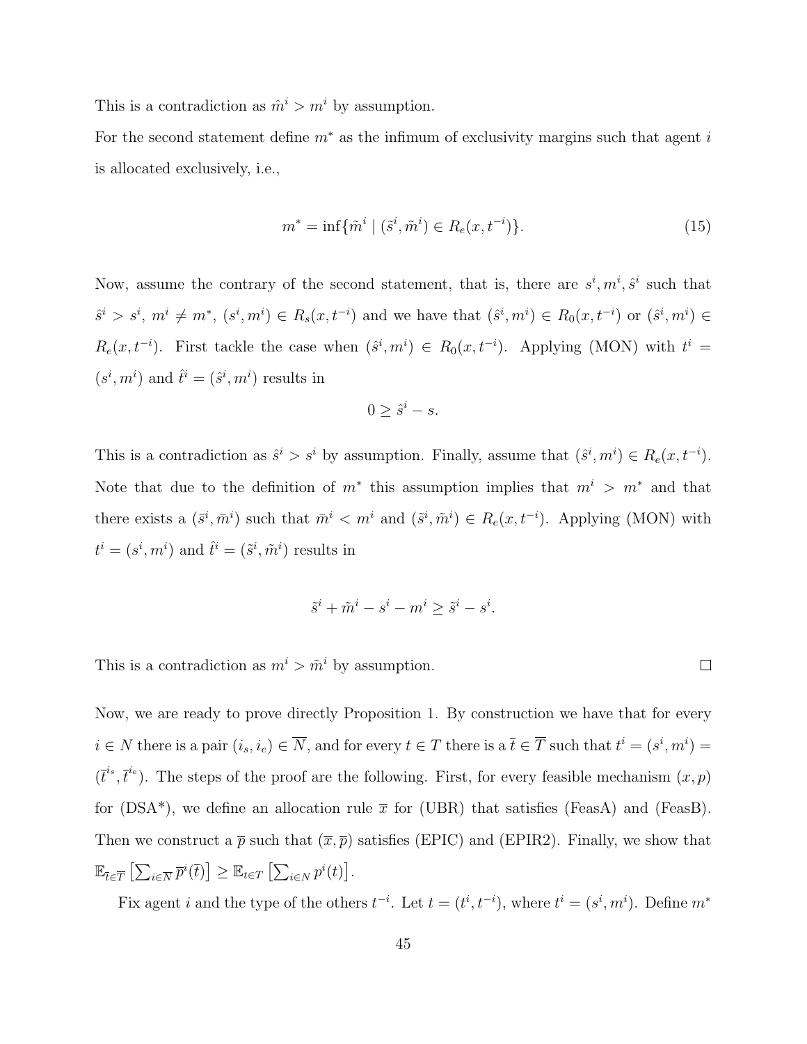This is a contradiction as $\hat{m}^i > m^i$ by assumption.

For the second statement define $m^*$ as the infimum of exclusivity margins such that agent $i$ is allocated exclusively, i.e.,

$$m^* = \inf\{\tilde{m}^i \mid (\tilde{s}^i, \tilde{m}^i) \in R_e(x, t^{-i})\}. \tag{15}$$

Now, assume the contrary of the second statement, that is, there are $s^i, m^i, \hat{s}^i$ such that $\hat{s}^i > s^i$, $m^i \neq m^*$, $(s^i, m^i) \in R_s(x, t^{-i})$ and we have that $(\hat{s}^i, m^i) \in R_0(x, t^{-i})$ or $(\hat{s}^i, m^i) \in R_e(x, t^{-i})$. First tackle the case when $(\hat{s}^i, m^i) \in R_0(x, t^{-i})$. Applying (MON) with $t^i = (s^i, m^i)$ and $\hat{t}^i = (\hat{s}^i, m^i)$ results in

$$0 \geq \hat{s}^i - s.$$

This is a contradiction as $\hat{s}^i > s^i$ by assumption. Finally, assume that $(\hat{s}^i, m^i) \in R_e(x, t^{-i})$. Note that due to the definition of $m^*$ this assumption implies that $m^i > m^*$ and that there exists a $(\bar{s}^i, \bar{m}^i)$ such that $\bar{m}^i < m^i$ and $(\tilde{s}^i, \tilde{m}^i) \in R_e(x, t^{-i})$. Applying (MON) with $t^i = (s^i, m^i)$ and $\hat{t}^i = (\tilde{s}^i, \tilde{m}^i)$ results in

$$\tilde{s}^i + \tilde{m}^i - s^i - m^i \geq \tilde{s}^i - s^i.$$

This is a contradiction as $m^i > \tilde{m}^i$ by assumption. $\square$

Now, we are ready to prove directly Proposition 1. By construction we have that for every $i \in N$ there is a pair $(i_s, i_e) \in \overline{N}$, and for every $t \in T$ there is a $\bar{t} \in \overline{T}$ such that $t^i = (s^i, m^i) = (\bar{t}^{i_s}, \bar{t}^{i_e})$. The steps of the proof are the following. First, for every feasible mechanism $(x, p)$ for (DSA*), we define an allocation rule $\bar{x}$ for (UBR) that satisfies (FeasA) and (FeasB). Then we construct a $\bar{p}$ such that $(\bar{x}, \bar{p})$ satisfies (EPIC) and (EPIR2). Finally, we show that $\mathbb{E}_{\bar{t} \in \overline{T}}\left[\sum_{i \in \overline{N}} \bar{p}^i(\bar{t})\right] \geq \mathbb{E}_{t \in T}\left[\sum_{i \in N} p^i(t)\right]$.

Fix agent $i$ and the type of the others $t^{-i}$. Let $t = (t^i, t^{-i})$, where $t^i = (s^i, m^i)$. Define $m^*$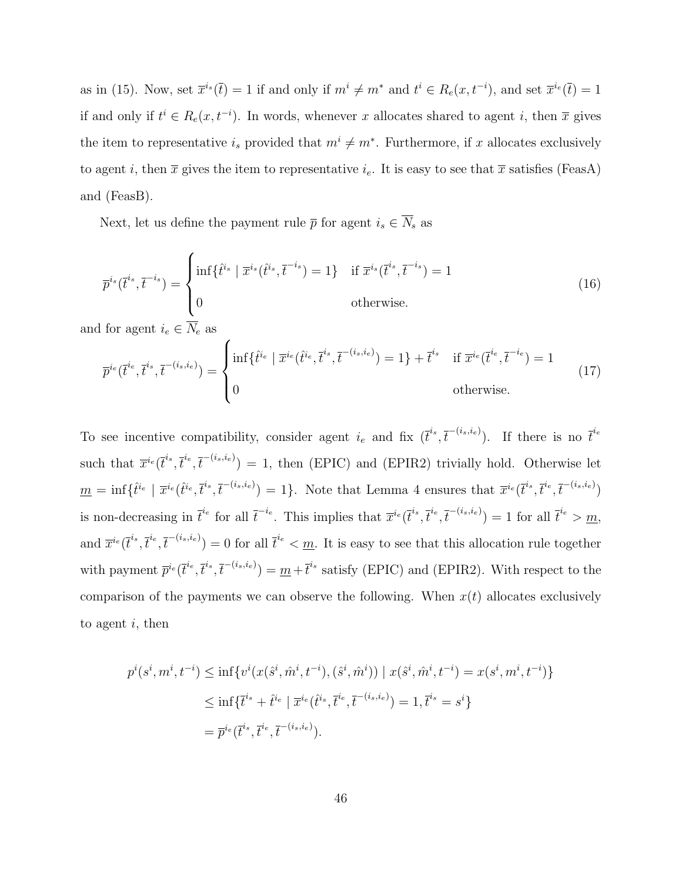as in (15). Now, set $\overline{x}^{i_s}(\overline{t}) = 1$ if and only if $m^i \neq m^*$ and $t^i \in R_e(x, t^{-i})$, and set $\overline{x}^{i_e}(\overline{t}) = 1$ if and only if $t^i \in R_e(x, t^{-i})$. In words, whenever $x$ allocates shared to agent $i$, then $\overline{x}$ gives the item to representative $i_s$ provided that $m^i \neq m^*$. Furthermore, if $x$ allocates exclusively to agent $i$, then $\overline{x}$ gives the item to representative $i_e$. It is easy to see that $\overline{x}$ satisfies (FeasA) and (FeasB).

Next, let us define the payment rule $\overline{p}$ for agent $i_s \in \overline{N}_s$ as

$$\overline{p}^{i_s}(\overline{t}^{i_s}, \overline{t}^{-i_s}) = \begin{cases} \inf\{\hat{t}^{i_s} \mid \overline{x}^{i_s}(\hat{t}^{i_s}, \overline{t}^{-i_s}) = 1\} & \text{if } \overline{x}^{i_s}(\overline{t}^{i_s}, \overline{t}^{-i_s}) = 1 \\ 0 & \text{otherwise.} \end{cases} \tag{16}$$

and for agent $i_e \in \overline{N}_e$ as

$$\overline{p}^{i_e}(\overline{t}^{i_e}, \overline{t}^{i_s}, \overline{t}^{-(i_s,i_e)}) = \begin{cases} \inf\{\hat{t}^{i_e} \mid \overline{x}^{i_e}(\hat{t}^{i_e}, \overline{t}^{i_s}, \overline{t}^{-(i_s,i_e)}) = 1\} + \overline{t}^{i_s} & \text{if } \overline{x}^{i_e}(\overline{t}^{i_e}, \overline{t}^{-i_e}) = 1 \\ 0 & \text{otherwise.} \end{cases} \tag{17}$$

To see incentive compatibility, consider agent $i_e$ and fix $(\overline{t}^{i_s}, \overline{t}^{-(i_s,i_e)})$. If there is no $\overline{t}^{i_e}$ such that $\overline{x}^{i_e}(\overline{t}^{i_s}, \overline{t}^{i_e}, \overline{t}^{-(i_s,i_e)}) = 1$, then (EPIC) and (EPIR2) trivially hold. Otherwise let $\underline{m} = \inf\{\hat{t}^{i_e} \mid \overline{x}^{i_e}(\hat{t}^{i_e}, \overline{t}^{i_s}, \overline{t}^{-(i_s,i_e)}) = 1\}$. Note that Lemma 4 ensures that $\overline{x}^{i_e}(\overline{t}^{i_s}, \overline{t}^{i_e}, \overline{t}^{-(i_s,i_e)})$ is non-decreasing in $\overline{t}^{i_e}$ for all $\overline{t}^{-i_e}$. This implies that $\overline{x}^{i_e}(\overline{t}^{i_s}, \overline{t}^{i_e}, \overline{t}^{-(i_s,i_e)}) = 1$ for all $\overline{t}^{i_e} > \underline{m}$, and $\overline{x}^{i_e}(\overline{t}^{i_s}, \overline{t}^{i_e}, \overline{t}^{-(i_s,i_e)}) = 0$ for all $\overline{t}^{i_e} < \underline{m}$. It is easy to see that this allocation rule together with payment $\overline{p}^{i_e}(\overline{t}^{i_e}, \overline{t}^{i_s}, \overline{t}^{-(i_s,i_e)}) = \underline{m} + \overline{t}^{i_s}$ satisfy (EPIC) and (EPIR2). With respect to the comparison of the payments we can observe the following. When $x(t)$ allocates exclusively to agent $i$, then

$$\begin{aligned} p^i(s^i, m^i, t^{-i}) &\leq \inf\{v^i(x(\hat{s}^i, \hat{m}^i, t^{-i}), (\hat{s}^i, \hat{m}^i)) \mid x(\hat{s}^i, \hat{m}^i, t^{-i}) = x(s^i, m^i, t^{-i})\} \\ &\leq \inf\{\overline{t}^{i_s} + \hat{t}^{i_e} \mid \overline{x}^{i_e}(\hat{t}^{i_s}, \overline{t}^{i_e}, \overline{t}^{-(i_s,i_e)}) = 1, \overline{t}^{i_s} = s^i\} \\ &= \overline{p}^{i_e}(\overline{t}^{i_s}, \overline{t}^{i_e}, \overline{t}^{-(i_s,i_e)}). \end{aligned}$$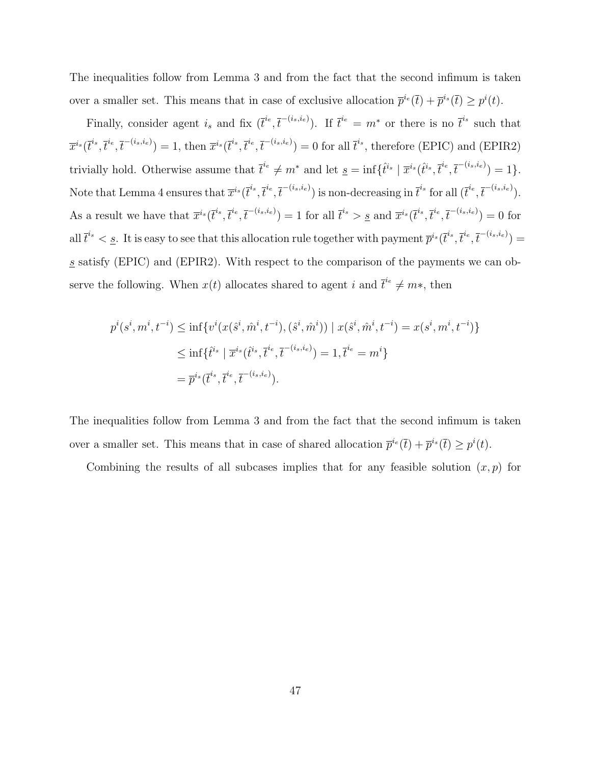The inequalities follow from Lemma 3 and from the fact that the second infimum is taken over a smaller set. This means that in case of exclusive allocation $\overline{p}^{i_e}(\overline{t}) + \overline{p}^{i_s}(\overline{t}) \geq p^i(t)$.

Finally, consider agent $i_s$ and fix $(\overline{t}^{i_e}, \overline{t}^{-(i_s,i_e)})$. If $\overline{t}^{i_e} = m^*$ or there is no $\overline{t}^{i_s}$ such that $\overline{x}^{i_s}(\overline{t}^{i_s}, \overline{t}^{i_e}, \overline{t}^{-(i_s,i_e)}) = 1$, then $\overline{x}^{i_s}(\overline{t}^{i_s}, \overline{t}^{i_e}, \overline{t}^{-(i_s,i_e)}) = 0$ for all $\overline{t}^{i_s}$, therefore (EPIC) and (EPIR2) trivially hold. Otherwise assume that $\overline{t}^{i_e} \neq m^*$ and let $\underline{s} = \inf\{\hat{t}^{i_s} \mid \overline{x}^{i_s}(\hat{t}^{i_s}, \overline{t}^{i_e}, \overline{t}^{-(i_s,i_e)}) = 1\}$. Note that Lemma 4 ensures that $\overline{x}^{i_s}(\overline{t}^{i_s}, \overline{t}^{i_e}, \overline{t}^{-(i_s,i_e)})$ is non-decreasing in $\overline{t}^{i_s}$ for all $(\overline{t}^{i_e}, \overline{t}^{-(i_s,i_e)})$. As a result we have that $\overline{x}^{i_s}(\overline{t}^{i_s}, \overline{t}^{i_e}, \overline{t}^{-(i_s,i_e)}) = 1$ for all $\overline{t}^{i_s} > \underline{s}$ and $\overline{x}^{i_s}(\overline{t}^{i_s}, \overline{t}^{i_e}, \overline{t}^{-(i_s,i_e)}) = 0$ for all $\overline{t}^{i_s} < \underline{s}$. It is easy to see that this allocation rule together with payment $\overline{p}^{i_s}(\overline{t}^{i_s}, \overline{t}^{i_e}, \overline{t}^{-(i_s,i_e)}) = \underline{s}$ satisfy (EPIC) and (EPIR2). With respect to the comparison of the payments we can observe the following. When $x(t)$ allocates shared to agent $i$ and $\overline{t}^{i_e} \neq m*$, then

$$
\begin{aligned}
p^i(s^i, m^i, t^{-i}) &\leq \inf\{v^i(x(\hat{s}^i, \hat{m}^i, t^{-i}), (\hat{s}^i, \hat{m}^i)) \mid x(\hat{s}^i, \hat{m}^i, t^{-i}) = x(s^i, m^i, t^{-i})\} \\
&\leq \inf\{\hat{t}^{i_s} \mid \overline{x}^{i_s}(\hat{t}^{i_s}, \overline{t}^{i_e}, \overline{t}^{-(i_s,i_e)}) = 1, \overline{t}^{i_e} = m^i\} \\
&= \overline{p}^{i_s}(\overline{t}^{i_s}, \overline{t}^{i_e}, \overline{t}^{-(i_s,i_e)}).
\end{aligned}
$$

The inequalities follow from Lemma 3 and from the fact that the second infimum is taken over a smaller set. This means that in case of shared allocation $\overline{p}^{i_e}(\overline{t}) + \overline{p}^{i_s}(\overline{t}) \geq p^i(t)$.

Combining the results of all subcases implies that for any feasible solution $(x, p)$ for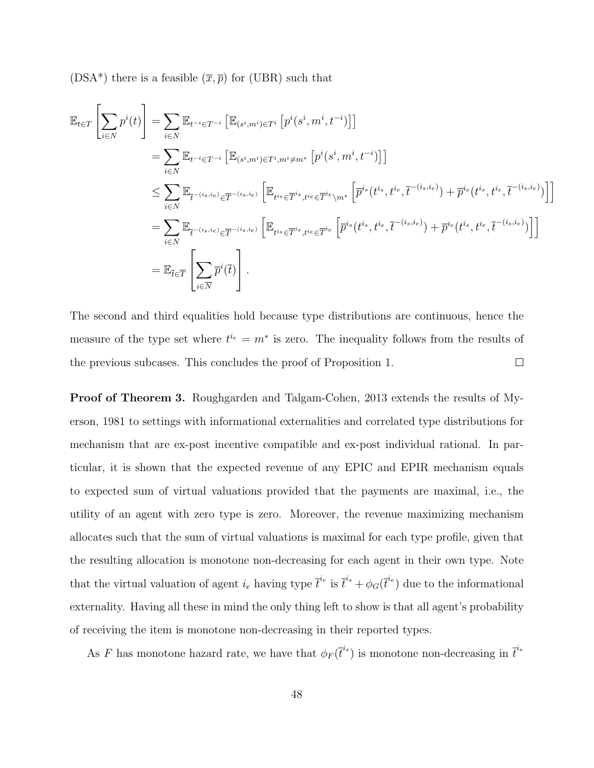(DSA*) there is a feasible $(\overline{x}, \overline{p})$ for (UBR) such that

$$
\begin{aligned}
\mathbb{E}_{t\in T}\left[\sum_{i\in N} p^i(t)\right] &= \sum_{i\in N} \mathbb{E}_{t^{-i}\in T^{-i}}\left[\mathbb{E}_{(s^i,m^i)\in T^i}\left[p^i(s^i,m^i,t^{-i})\right]\right] \\
&= \sum_{i\in N} \mathbb{E}_{t^{-i}\in T^{-i}}\left[\mathbb{E}_{(s^i,m^i)\in T^i, m^i\neq m^*}\left[p^i(s^i,m^i,t^{-i})\right]\right] \\
&\leq \sum_{i\in N} \mathbb{E}_{\overline{t}^{-(i_s,i_e)}\in\overline{T}^{-(i_s,i_e)}}\left[\mathbb{E}_{t^{i_s}\in\overline{T}^{i_s}, t^{i_e}\in\overline{T}^{i_e}\setminus m^*}\left[\overline{p}^{i_s}(t^{i_s},t^{i_e},\overline{t}^{-(i_s,i_e)}) + \overline{p}^{i_e}(t^{i_s},t^{i_e},\overline{t}^{-(i_s,i_e)})\right]\right] \\
&= \sum_{i\in N} \mathbb{E}_{\overline{t}^{-(i_s,i_e)}\in\overline{T}^{-(i_s,i_e)}}\left[\mathbb{E}_{t^{i_s}\in\overline{T}^{i_s}, t^{i_e}\in\overline{T}^{i_e}}\left[\overline{p}^{i_s}(t^{i_s},t^{i_e},\overline{t}^{-(i_s,i_e)}) + \overline{p}^{i_e}(t^{i_s},t^{i_e},\overline{t}^{-(i_s,i_e)})\right]\right] \\
&= \mathbb{E}_{\overline{t}\in\overline{T}}\left[\sum_{i\in\overline{N}} \overline{p}^i(\overline{t})\right].
\end{aligned}
$$

The second and third equalities hold because type distributions are continuous, hence the measure of the type set where $t^{i_e} = m^*$ is zero. The inequality follows from the results of the previous subcases. This concludes the proof of Proposition 1. $\square$

**Proof of Theorem 3.** Roughgarden and Talgam-Cohen, 2013 extends the results of Myerson, 1981 to settings with informational externalities and correlated type distributions for mechanism that are ex-post incentive compatible and ex-post individual rational. In particular, it is shown that the expected revenue of any EPIC and EPIR mechanism equals to expected sum of virtual valuations provided that the payments are maximal, i.e., the utility of an agent with zero type is zero. Moreover, the revenue maximizing mechanism allocates such that the sum of virtual valuations is maximal for each type profile, given that the resulting allocation is monotone non-decreasing for each agent in their own type. Note that the virtual valuation of agent $i_e$ having type $\overline{t}^{i_e}$ is $\overline{t}^{i_s} + \phi_G(\overline{t}^{i_e})$ due to the informational externality. Having all these in mind the only thing left to show is that all agent's probability of receiving the item is monotone non-decreasing in their reported types.

As $F$ has monotone hazard rate, we have that $\phi_F(\overline{t}^{i_s})$ is monotone non-decreasing in $\overline{t}^{i_s}$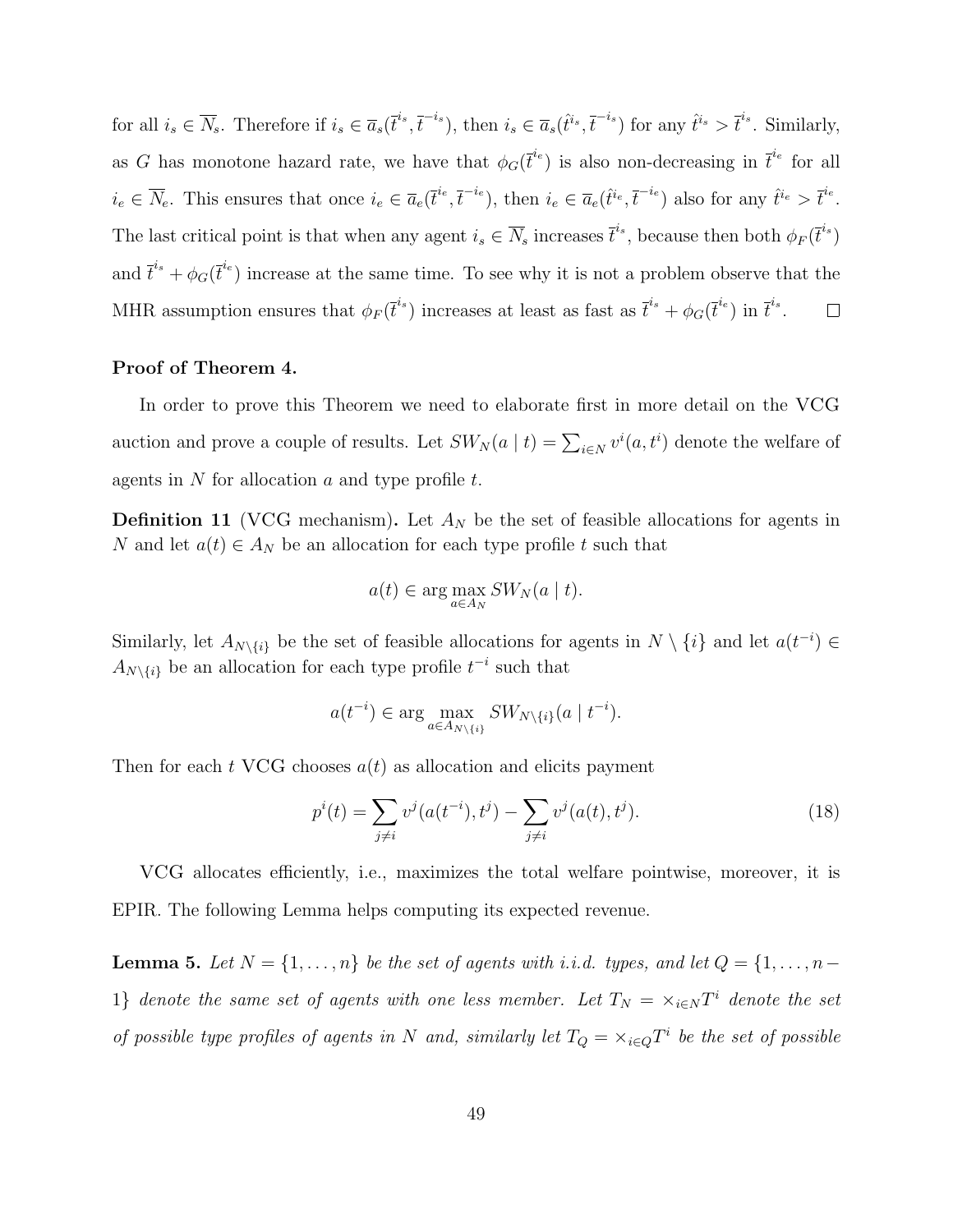for all $i_s \in \overline{N}_s$. Therefore if $i_s \in \overline{a}_s(\overline{t}^{i_s}, \overline{t}^{-i_s})$, then $i_s \in \overline{a}_s(\hat{t}^{i_s}, \overline{t}^{-i_s})$ for any $\hat{t}^{i_s} > \overline{t}^{i_s}$. Similarly, as $G$ has monotone hazard rate, we have that $\phi_G(\overline{t}^{i_e})$ is also non-decreasing in $\overline{t}^{i_e}$ for all $i_e \in \overline{N}_e$. This ensures that once $i_e \in \overline{a}_e(\overline{t}^{i_e}, \overline{t}^{-i_e})$, then $i_e \in \overline{a}_e(\hat{t}^{i_e}, \overline{t}^{-i_e})$ also for any $\hat{t}^{i_e} > \overline{t}^{i_e}$. The last critical point is that when any agent $i_s \in \overline{N}_s$ increases $\overline{t}^{i_s}$, because then both $\phi_F(\overline{t}^{i_s})$ and $\overline{t}^{i_s} + \phi_G(\overline{t}^{i_e})$ increase at the same time. To see why it is not a problem observe that the MHR assumption ensures that $\phi_F(\overline{t}^{i_s})$ increases at least as fast as $\overline{t}^{i_s} + \phi_G(\overline{t}^{i_e})$ in $\overline{t}^{i_s}$. $\square$

**Proof of Theorem 4.**

In order to prove this Theorem we need to elaborate first in more detail on the VCG auction and prove a couple of results. Let $SW_N(a \mid t) = \sum_{i \in N} v^i(a, t^i)$ denote the welfare of agents in $N$ for allocation $a$ and type profile $t$.

**Definition 11** (VCG mechanism)**.** Let $A_N$ be the set of feasible allocations for agents in $N$ and let $a(t) \in A_N$ be an allocation for each type profile $t$ such that

$$a(t) \in \arg\max_{a \in A_N} SW_N(a \mid t).$$

Similarly, let $A_{N\setminus\{i\}}$ be the set of feasible allocations for agents in $N \setminus \{i\}$ and let $a(t^{-i}) \in A_{N\setminus\{i\}}$ be an allocation for each type profile $t^{-i}$ such that

$$a(t^{-i}) \in \arg\max_{a \in A_{N\setminus\{i\}}} SW_{N\setminus\{i\}}(a \mid t^{-i}).$$

Then for each $t$ VCG chooses $a(t)$ as allocation and elicits payment

$$p^i(t) = \sum_{j \neq i} v^j(a(t^{-i}), t^j) - \sum_{j \neq i} v^j(a(t), t^j). \tag{18}$$

VCG allocates efficiently, i.e., maximizes the total welfare pointwise, moreover, it is EPIR. The following Lemma helps computing its expected revenue.

**Lemma 5.** *Let $N = \{1, \ldots, n\}$ be the set of agents with i.i.d. types, and let $Q = \{1, \ldots, n-1\}$ denote the same set of agents with one less member. Let $T_N = \times_{i \in N} T^i$ denote the set of possible type profiles of agents in $N$ and, similarly let $T_Q = \times_{i \in Q} T^i$ be the set of possible*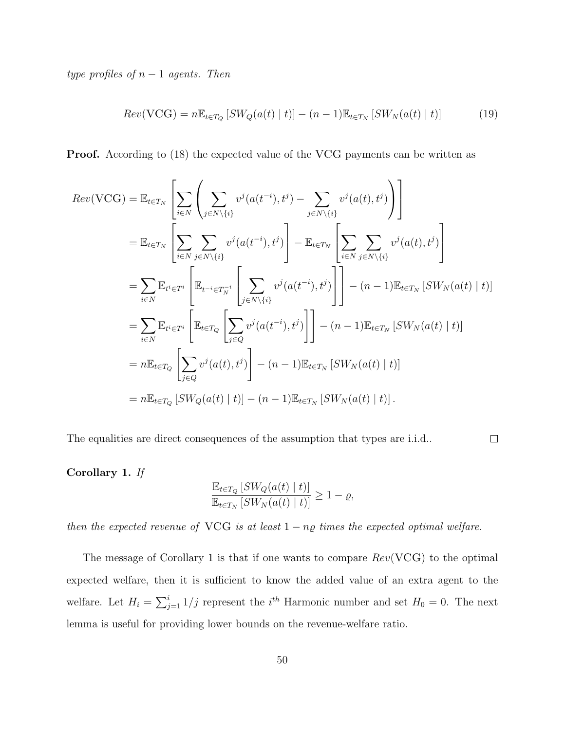*type profiles of $n-1$ agents. Then*

$$Rev(\text{VCG}) = n\mathbb{E}_{t \in T_Q}\left[SW_Q(a(t) \mid t)\right] - (n-1)\mathbb{E}_{t \in T_N}\left[SW_N(a(t) \mid t)\right] \tag{19}$$

**Proof.** According to (18) the expected value of the VCG payments can be written as

$$\begin{aligned}
Rev(\text{VCG}) &= \mathbb{E}_{t \in T_N}\left[\sum_{i \in N}\left(\sum_{j \in N \setminus \{i\}} v^j(a(t^{-i}), t^j) - \sum_{j \in N \setminus \{i\}} v^j(a(t), t^j)\right)\right] \\
&= \mathbb{E}_{t \in T_N}\left[\sum_{i \in N}\sum_{j \in N \setminus \{i\}} v^j(a(t^{-i}), t^j)\right] - \mathbb{E}_{t \in T_N}\left[\sum_{i \in N}\sum_{j \in N \setminus \{i\}} v^j(a(t), t^j)\right] \\
&= \sum_{i \in N} \mathbb{E}_{t^i \in T^i}\left[\mathbb{E}_{t^{-i} \in T_N^{-i}}\left[\sum_{j \in N \setminus \{i\}} v^j(a(t^{-i}), t^j)\right]\right] - (n-1)\mathbb{E}_{t \in T_N}\left[SW_N(a(t) \mid t)\right] \\
&= \sum_{i \in N} \mathbb{E}_{t^i \in T^i}\left[\mathbb{E}_{t \in T_Q}\left[\sum_{j \in Q} v^j(a(t^{-i}), t^j)\right]\right] - (n-1)\mathbb{E}_{t \in T_N}\left[SW_N(a(t) \mid t)\right] \\
&= n\mathbb{E}_{t \in T_Q}\left[\sum_{j \in Q} v^j(a(t), t^j)\right] - (n-1)\mathbb{E}_{t \in T_N}\left[SW_N(a(t) \mid t)\right] \\
&= n\mathbb{E}_{t \in T_Q}\left[SW_Q(a(t) \mid t)\right] - (n-1)\mathbb{E}_{t \in T_N}\left[SW_N(a(t) \mid t)\right].
\end{aligned}$$

The equalities are direct consequences of the assumption that types are i.i.d.. $\square$

**Corollary 1.** *If*

$$\frac{\mathbb{E}_{t \in T_Q}\left[SW_Q(a(t) \mid t)\right]}{\mathbb{E}_{t \in T_N}\left[SW_N(a(t) \mid t)\right]} \geq 1 - \varrho,$$

*then the expected revenue of* VCG *is at least $1 - n\varrho$ times the expected optimal welfare.*

The message of Corollary 1 is that if one wants to compare $Rev(\text{VCG})$ to the optimal expected welfare, then it is sufficient to know the added value of an extra agent to the welfare. Let $H_i = \sum_{j=1}^{i} 1/j$ represent the $i^{th}$ Harmonic number and set $H_0 = 0$. The next lemma is useful for providing lower bounds on the revenue-welfare ratio.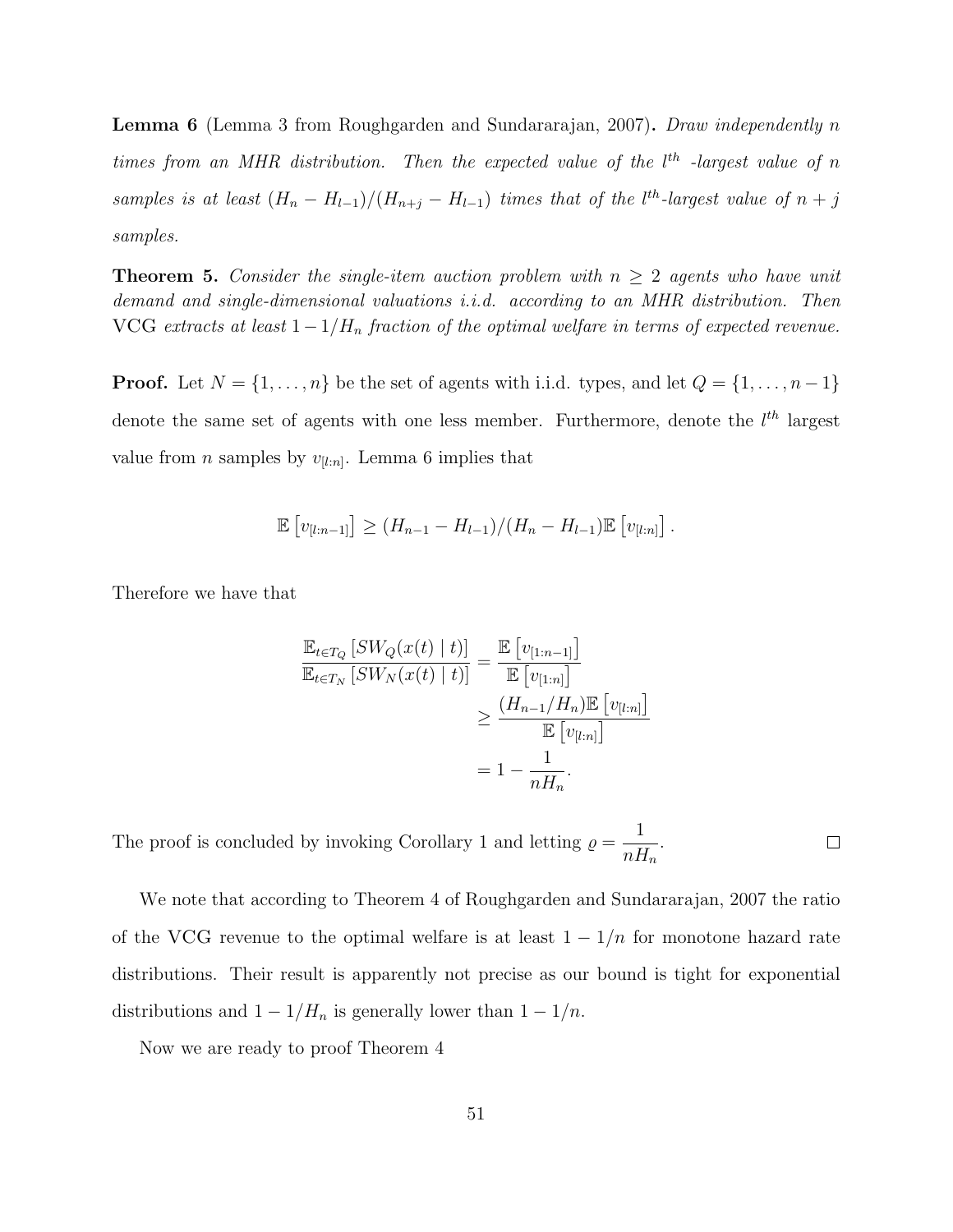**Lemma 6** (Lemma 3 from Roughgarden and Sundararajan, 2007)**.** *Draw independently $n$ times from an MHR distribution. Then the expected value of the $l^{th}$ -largest value of $n$ samples is at least $(H_n - H_{l-1})/(H_{n+j} - H_{l-1})$ times that of the $l^{th}$-largest value of $n + j$ samples.*

**Theorem 5.** *Consider the single-item auction problem with $n \geq 2$ agents who have unit demand and single-dimensional valuations i.i.d. according to an MHR distribution. Then* VCG *extracts at least $1 - 1/H_n$ fraction of the optimal welfare in terms of expected revenue.*

**Proof.** Let $N = \{1, \ldots, n\}$ be the set of agents with i.i.d. types, and let $Q = \{1, \ldots, n-1\}$ denote the same set of agents with one less member. Furthermore, denote the $l^{th}$ largest value from $n$ samples by $v_{[l:n]}$. Lemma 6 implies that

$$\mathbb{E}\left[v_{[l:n-1]}\right] \geq (H_{n-1} - H_{l-1})/(H_n - H_{l-1})\mathbb{E}\left[v_{[l:n]}\right].$$

Therefore we have that

$$\begin{aligned}
\frac{\mathbb{E}_{t \in T_Q}\left[SW_Q(x(t) \mid t)\right]}{\mathbb{E}_{t \in T_N}\left[SW_N(x(t) \mid t)\right]} &= \frac{\mathbb{E}\left[v_{[1:n-1]}\right]}{\mathbb{E}\left[v_{[1:n]}\right]} \\
&\geq \frac{(H_{n-1}/H_n)\mathbb{E}\left[v_{[l:n]}\right]}{\mathbb{E}\left[v_{[l:n]}\right]} \\
&= 1 - \frac{1}{nH_n}.
\end{aligned}$$

The proof is concluded by invoking Corollary 1 and letting $\varrho = \dfrac{1}{nH_n}$. $\square$

We note that according to Theorem 4 of Roughgarden and Sundararajan, 2007 the ratio of the VCG revenue to the optimal welfare is at least $1 - 1/n$ for monotone hazard rate distributions. Their result is apparently not precise as our bound is tight for exponential distributions and $1 - 1/H_n$ is generally lower than $1 - 1/n$.

Now we are ready to proof Theorem 4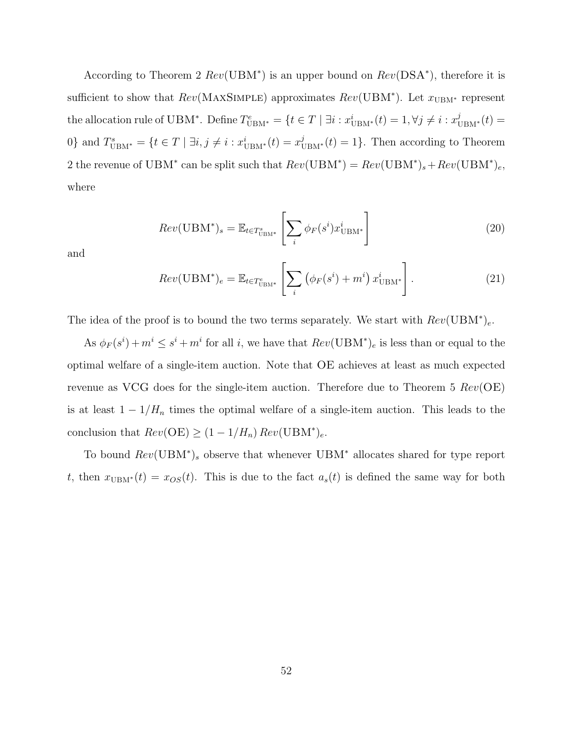According to Theorem 2 $Rev(\text{UBM}^*)$ is an upper bound on $Rev(\text{DSA}^*)$, therefore it is sufficient to show that $Rev(\text{MaxSimple})$ approximates $Rev(\text{UBM}^*)$. Let $x_{\text{UBM}^*}$ represent the allocation rule of UBM*. Define $T^e_{\text{UBM}^*} = \{t \in T \mid \exists i : x^i_{\text{UBM}^*}(t) = 1, \forall j \neq i : x^j_{\text{UBM}^*}(t) = 0\}$ and $T^s_{\text{UBM}^*} = \{t \in T \mid \exists i, j \neq i : x^i_{\text{UBM}^*}(t) = x^j_{\text{UBM}^*}(t) = 1\}$. Then according to Theorem 2 the revenue of UBM* can be split such that $Rev(\text{UBM}^*) = Rev(\text{UBM}^*)_s + Rev(\text{UBM}^*)_e$, where

$$Rev(\text{UBM}^*)_s = \mathbb{E}_{t \in T^s_{\text{UBM}^*}} \left[ \sum_i \phi_F(s^i) x^i_{\text{UBM}^*} \right] \tag{20}$$

and

$$Rev(\text{UBM}^*)_e = \mathbb{E}_{t \in T^e_{\text{UBM}^*}} \left[ \sum_i \left( \phi_F(s^i) + m^i \right) x^i_{\text{UBM}^*} \right]. \tag{21}$$

The idea of the proof is to bound the two terms separately. We start with $Rev(\text{UBM}^*)_e$.

As $\phi_F(s^i) + m^i \leq s^i + m^i$ for all $i$, we have that $Rev(\text{UBM}^*)_e$ is less than or equal to the optimal welfare of a single-item auction. Note that OE achieves at least as much expected revenue as VCG does for the single-item auction. Therefore due to Theorem 5 $Rev(\text{OE})$ is at least $1 - 1/H_n$ times the optimal welfare of a single-item auction. This leads to the conclusion that $Rev(\text{OE}) \geq (1 - 1/H_n) \, Rev(\text{UBM}^*)_e$.

To bound $Rev(\text{UBM}^*)_s$ observe that whenever UBM* allocates shared for type report $t$, then $x_{\text{UBM}^*}(t) = x_{OS}(t)$. This is due to the fact $a_s(t)$ is defined the same way for both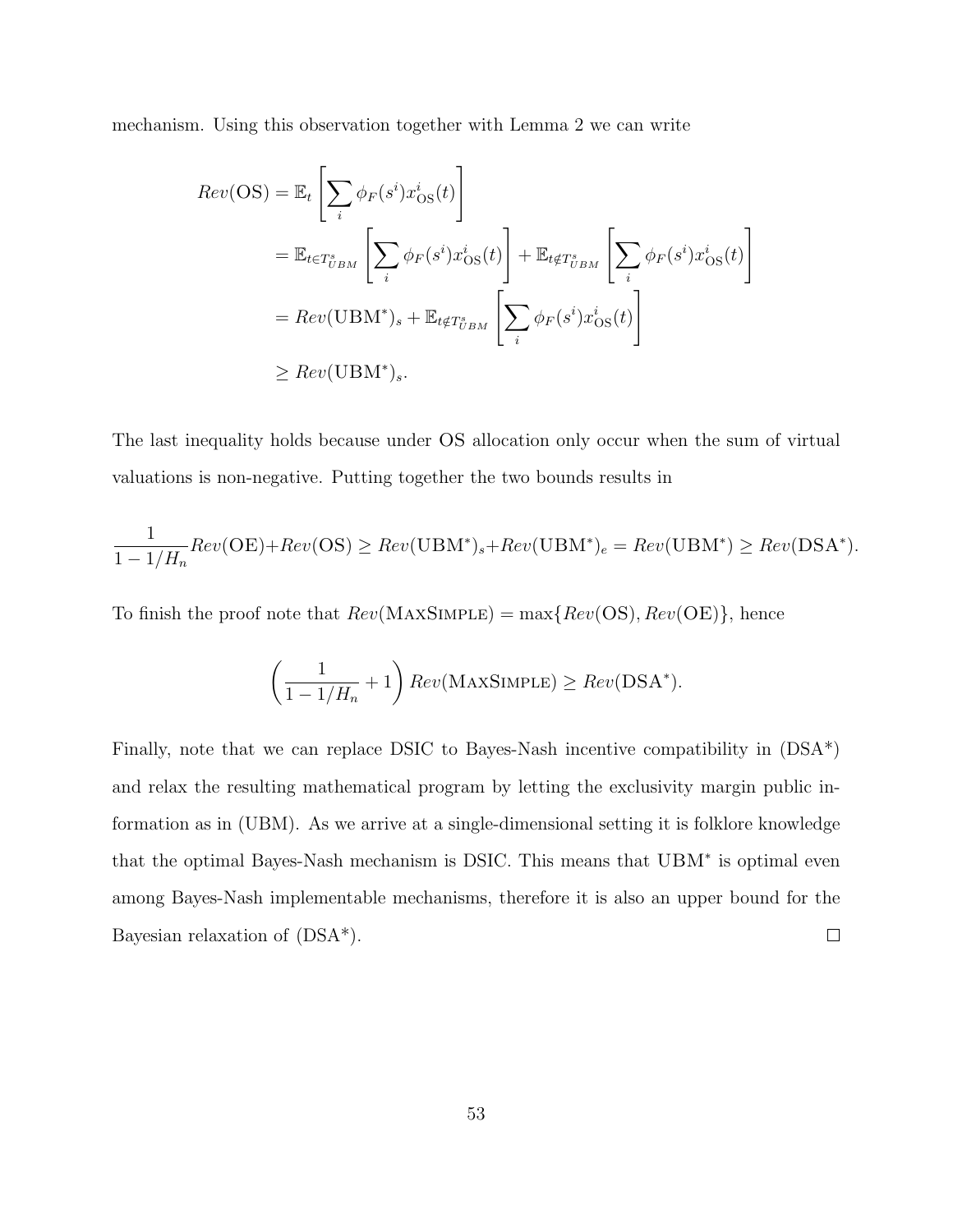mechanism. Using this observation together with Lemma 2 we can write

$$
\begin{aligned}
Rev(\text{OS}) &= \mathbb{E}_t\left[\sum_i \phi_F(s^i)x^i_{\text{OS}}(t)\right] \\
&= \mathbb{E}_{t\in T^s_{UBM}}\left[\sum_i \phi_F(s^i)x^i_{\text{OS}}(t)\right] + \mathbb{E}_{t\notin T^s_{UBM}}\left[\sum_i \phi_F(s^i)x^i_{\text{OS}}(t)\right] \\
&= Rev(\text{UBM}^*)_s + \mathbb{E}_{t\notin T^s_{UBM}}\left[\sum_i \phi_F(s^i)x^i_{\text{OS}}(t)\right] \\
&\geq Rev(\text{UBM}^*)_s.
\end{aligned}
$$

The last inequality holds because under OS allocation only occur when the sum of virtual valuations is non-negative. Putting together the two bounds results in

$$
\frac{1}{1-1/H_n}Rev(\text{OE}) + Rev(\text{OS}) \geq Rev(\text{UBM}^*)_s + Rev(\text{UBM}^*)_e = Rev(\text{UBM}^*) \geq Rev(\text{DSA}^*).
$$

To finish the proof note that $Rev(\text{MaxSimple}) = \max\{Rev(\text{OS}), Rev(\text{OE})\}$, hence

$$
\left(\frac{1}{1-1/H_n}+1\right) Rev(\text{MaxSimple}) \geq Rev(\text{DSA}^*).
$$

Finally, note that we can replace DSIC to Bayes-Nash incentive compatibility in (DSA*) and relax the resulting mathematical program by letting the exclusivity margin public information as in (UBM). As we arrive at a single-dimensional setting it is folklore knowledge that the optimal Bayes-Nash mechanism is DSIC. This means that $\text{UBM}^*$ is optimal even among Bayes-Nash implementable mechanisms, therefore it is also an upper bound for the Bayesian relaxation of (DSA*). □